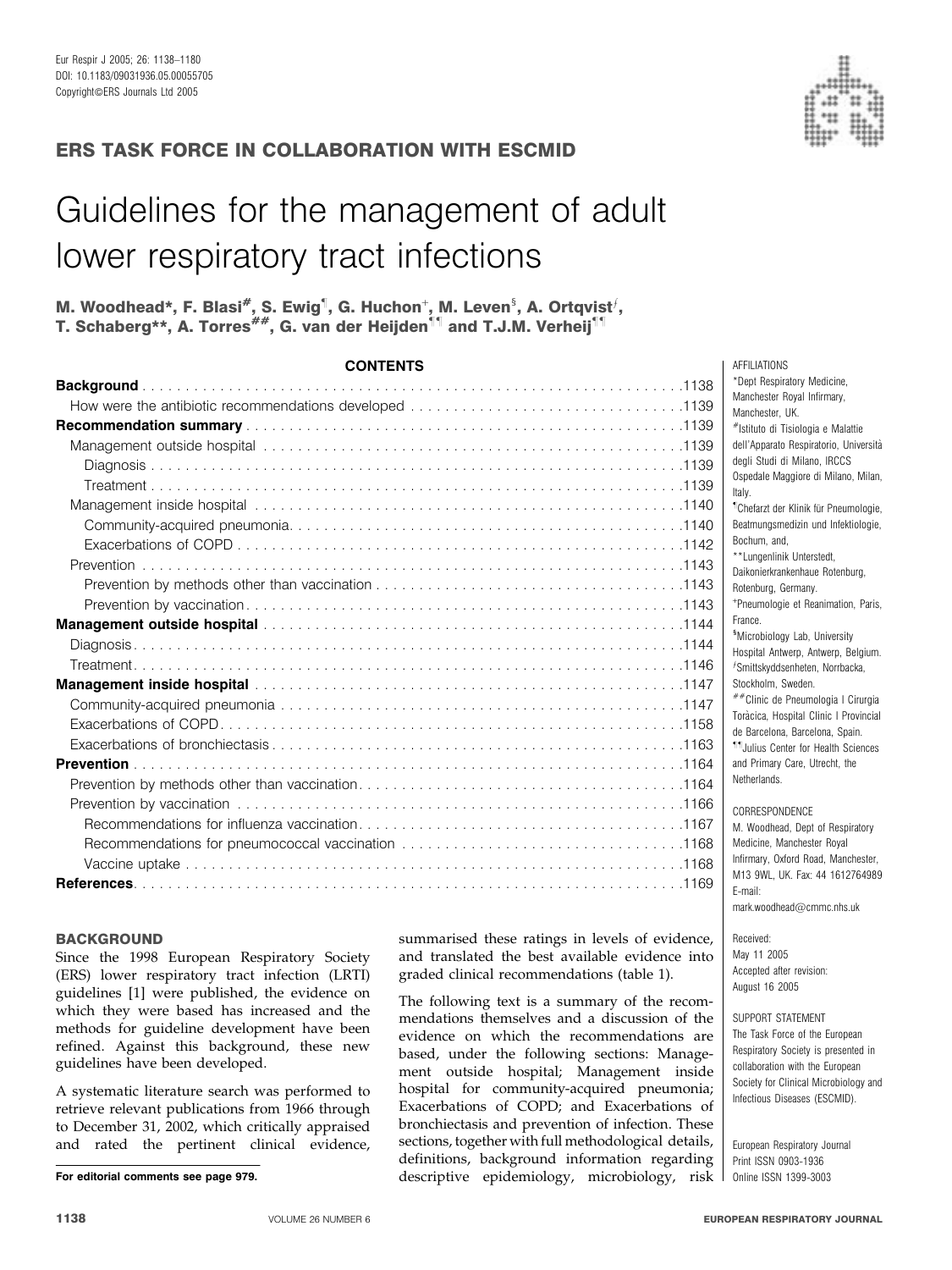Eur Respir J 2005; 26: 1138–1180
DOI: 10.1183/09031936.05.00055705
Copyright©ERS Journals Ltd 2005

**ERS TASK FORCE IN COLLABORATION WITH ESCMID**

# Guidelines for the management of adult lower respiratory tract infections

**M. Woodhead*, F. Blasi[#], S. Ewig[¶], G. Huchon[+], M. Leven[§], A. Ortqvist[ƒ], T. Schaberg**, A. Torres[##], G. van der Heijden[¶¶] and T.J.M. Verheij[¶¶]**

**CONTENTS**

| | |
|---|---|
| **Background** | 1138 |
| How were the antibiotic recommendations developed | 1139 |
| **Recommendation summary** | 1139 |
| Management outside hospital | 1139 |
| Diagnosis | 1139 |
| Treatment | 1139 |
| Management inside hospital | 1140 |
| Community-acquired pneumonia | 1140 |
| Exacerbations of COPD | 1142 |
| Prevention | 1143 |
| Prevention by methods other than vaccination | 1143 |
| Prevention by vaccination | 1143 |
| **Management outside hospital** | 1144 |
| Diagnosis | 1144 |
| Treatment | 1146 |
| **Management inside hospital** | 1147 |
| Community-acquired pneumonia | 1147 |
| Exacerbations of COPD | 1158 |
| Exacerbations of bronchiectasis | 1163 |
| **Prevention** | 1164 |
| Prevention by methods other than vaccination | 1164 |
| Prevention by vaccination | 1166 |
| Recommendations for influenza vaccination | 1167 |
| Recommendations for pneumococcal vaccination | 1168 |
| Vaccine uptake | 1168 |
| **References** | 1169 |

## BACKGROUND

Since the 1998 European Respiratory Society (ERS) lower respiratory tract infection (LRTI) guidelines [1] were published, the evidence on which they were based has increased and the methods for guideline development have been refined. Against this background, these new guidelines have been developed.

A systematic literature search was performed to retrieve relevant publications from 1966 through to December 31, 2002, which critically appraised and rated the pertinent clinical evidence, summarised these ratings in levels of evidence, and translated the best available evidence into graded clinical recommendations (table 1).

The following text is a summary of the recommendations themselves and a discussion of the evidence on which the recommendations are based, under the following sections: Management outside hospital; Management inside hospital for community-acquired pneumonia; Exacerbations of COPD; and Exacerbations of bronchiectasis and prevention of infection. These sections, together with full methodological details, definitions, background information regarding descriptive epidemiology, microbiology, risk

**For editorial comments see page 979.**

AFFILIATIONS

*Dept Respiratory Medicine, Manchester Royal Infirmary, Manchester, UK.

[#]Istituto di Tisiologia e Malattie dell'Apparato Respiratorio, Università degli Studi di Milano, IRCCS Ospedale Maggiore di Milano, Milan, Italy.

[¶]Chefarzt der Klinik für Pneumologie, Beatmungsmedizin und Infektiologie, Bochum, and,

**Lungenlinik Unterstedt, Daikonierkrankenhaue Rotenburg, Rotenburg, Germany.

[+]Pneumologie et Reanimation, Paris, France.

[§]Microbiology Lab, University Hospital Antwerp, Antwerp, Belgium.

[ƒ]Smittskyddsenheten, Norrbacka, Stockholm, Sweden.

[##]Clinic de Pneumologia I Cirurgia Toràcica, Hospital Clinic I Provincial de Barcelona, Barcelona, Spain.

[¶¶]Julius Center for Health Sciences and Primary Care, Utrecht, the Netherlands.

CORRESPONDENCE

M. Woodhead, Dept of Respiratory Medicine, Manchester Royal Infirmary, Oxford Road, Manchester, M13 9WL, UK. Fax: 44 1612764989

E-mail: mark.woodhead@cmmc.nhs.uk

Received: May 11 2005

Accepted after revision: August 16 2005

SUPPORT STATEMENT

The Task Force of the European Respiratory Society is presented in collaboration with the European Society for Clinical Microbiology and Infectious Diseases (ESCMID).

European Respiratory Journal
Print ISSN 0903-1936
Online ISSN 1399-3003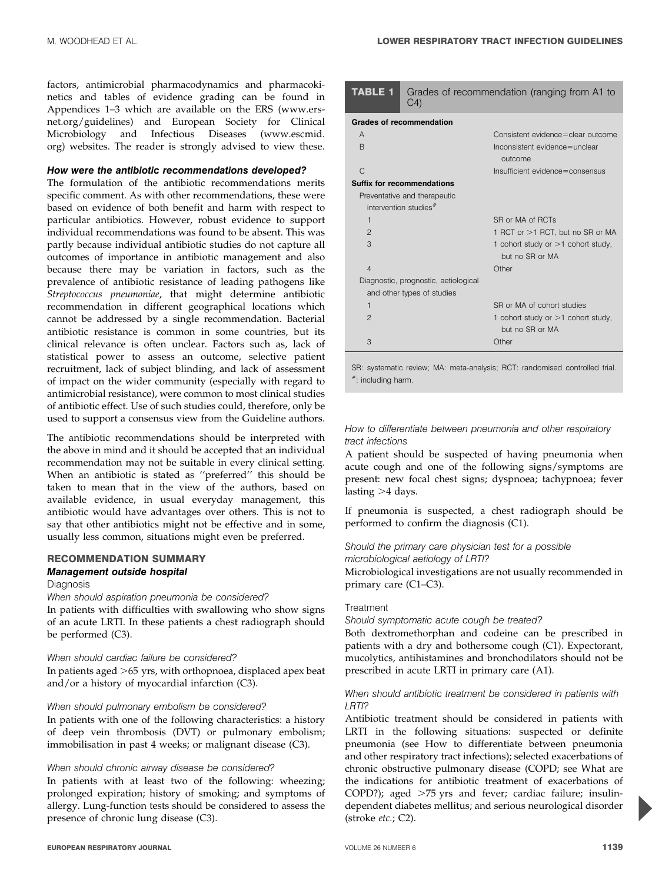factors, antimicrobial pharmacodynamics and pharmacokinetics and tables of evidence grading can be found in Appendices 1–3 which are available on the ERS (www.ersnet.org/guidelines) and European Society for Clinical Microbiology and Infectious Diseases (www.escmid.org) websites. The reader is strongly advised to view these.

### *How were the antibiotic recommendations developed?*

The formulation of the antibiotic recommendations merits specific comment. As with other recommendations, these were based on evidence of both benefit and harm with respect to particular antibiotics. However, robust evidence to support individual recommendations was found to be absent. This was partly because individual antibiotic studies do not capture all outcomes of importance in antibiotic management and also because there may be variation in factors, such as the prevalence of antibiotic resistance of leading pathogens like *Streptococcus pneumoniae*, that might determine antibiotic recommendation in different geographical locations which cannot be addressed by a single recommendation. Bacterial antibiotic resistance is common in some countries, but its clinical relevance is often unclear. Factors such as, lack of statistical power to assess an outcome, selective patient recruitment, lack of subject blinding, and lack of assessment of impact on the wider community (especially with regard to antimicrobial resistance), were common to most clinical studies of antibiotic effect. Use of such studies could, therefore, only be used to support a consensus view from the Guideline authors.

The antibiotic recommendations should be interpreted with the above in mind and it should be accepted that an individual recommendation may not be suitable in every clinical setting. When an antibiotic is stated as ''preferred'' this should be taken to mean that in the view of the authors, based on available evidence, in usual everyday management, this antibiotic would have advantages over others. This is not to say that other antibiotics might not be effective and in some, usually less common, situations might even be preferred.

**TABLE 1** Grades of recommendation (ranging from A1 to C4)

| | |
|---|---|
| **Grades of recommendation** | |
| A | Consistent evidence=clear outcome |
| B | Inconsistent evidence=unclear outcome |
| C | Insufficient evidence=consensus |
| **Suffix for recommendations** | |
| Preventative and therapeutic intervention studies[#] | |
| 1 | SR or MA of RCTs |
| 2 | 1 RCT or >1 RCT, but no SR or MA |
| 3 | 1 cohort study or >1 cohort study, but no SR or MA |
| 4 | Other |
| Diagnostic, prognostic, aetiological and other types of studies | |
| 1 | SR or MA of cohort studies |
| 2 | 1 cohort study or >1 cohort study, but no SR or MA |
| 3 | Other |

SR: systematic review; MA: meta-analysis; RCT: randomised controlled trial. [#]: including harm.

## RECOMMENDATION SUMMARY

### *Management outside hospital*

#### Diagnosis

*When should aspiration pneumonia be considered?*

In patients with difficulties with swallowing who show signs of an acute LRTI. In these patients a chest radiograph should be performed (C3).

*When should cardiac failure be considered?*

In patients aged >65 yrs, with orthopnoea, displaced apex beat and/or a history of myocardial infarction (C3).

*When should pulmonary embolism be considered?*

In patients with one of the following characteristics: a history of deep vein thrombosis (DVT) or pulmonary embolism; immobilisation in past 4 weeks; or malignant disease (C3).

*When should chronic airway disease be considered?*

In patients with at least two of the following: wheezing; prolonged expiration; history of smoking; and symptoms of allergy. Lung-function tests should be considered to assess the presence of chronic lung disease (C3).

*How to differentiate between pneumonia and other respiratory tract infections*

A patient should be suspected of having pneumonia when acute cough and one of the following signs/symptoms are present: new focal chest signs; dyspnoea; tachypnoea; fever lasting >4 days.

If pneumonia is suspected, a chest radiograph should be performed to confirm the diagnosis (C1).

*Should the primary care physician test for a possible microbiological aetiology of LRTI?*

Microbiological investigations are not usually recommended in primary care (C1–C3).

#### Treatment

*Should symptomatic acute cough be treated?*

Both dextromethorphan and codeine can be prescribed in patients with a dry and bothersome cough (C1). Expectorant, mucolytics, antihistamines and bronchodilators should not be prescribed in acute LRTI in primary care (A1).

*When should antibiotic treatment be considered in patients with LRTI?*

Antibiotic treatment should be considered in patients with LRTI in the following situations: suspected or definite pneumonia (see How to differentiate between pneumonia and other respiratory tract infections); selected exacerbations of chronic obstructive pulmonary disease (COPD; see What are the indications for antibiotic treatment of exacerbations of COPD?); aged >75 yrs and fever; cardiac failure; insulin-dependent diabetes mellitus; and serious neurological disorder (stroke *etc.*; C2).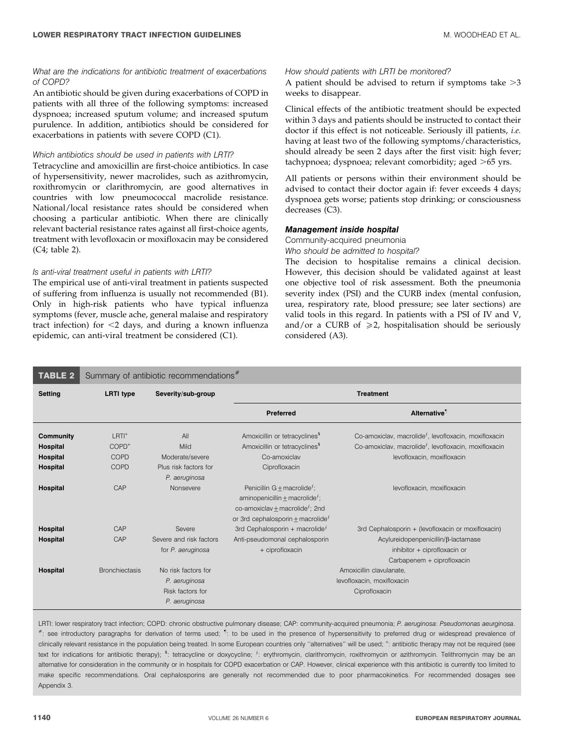*What are the indications for antibiotic treatment of exacerbations of COPD?*

An antibiotic should be given during exacerbations of COPD in patients with all three of the following symptoms: increased dyspnoea; increased sputum volume; and increased sputum purulence. In addition, antibiotics should be considered for exacerbations in patients with severe COPD (C1).

*Which antibiotics should be used in patients with LRTI?*

Tetracycline and amoxicillin are first-choice antibiotics. In case of hypersensitivity, newer macrolides, such as azithromycin, roxithromycin or clarithromycin, are good alternatives in countries with low pneumococcal macrolide resistance. National/local resistance rates should be considered when choosing a particular antibiotic. When there are clinically relevant bacterial resistance rates against all first-choice agents, treatment with levofloxacin or moxifloxacin may be considered (C4; table 2).

*Is anti-viral treatment useful in patients with LRTI?*

The empirical use of anti-viral treatment in patients suspected of suffering from influenza is usually not recommended (B1). Only in high-risk patients who have typical influenza symptoms (fever, muscle ache, general malaise and respiratory tract infection) for <2 days, and during a known influenza epidemic, can anti-viral treatment be considered (C1).

*How should patients with LRTI be monitored?*

A patient should be advised to return if symptoms take >3 weeks to disappear.

Clinical effects of the antibiotic treatment should be expected within 3 days and patients should be instructed to contact their doctor if this effect is not noticeable. Seriously ill patients, *i.e.* having at least two of the following symptoms/characteristics, should already be seen 2 days after the first visit: high fever; tachypnoea; dyspnoea; relevant comorbidity; aged >65 yrs.

All patients or persons within their environment should be advised to contact their doctor again if: fever exceeds 4 days; dyspnoea gets worse; patients stop drinking; or consciousness decreases (C3).

### Management inside hospital

Community-acquired pneumonia

*Who should be admitted to hospital?*

The decision to hospitalise remains a clinical decision. However, this decision should be validated against at least one objective tool of risk assessment. Both the pneumonia severity index (PSI) and the CURB index (mental confusion, urea, respiratory rate, blood pressure; see later sections) are valid tools in this regard. In patients with a PSI of IV and V, and/or a CURB of ≥2, hospitalisation should be seriously considered (A3).

**TABLE 2** Summary of antibiotic recommendations[#]

| Setting | LRTI type | Severity/sub-group | Treatment | |
|---|---|---|---|---|
| | | | Preferred | Alternative[¶] |
| **Community** | LRTI[+] | All | Amoxicillin or tetracyclines[§] | Co-amoxiclav, macrolide[ƒ], levofloxacin, moxifloxacin |
| **Hospital** | COPD[+] | Mild | Amoxicillin or tetracyclines[§] | Co-amoxiclav, macrolide[ƒ], levofloxacin, moxifloxacin |
| **Hospital** | COPD | Moderate/severe | Co-amoxiclav | levofloxacin, moxifloxacin |
| **Hospital** | COPD | Plus risk factors for *P. aeruginosa* | Ciprofloxacin | |
| **Hospital** | CAP | Nonsevere | Penicillin G ± macrolide[ƒ]; aminopenicillin ± macrolide[ƒ]; co-amoxiclav ± macrolide[ƒ]; 2nd or 3rd cephalosporin ± macrolide[ƒ] | levofloxacin, moxifloxacin |
| **Hospital** | CAP | Severe | 3rd Cephalosporin + macrolide[ƒ] | 3rd Cephalosporin + (levofloxacin or moxifloxacin) |
| **Hospital** | CAP | Severe and risk factors for *P. aeruginosa* | Anti-pseudomonal cephalosporin + ciprofloxacin | Acylureidopenpenicillin/β-lactamase inhibitor + ciprofloxacin or Carbapenem + ciprofloxacin |
| **Hospital** | Bronchiectasis | No risk factors for *P. aeruginosa* | Amoxicillin clavulanate, levofloxacin, moxifloxacin | |
| | | Risk factors for *P. aeruginosa* | Ciprofloxacin | |

LRTI: lower respiratory tract infection; COPD: chronic obstructive pulmonary disease; CAP: community-acquired pneumonia; *P. aeruginosa*: *Pseudomonas aeurginosa*. [#]: see introductory paragraphs for derivation of terms used; [¶]: to be used in the presence of hypersensitivity to preferred drug or widespread prevalence of clinically relevant resistance in the population being treated. In some European countries only "alternatives" will be used; [+]: antibiotic therapy may not be required (see text for indications for antibiotic therapy); [§]: tetracycline or doxycycline; [ƒ]: erythromycin, clarithromycin, roxithromycin or azithromycin. Telithromycin may be an alternative for consideration in the community or in hospitals for COPD exacerbation or CAP. However, clinical experience with this antibiotic is currently too limited to make specific recommendations. Oral cephalosporins are generally not recommended due to poor pharmacokinetics. For recommended dosages see Appendix 3.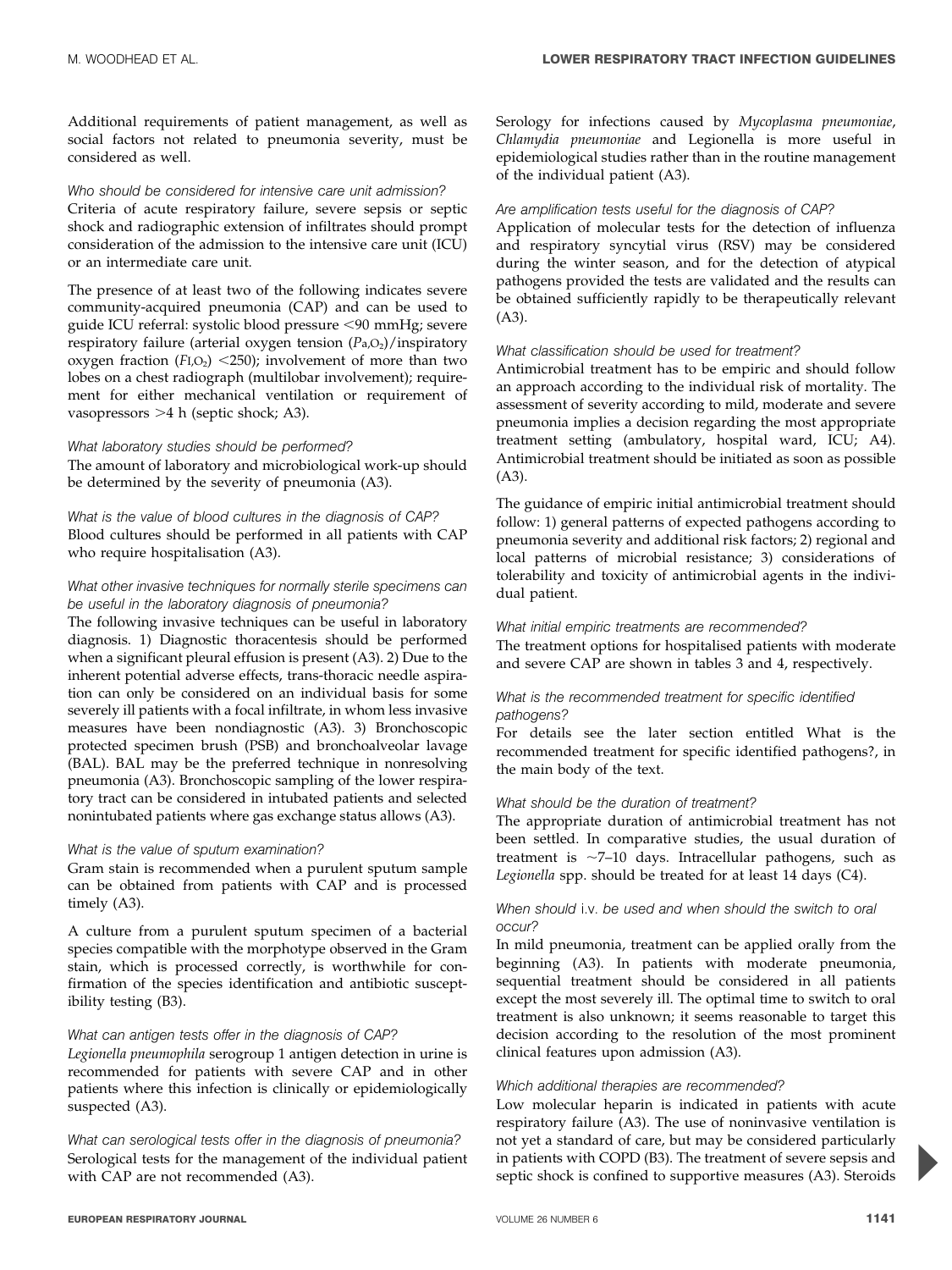Additional requirements of patient management, as well as social factors not related to pneumonia severity, must be considered as well.

*Who should be considered for intensive care unit admission?*

Criteria of acute respiratory failure, severe sepsis or septic shock and radiographic extension of infiltrates should prompt consideration of the admission to the intensive care unit (ICU) or an intermediate care unit.

The presence of at least two of the following indicates severe community-acquired pneumonia (CAP) and can be used to guide ICU referral: systolic blood pressure <90 mmHg; severe respiratory failure (arterial oxygen tension ($P_{a,O_2}$)/inspiratory oxygen fraction ($F_{I,O_2}$) <250); involvement of more than two lobes on a chest radiograph (multilobar involvement); requirement for either mechanical ventilation or requirement of vasopressors >4 h (septic shock; A3).

*What laboratory studies should be performed?*

The amount of laboratory and microbiological work-up should be determined by the severity of pneumonia (A3).

*What is the value of blood cultures in the diagnosis of CAP?*

Blood cultures should be performed in all patients with CAP who require hospitalisation (A3).

*What other invasive techniques for normally sterile specimens can be useful in the laboratory diagnosis of pneumonia?*

The following invasive techniques can be useful in laboratory diagnosis. 1) Diagnostic thoracentesis should be performed when a significant pleural effusion is present (A3). 2) Due to the inherent potential adverse effects, trans-thoracic needle aspiration can only be considered on an individual basis for some severely ill patients with a focal infiltrate, in whom less invasive measures have been nondiagnostic (A3). 3) Bronchoscopic protected specimen brush (PSB) and bronchoalveolar lavage (BAL). BAL may be the preferred technique in nonresolving pneumonia (A3). Bronchoscopic sampling of the lower respiratory tract can be considered in intubated patients and selected nonintubated patients where gas exchange status allows (A3).

*What is the value of sputum examination?*

Gram stain is recommended when a purulent sputum sample can be obtained from patients with CAP and is processed timely (A3).

A culture from a purulent sputum specimen of a bacterial species compatible with the morphotype observed in the Gram stain, which is processed correctly, is worthwhile for confirmation of the species identification and antibiotic susceptibility testing (B3).

*What can antigen tests offer in the diagnosis of CAP?*

*Legionella pneumophila* serogroup 1 antigen detection in urine is recommended for patients with severe CAP and in other patients where this infection is clinically or epidemiologically suspected (A3).

*What can serological tests offer in the diagnosis of pneumonia?*

Serological tests for the management of the individual patient with CAP are not recommended (A3).

Serology for infections caused by *Mycoplasma pneumoniae*, *Chlamydia pneumoniae* and Legionella is more useful in epidemiological studies rather than in the routine management of the individual patient (A3).

*Are amplification tests useful for the diagnosis of CAP?*

Application of molecular tests for the detection of influenza and respiratory syncytial virus (RSV) may be considered during the winter season, and for the detection of atypical pathogens provided the tests are validated and the results can be obtained sufficiently rapidly to be therapeutically relevant (A3).

*What classification should be used for treatment?*

Antimicrobial treatment has to be empiric and should follow an approach according to the individual risk of mortality. The assessment of severity according to mild, moderate and severe pneumonia implies a decision regarding the most appropriate treatment setting (ambulatory, hospital ward, ICU; A4). Antimicrobial treatment should be initiated as soon as possible (A3).

The guidance of empiric initial antimicrobial treatment should follow: 1) general patterns of expected pathogens according to pneumonia severity and additional risk factors; 2) regional and local patterns of microbial resistance; 3) considerations of tolerability and toxicity of antimicrobial agents in the individual patient.

*What initial empiric treatments are recommended?*

The treatment options for hospitalised patients with moderate and severe CAP are shown in tables 3 and 4, respectively.

*What is the recommended treatment for specific identified pathogens?*

For details see the later section entitled What is the recommended treatment for specific identified pathogens?, in the main body of the text.

*What should be the duration of treatment?*

The appropriate duration of antimicrobial treatment has not been settled. In comparative studies, the usual duration of treatment is ~7–10 days. Intracellular pathogens, such as *Legionella* spp. should be treated for at least 14 days (C4).

*When should i.v. be used and when should the switch to oral occur?*

In mild pneumonia, treatment can be applied orally from the beginning (A3). In patients with moderate pneumonia, sequential treatment should be considered in all patients except the most severely ill. The optimal time to switch to oral treatment is also unknown; it seems reasonable to target this decision according to the resolution of the most prominent clinical features upon admission (A3).

*Which additional therapies are recommended?*

Low molecular heparin is indicated in patients with acute respiratory failure (A3). The use of noninvasive ventilation is not yet a standard of care, but may be considered particularly in patients with COPD (B3). The treatment of severe sepsis and septic shock is confined to supportive measures (A3). Steroids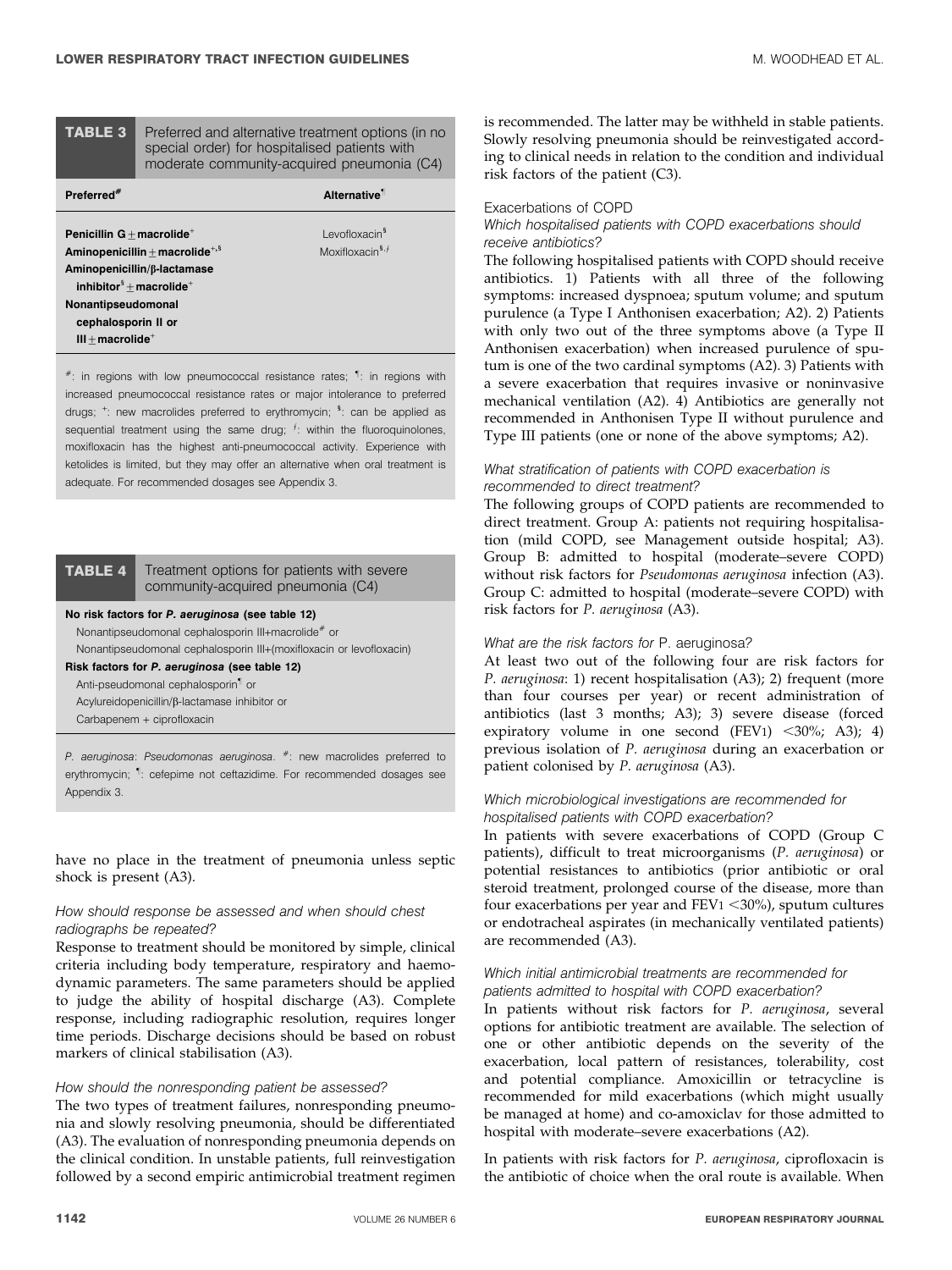**TABLE 3** Preferred and alternative treatment options (in no special order) for hospitalised patients with moderate community-acquired pneumonia (C4)

| Preferred[#] | Alternative[¶] |
|---|---|
| **Penicillin G ± macrolide[+]** | Levofloxacin[§] |
| **Aminopenicillin ± macrolide[+,§]** | Moxifloxacin[§,ƒ] |
| **Aminopenicillin/β-lactamase inhibitor[§] ± macrolide[+]** | |
| **Nonantipseudomonal cephalosporin II or III ± macrolide[+]** | |

[#]: in regions with low pneumococcal resistance rates; [¶]: in regions with increased pneumococcal resistance rates or major intolerance to preferred drugs; [+]: new macrolides preferred to erythromycin; [§]: can be applied as sequential treatment using the same drug; [ƒ]: within the fluoroquinolones, moxifloxacin has the highest anti-pneumococcal activity. Experience with ketolides is limited, but they may offer an alternative when oral treatment is adequate. For recommended dosages see Appendix 3.

**TABLE 4** Treatment options for patients with severe community-acquired pneumonia (C4)

| |
|---|
| **No risk factors for *P. aeruginosa* (see table 12)** |
| Nonantipseudomonal cephalosporin III+macrolide[#] or |
| Nonantipseudomonal cephalosporin III+(moxifloxacin or levofloxacin) |
| **Risk factors for *P. aeruginosa* (see table 12)** |
| Anti-pseudomonal cephalosporin[¶] or |
| Acylureidopenicillin/β-lactamase inhibitor or |
| Carbapenem + ciprofloxacin |

*P. aeruginosa*: *Pseudomonas aeruginosa*. [#]: new macrolides preferred to erythromycin; [¶]: cefepime not ceftazidime. For recommended dosages see Appendix 3.

have no place in the treatment of pneumonia unless septic shock is present (A3).

#### *How should response be assessed and when should chest radiographs be repeated?*

Response to treatment should be monitored by simple, clinical criteria including body temperature, respiratory and haemodynamic parameters. The same parameters should be applied to judge the ability of hospital discharge (A3). Complete response, including radiographic resolution, requires longer time periods. Discharge decisions should be based on robust markers of clinical stabilisation (A3).

#### *How should the nonresponding patient be assessed?*

The two types of treatment failures, nonresponding pneumonia and slowly resolving pneumonia, should be differentiated (A3). The evaluation of nonresponding pneumonia depends on the clinical condition. In unstable patients, full reinvestigation followed by a second empiric antimicrobial treatment regimen is recommended. The latter may be withheld in stable patients. Slowly resolving pneumonia should be reinvestigated according to clinical needs in relation to the condition and individual risk factors of the patient (C3).

### Exacerbations of COPD

#### *Which hospitalised patients with COPD exacerbations should receive antibiotics?*

The following hospitalised patients with COPD should receive antibiotics. 1) Patients with all three of the following symptoms: increased dyspnoea; sputum volume; and sputum purulence (a Type I Anthonisen exacerbation; A2). 2) Patients with only two out of the three symptoms above (a Type II Anthonisen exacerbation) when increased purulence of sputum is one of the two cardinal symptoms (A2). 3) Patients with a severe exacerbation that requires invasive or noninvasive mechanical ventilation (A2). 4) Antibiotics are generally not recommended in Anthonisen Type II without purulence and Type III patients (one or none of the above symptoms; A2).

#### *What stratification of patients with COPD exacerbation is recommended to direct treatment?*

The following groups of COPD patients are recommended to direct treatment. Group A: patients not requiring hospitalisation (mild COPD, see Management outside hospital; A3). Group B: admitted to hospital (moderate–severe COPD) without risk factors for *Pseudomonas aeruginosa* infection (A3). Group C: admitted to hospital (moderate–severe COPD) with risk factors for *P. aeruginosa* (A3).

#### *What are the risk factors for* P. aeruginosa*?*

At least two out of the following four are risk factors for *P. aeruginosa*: 1) recent hospitalisation (A3); 2) frequent (more than four courses per year) or recent administration of antibiotics (last 3 months; A3); 3) severe disease (forced expiratory volume in one second ($FEV_1$) <30%; A3); 4) previous isolation of *P. aeruginosa* during an exacerbation or patient colonised by *P. aeruginosa* (A3).

#### *Which microbiological investigations are recommended for hospitalised patients with COPD exacerbation?*

In patients with severe exacerbations of COPD (Group C patients), difficult to treat microorganisms (*P. aeruginosa*) or potential resistances to antibiotics (prior antibiotic or oral steroid treatment, prolonged course of the disease, more than four exacerbations per year and $FEV_1$ <30%), sputum cultures or endotracheal aspirates (in mechanically ventilated patients) are recommended (A3).

#### *Which initial antimicrobial treatments are recommended for patients admitted to hospital with COPD exacerbation?*

In patients without risk factors for *P. aeruginosa*, several options for antibiotic treatment are available. The selection of one or other antibiotic depends on the severity of the exacerbation, local pattern of resistances, tolerability, cost and potential compliance. Amoxicillin or tetracycline is recommended for mild exacerbations (which might usually be managed at home) and co-amoxiclav for those admitted to hospital with moderate–severe exacerbations (A2).

In patients with risk factors for *P. aeruginosa*, ciprofloxacin is the antibiotic of choice when the oral route is available. When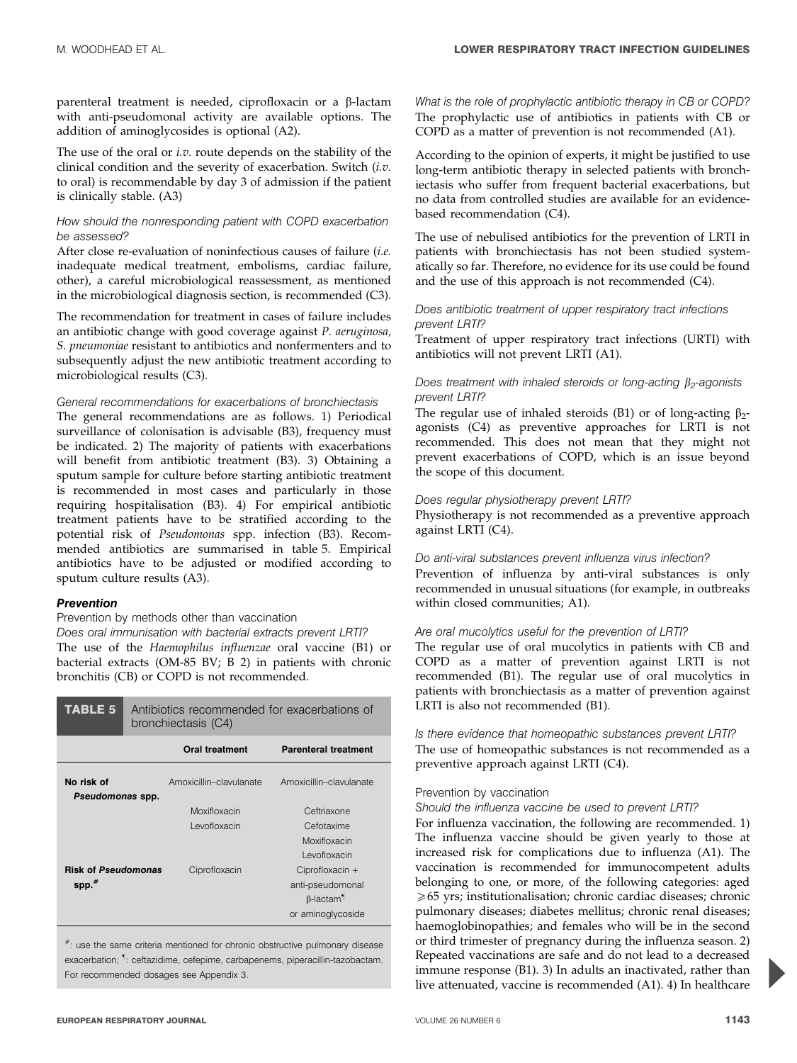parenteral treatment is needed, ciprofloxacin or a β-lactam with anti-pseudomonal activity are available options. The addition of aminoglycosides is optional (A2).

The use of the oral or *i.v.* route depends on the stability of the clinical condition and the severity of exacerbation. Switch (*i.v.* to oral) is recommendable by day 3 of admission if the patient is clinically stable. (A3)

*How should the nonresponding patient with COPD exacerbation be assessed?*

After close re-evaluation of noninfectious causes of failure (*i.e.* inadequate medical treatment, embolisms, cardiac failure, other), a careful microbiological reassessment, as mentioned in the microbiological diagnosis section, is recommended (C3).

The recommendation for treatment in cases of failure includes an antibiotic change with good coverage against *P. aeruginosa, S. pneumoniae* resistant to antibiotics and nonfermenters and to subsequently adjust the new antibiotic treatment according to microbiological results (C3).

*General recommendations for exacerbations of bronchiectasis*

The general recommendations are as follows. 1) Periodical surveillance of colonisation is advisable (B3), frequency must be indicated. 2) The majority of patients with exacerbations will benefit from antibiotic treatment (B3). 3) Obtaining a sputum sample for culture before starting antibiotic treatment is recommended in most cases and particularly in those requiring hospitalisation (B3). 4) For empirical antibiotic treatment patients have to be stratified according to the potential risk of *Pseudomonas* spp. infection (B3). Recommended antibiotics are summarised in table 5. Empirical antibiotics have to be adjusted or modified according to sputum culture results (A3).

### Prevention

Prevention by methods other than vaccination

*Does oral immunisation with bacterial extracts prevent LRTI?*

The use of the *Haemophilus influenzae* oral vaccine (B1) or bacterial extracts (OM-85 BV; B 2) in patients with chronic bronchitis (CB) or COPD is not recommended.

**TABLE 5** Antibiotics recommended for exacerbations of bronchiectasis (C4)

| | Oral treatment | Parenteral treatment |
|---|---|---|
| **No risk of *Pseudomonas* spp.** | Amoxicillin–clavulanate | Amoxicillin–clavulanate |
| | Moxifloxacin | Ceftriaxone |
| | Levofloxacin | Cefotaxime |
| | | Moxifloxacin |
| | | Levofloxacin |
| **Risk of *Pseudomonas* spp.**[#] | Ciprofloxacin | Ciprofloxacin + anti-pseudomonal β-lactam[¶] or aminoglycoside |

[#]: use the same criteria mentioned for chronic obstructive pulmonary disease exacerbation; [¶]: ceftazidime, cefepime, carbapenems, piperacillin-tazobactam. For recommended dosages see Appendix 3.

*What is the role of prophylactic antibiotic therapy in CB or COPD?*

The prophylactic use of antibiotics in patients with CB or COPD as a matter of prevention is not recommended (A1).

According to the opinion of experts, it might be justified to use long-term antibiotic therapy in selected patients with bronchiectasis who suffer from frequent bacterial exacerbations, but no data from controlled studies are available for an evidence-based recommendation (C4).

The use of nebulised antibiotics for the prevention of LRTI in patients with bronchiectasis has not been studied systematically so far. Therefore, no evidence for its use could be found and the use of this approach is not recommended (C4).

*Does antibiotic treatment of upper respiratory tract infections prevent LRTI?*

Treatment of upper respiratory tract infections (URTI) with antibiotics will not prevent LRTI (A1).

*Does treatment with inhaled steroids or long-acting $\beta_2$-agonists prevent LRTI?*

The regular use of inhaled steroids (B1) or of long-acting $\beta_2$-agonists (C4) as preventive approaches for LRTI is not recommended. This does not mean that they might not prevent exacerbations of COPD, which is an issue beyond the scope of this document.

*Does regular physiotherapy prevent LRTI?*

Physiotherapy is not recommended as a preventive approach against LRTI (C4).

*Do anti-viral substances prevent influenza virus infection?*

Prevention of influenza by anti-viral substances is only recommended in unusual situations (for example, in outbreaks within closed communities; A1).

*Are oral mucolytics useful for the prevention of LRTI?*

The regular use of oral mucolytics in patients with CB and COPD as a matter of prevention against LRTI is not recommended (B1). The regular use of oral mucolytics in patients with bronchiectasis as a matter of prevention against LRTI is also not recommended (B1).

*Is there evidence that homeopathic substances prevent LRTI?*

The use of homeopathic substances is not recommended as a preventive approach against LRTI (C4).

Prevention by vaccination

*Should the influenza vaccine be used to prevent LRTI?*

For influenza vaccination, the following are recommended. 1) The influenza vaccine should be given yearly to those at increased risk for complications due to influenza (A1). The vaccination is recommended for immunocompetent adults belonging to one, or more, of the following categories: aged ≥65 yrs; institutionalisation; chronic cardiac diseases; chronic pulmonary diseases; diabetes mellitus; chronic renal diseases; haemoglobinopathies; and females who will be in the second or third trimester of pregnancy during the influenza season. 2) Repeated vaccinations are safe and do not lead to a decreased immune response (B1). 3) In adults an inactivated, rather than live attenuated, vaccine is recommended (A1). 4) In healthcare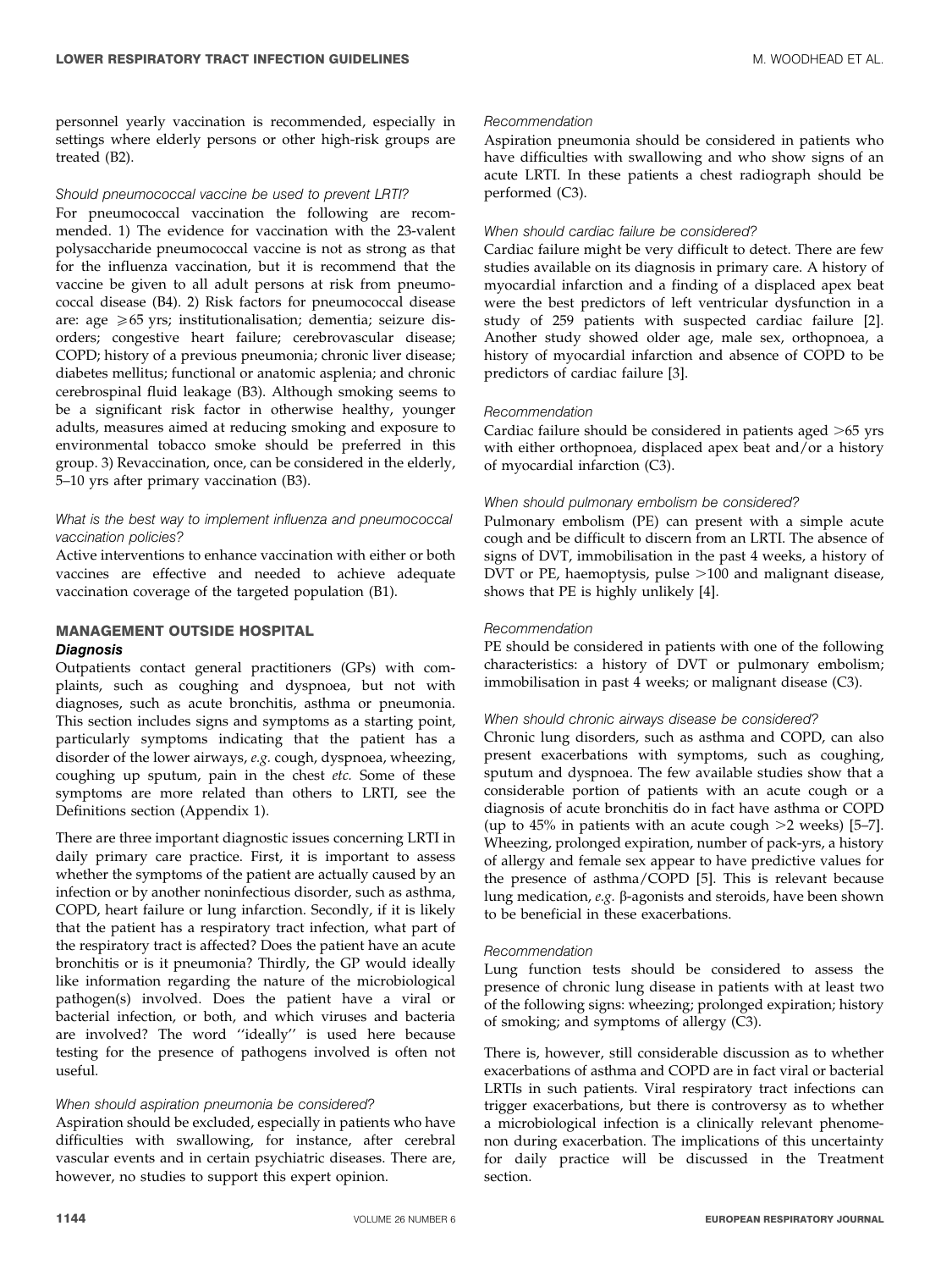personnel yearly vaccination is recommended, especially in settings where elderly persons or other high-risk groups are treated (B2).

*Should pneumococcal vaccine be used to prevent LRTI?*

For pneumococcal vaccination the following are recommended. 1) The evidence for vaccination with the 23-valent polysaccharide pneumococcal vaccine is not as strong as that for the influenza vaccination, but it is recommend that the vaccine be given to all adult persons at risk from pneumococcal disease (B4). 2) Risk factors for pneumococcal disease are: age $\geqslant$65 yrs; institutionalisation; dementia; seizure disorders; congestive heart failure; cerebrovascular disease; COPD; history of a previous pneumonia; chronic liver disease; diabetes mellitus; functional or anatomic asplenia; and chronic cerebrospinal fluid leakage (B3). Although smoking seems to be a significant risk factor in otherwise healthy, younger adults, measures aimed at reducing smoking and exposure to environmental tobacco smoke should be preferred in this group. 3) Revaccination, once, can be considered in the elderly, 5–10 yrs after primary vaccination (B3).

*What is the best way to implement influenza and pneumococcal vaccination policies?*

Active interventions to enhance vaccination with either or both vaccines are effective and needed to achieve adequate vaccination coverage of the targeted population (B1).

## MANAGEMENT OUTSIDE HOSPITAL

### *Diagnosis*

Outpatients contact general practitioners (GPs) with complaints, such as coughing and dyspnoea, but not with diagnoses, such as acute bronchitis, asthma or pneumonia. This section includes signs and symptoms as a starting point, particularly symptoms indicating that the patient has a disorder of the lower airways, *e.g.* cough, dyspnoea, wheezing, coughing up sputum, pain in the chest *etc.* Some of these symptoms are more related than others to LRTI, see the Definitions section (Appendix 1).

There are three important diagnostic issues concerning LRTI in daily primary care practice. First, it is important to assess whether the symptoms of the patient are actually caused by an infection or by another noninfectious disorder, such as asthma, COPD, heart failure or lung infarction. Secondly, if it is likely that the patient has a respiratory tract infection, what part of the respiratory tract is affected? Does the patient have an acute bronchitis or is it pneumonia? Thirdly, the GP would ideally like information regarding the nature of the microbiological pathogen(s) involved. Does the patient have a viral or bacterial infection, or both, and which viruses and bacteria are involved? The word ''ideally'' is used here because testing for the presence of pathogens involved is often not useful.

*When should aspiration pneumonia be considered?*

Aspiration should be excluded, especially in patients who have difficulties with swallowing, for instance, after cerebral vascular events and in certain psychiatric diseases. There are, however, no studies to support this expert opinion.

*Recommendation*

Aspiration pneumonia should be considered in patients who have difficulties with swallowing and who show signs of an acute LRTI. In these patients a chest radiograph should be performed (C3).

*When should cardiac failure be considered?*

Cardiac failure might be very difficult to detect. There are few studies available on its diagnosis in primary care. A history of myocardial infarction and a finding of a displaced apex beat were the best predictors of left ventricular dysfunction in a study of 259 patients with suspected cardiac failure [2]. Another study showed older age, male sex, orthopnoea, a history of myocardial infarction and absence of COPD to be predictors of cardiac failure [3].

*Recommendation*

Cardiac failure should be considered in patients aged >65 yrs with either orthopnoea, displaced apex beat and/or a history of myocardial infarction (C3).

*When should pulmonary embolism be considered?*

Pulmonary embolism (PE) can present with a simple acute cough and be difficult to discern from an LRTI. The absence of signs of DVT, immobilisation in the past 4 weeks, a history of DVT or PE, haemoptysis, pulse >100 and malignant disease, shows that PE is highly unlikely [4].

*Recommendation*

PE should be considered in patients with one of the following characteristics: a history of DVT or pulmonary embolism; immobilisation in past 4 weeks; or malignant disease (C3).

*When should chronic airways disease be considered?*

Chronic lung disorders, such as asthma and COPD, can also present exacerbations with symptoms, such as coughing, sputum and dyspnoea. The few available studies show that a considerable portion of patients with an acute cough or a diagnosis of acute bronchitis do in fact have asthma or COPD (up to 45% in patients with an acute cough >2 weeks) [5–7]. Wheezing, prolonged expiration, number of pack-yrs, a history of allergy and female sex appear to have predictive values for the presence of asthma/COPD [5]. This is relevant because lung medication, *e.g.* β-agonists and steroids, have been shown to be beneficial in these exacerbations.

*Recommendation*

Lung function tests should be considered to assess the presence of chronic lung disease in patients with at least two of the following signs: wheezing; prolonged expiration; history of smoking; and symptoms of allergy (C3).

There is, however, still considerable discussion as to whether exacerbations of asthma and COPD are in fact viral or bacterial LRTIs in such patients. Viral respiratory tract infections can trigger exacerbations, but there is controversy as to whether a microbiological infection is a clinically relevant phenomenon during exacerbation. The implications of this uncertainty for daily practice will be discussed in the Treatment section.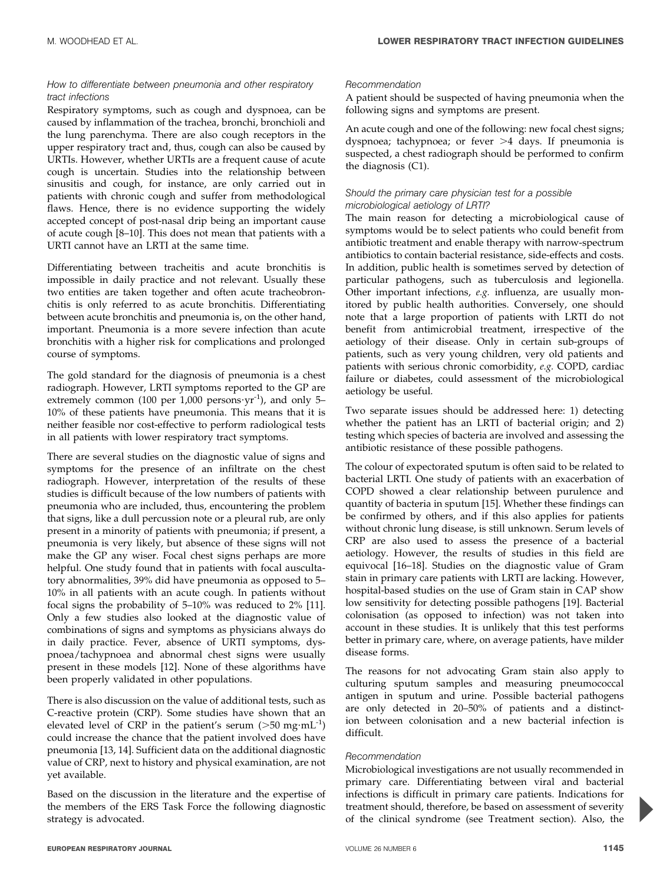### *How to differentiate between pneumonia and other respiratory tract infections*

Respiratory symptoms, such as cough and dyspnoea, can be caused by inflammation of the trachea, bronchi, bronchioli and the lung parenchyma. There are also cough receptors in the upper respiratory tract and, thus, cough can also be caused by URTIs. However, whether URTIs are a frequent cause of acute cough is uncertain. Studies into the relationship between sinusitis and cough, for instance, are only carried out in patients with chronic cough and suffer from methodological flaws. Hence, there is no evidence supporting the widely accepted concept of post-nasal drip being an important cause of acute cough [8–10]. This does not mean that patients with a URTI cannot have an LRTI at the same time.

Differentiating between tracheitis and acute bronchitis is impossible in daily practice and not relevant. Usually these two entities are taken together and often acute tracheobronchitis is only referred to as acute bronchitis. Differentiating between acute bronchitis and pneumonia is, on the other hand, important. Pneumonia is a more severe infection than acute bronchitis with a higher risk for complications and prolonged course of symptoms.

The gold standard for the diagnosis of pneumonia is a chest radiograph. However, LRTI symptoms reported to the GP are extremely common (100 per 1,000 persons·yr$^{-1}$), and only 5–10% of these patients have pneumonia. This means that it is neither feasible nor cost-effective to perform radiological tests in all patients with lower respiratory tract symptoms.

There are several studies on the diagnostic value of signs and symptoms for the presence of an infiltrate on the chest radiograph. However, interpretation of the results of these studies is difficult because of the low numbers of patients with pneumonia who are included, thus, encountering the problem that signs, like a dull percussion note or a pleural rub, are only present in a minority of patients with pneumonia; if present, a pneumonia is very likely, but absence of these signs will not make the GP any wiser. Focal chest signs perhaps are more helpful. One study found that in patients with focal auscultatory abnormalities, 39% did have pneumonia as opposed to 5–10% in all patients with an acute cough. In patients without focal signs the probability of 5–10% was reduced to 2% [11]. Only a few studies also looked at the diagnostic value of combinations of signs and symptoms as physicians always do in daily practice. Fever, absence of URTI symptoms, dyspnoea/tachypnoea and abnormal chest signs were usually present in these models [12]. None of these algorithms have been properly validated in other populations.

There is also discussion on the value of additional tests, such as C-reactive protein (CRP). Some studies have shown that an elevated level of CRP in the patient's serum (>50 mg·mL$^{-1}$) could increase the chance that the patient involved does have pneumonia [13, 14]. Sufficient data on the additional diagnostic value of CRP, next to history and physical examination, are not yet available.

Based on the discussion in the literature and the expertise of the members of the ERS Task Force the following diagnostic strategy is advocated.

#### *Recommendation*

A patient should be suspected of having pneumonia when the following signs and symptoms are present.

An acute cough and one of the following: new focal chest signs; dyspnoea; tachypnoea; or fever >4 days. If pneumonia is suspected, a chest radiograph should be performed to confirm the diagnosis (C1).

### *Should the primary care physician test for a possible microbiological aetiology of LRTI?*

The main reason for detecting a microbiological cause of symptoms would be to select patients who could benefit from antibiotic treatment and enable therapy with narrow-spectrum antibiotics to contain bacterial resistance, side-effects and costs. In addition, public health is sometimes served by detection of particular pathogens, such as tuberculosis and legionella. Other important infections, *e.g.* influenza, are usually monitored by public health authorities. Conversely, one should note that a large proportion of patients with LRTI do not benefit from antimicrobial treatment, irrespective of the aetiology of their disease. Only in certain sub-groups of patients, such as very young children, very old patients and patients with serious chronic comorbidity, *e.g.* COPD, cardiac failure or diabetes, could assessment of the microbiological aetiology be useful.

Two separate issues should be addressed here: 1) detecting whether the patient has an LRTI of bacterial origin; and 2) testing which species of bacteria are involved and assessing the antibiotic resistance of these possible pathogens.

The colour of expectorated sputum is often said to be related to bacterial LRTI. One study of patients with an exacerbation of COPD showed a clear relationship between purulence and quantity of bacteria in sputum [15]. Whether these findings can be confirmed by others, and if this also applies for patients without chronic lung disease, is still unknown. Serum levels of CRP are also used to assess the presence of a bacterial aetiology. However, the results of studies in this field are equivocal [16–18]. Studies on the diagnostic value of Gram stain in primary care patients with LRTI are lacking. However, hospital-based studies on the use of Gram stain in CAP show low sensitivity for detecting possible pathogens [19]. Bacterial colonisation (as opposed to infection) was not taken into account in these studies. It is unlikely that this test performs better in primary care, where, on average patients, have milder disease forms.

The reasons for not advocating Gram stain also apply to culturing sputum samples and measuring pneumococcal antigen in sputum and urine. Possible bacterial pathogens are only detected in 20–50% of patients and a distinction between colonisation and a new bacterial infection is difficult.

#### *Recommendation*

Microbiological investigations are not usually recommended in primary care. Differentiating between viral and bacterial infections is difficult in primary care patients. Indications for treatment should, therefore, be based on assessment of severity of the clinical syndrome (see Treatment section). Also, the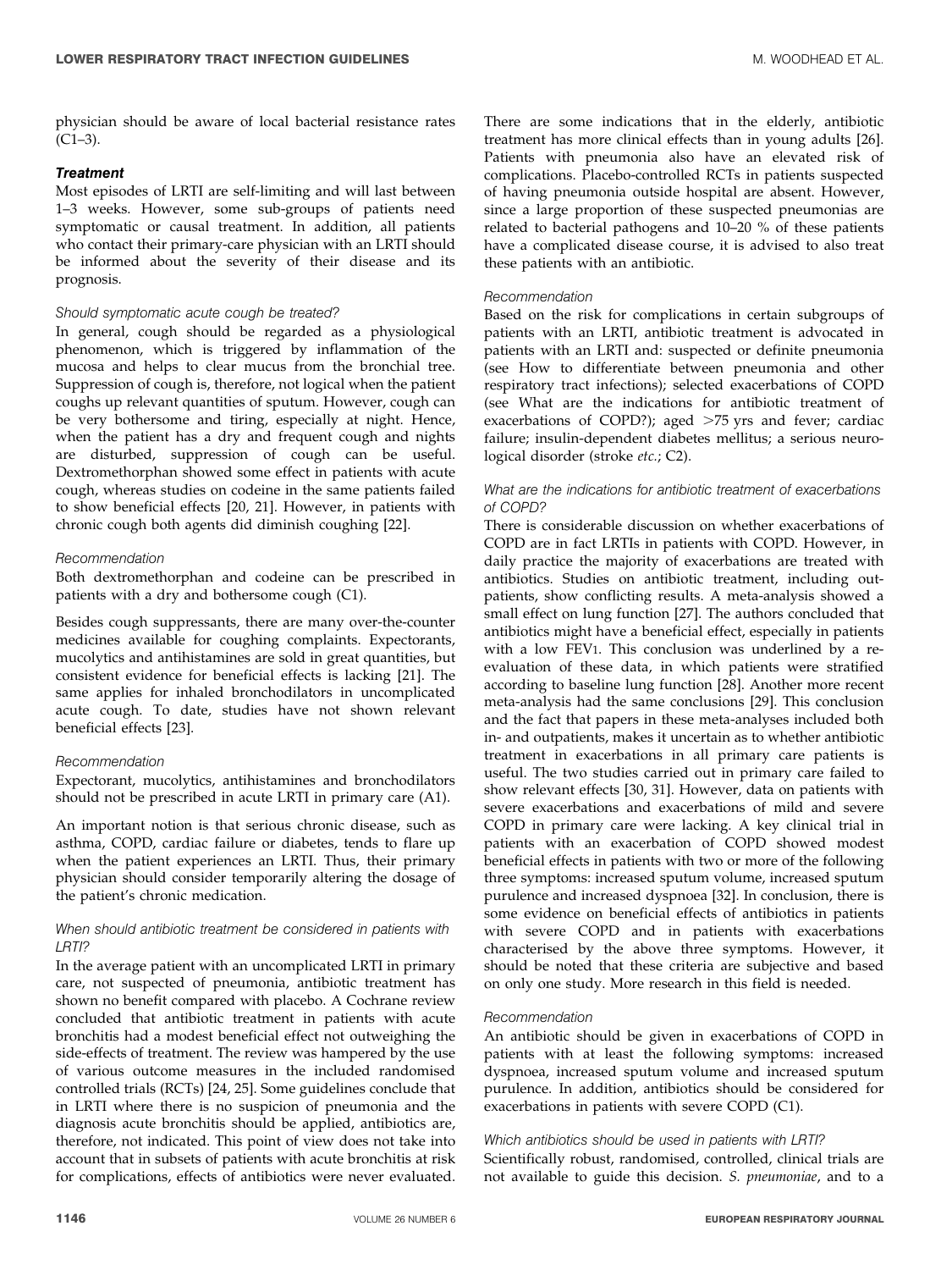physician should be aware of local bacterial resistance rates (C1–3).

### *Treatment*

Most episodes of LRTI are self-limiting and will last between 1–3 weeks. However, some sub-groups of patients need symptomatic or causal treatment. In addition, all patients who contact their primary-care physician with an LRTI should be informed about the severity of their disease and its prognosis.

#### *Should symptomatic acute cough be treated?*

In general, cough should be regarded as a physiological phenomenon, which is triggered by inflammation of the mucosa and helps to clear mucus from the bronchial tree. Suppression of cough is, therefore, not logical when the patient coughs up relevant quantities of sputum. However, cough can be very bothersome and tiring, especially at night. Hence, when the patient has a dry and frequent cough and nights are disturbed, suppression of cough can be useful. Dextromethorphan showed some effect in patients with acute cough, whereas studies on codeine in the same patients failed to show beneficial effects [20, 21]. However, in patients with chronic cough both agents did diminish coughing [22].

#### *Recommendation*

Both dextromethorphan and codeine can be prescribed in patients with a dry and bothersome cough (C1).

Besides cough suppressants, there are many over-the-counter medicines available for coughing complaints. Expectorants, mucolytics and antihistamines are sold in great quantities, but consistent evidence for beneficial effects is lacking [21]. The same applies for inhaled bronchodilators in uncomplicated acute cough. To date, studies have not shown relevant beneficial effects [23].

#### *Recommendation*

Expectorant, mucolytics, antihistamines and bronchodilators should not be prescribed in acute LRTI in primary care (A1).

An important notion is that serious chronic disease, such as asthma, COPD, cardiac failure or diabetes, tends to flare up when the patient experiences an LRTI. Thus, their primary physician should consider temporarily altering the dosage of the patient's chronic medication.

#### *When should antibiotic treatment be considered in patients with LRTI?*

In the average patient with an uncomplicated LRTI in primary care, not suspected of pneumonia, antibiotic treatment has shown no benefit compared with placebo. A Cochrane review concluded that antibiotic treatment in patients with acute bronchitis had a modest beneficial effect not outweighing the side-effects of treatment. The review was hampered by the use of various outcome measures in the included randomised controlled trials (RCTs) [24, 25]. Some guidelines conclude that in LRTI where there is no suspicion of pneumonia and the diagnosis acute bronchitis should be applied, antibiotics are, therefore, not indicated. This point of view does not take into account that in subsets of patients with acute bronchitis at risk for complications, effects of antibiotics were never evaluated. There are some indications that in the elderly, antibiotic treatment has more clinical effects than in young adults [26]. Patients with pneumonia also have an elevated risk of complications. Placebo-controlled RCTs in patients suspected of having pneumonia outside hospital are absent. However, since a large proportion of these suspected pneumonias are related to bacterial pathogens and 10–20 % of these patients have a complicated disease course, it is advised to also treat these patients with an antibiotic.

#### *Recommendation*

Based on the risk for complications in certain subgroups of patients with an LRTI, antibiotic treatment is advocated in patients with an LRTI and: suspected or definite pneumonia (see How to differentiate between pneumonia and other respiratory tract infections); selected exacerbations of COPD (see What are the indications for antibiotic treatment of exacerbations of COPD?); aged >75 yrs and fever; cardiac failure; insulin-dependent diabetes mellitus; a serious neurological disorder (stroke *etc.*; C2).

#### *What are the indications for antibiotic treatment of exacerbations of COPD?*

There is considerable discussion on whether exacerbations of COPD are in fact LRTIs in patients with COPD. However, in daily practice the majority of exacerbations are treated with antibiotics. Studies on antibiotic treatment, including outpatients, show conflicting results. A meta-analysis showed a small effect on lung function [27]. The authors concluded that antibiotics might have a beneficial effect, especially in patients with a low $FEV_1$. This conclusion was underlined by a re-evaluation of these data, in which patients were stratified according to baseline lung function [28]. Another more recent meta-analysis had the same conclusions [29]. This conclusion and the fact that papers in these meta-analyses included both in- and outpatients, makes it uncertain as to whether antibiotic treatment in exacerbations in all primary care patients is useful. The two studies carried out in primary care failed to show relevant effects [30, 31]. However, data on patients with severe exacerbations and exacerbations of mild and severe COPD in primary care were lacking. A key clinical trial in patients with an exacerbation of COPD showed modest beneficial effects in patients with two or more of the following three symptoms: increased sputum volume, increased sputum purulence and increased dyspnoea [32]. In conclusion, there is some evidence on beneficial effects of antibiotics in patients with severe COPD and in patients with exacerbations characterised by the above three symptoms. However, it should be noted that these criteria are subjective and based on only one study. More research in this field is needed.

#### *Recommendation*

An antibiotic should be given in exacerbations of COPD in patients with at least the following symptoms: increased dyspnoea, increased sputum volume and increased sputum purulence. In addition, antibiotics should be considered for exacerbations in patients with severe COPD (C1).

#### *Which antibiotics should be used in patients with LRTI?*

Scientifically robust, randomised, controlled, clinical trials are not available to guide this decision. *S. pneumoniae*, and to a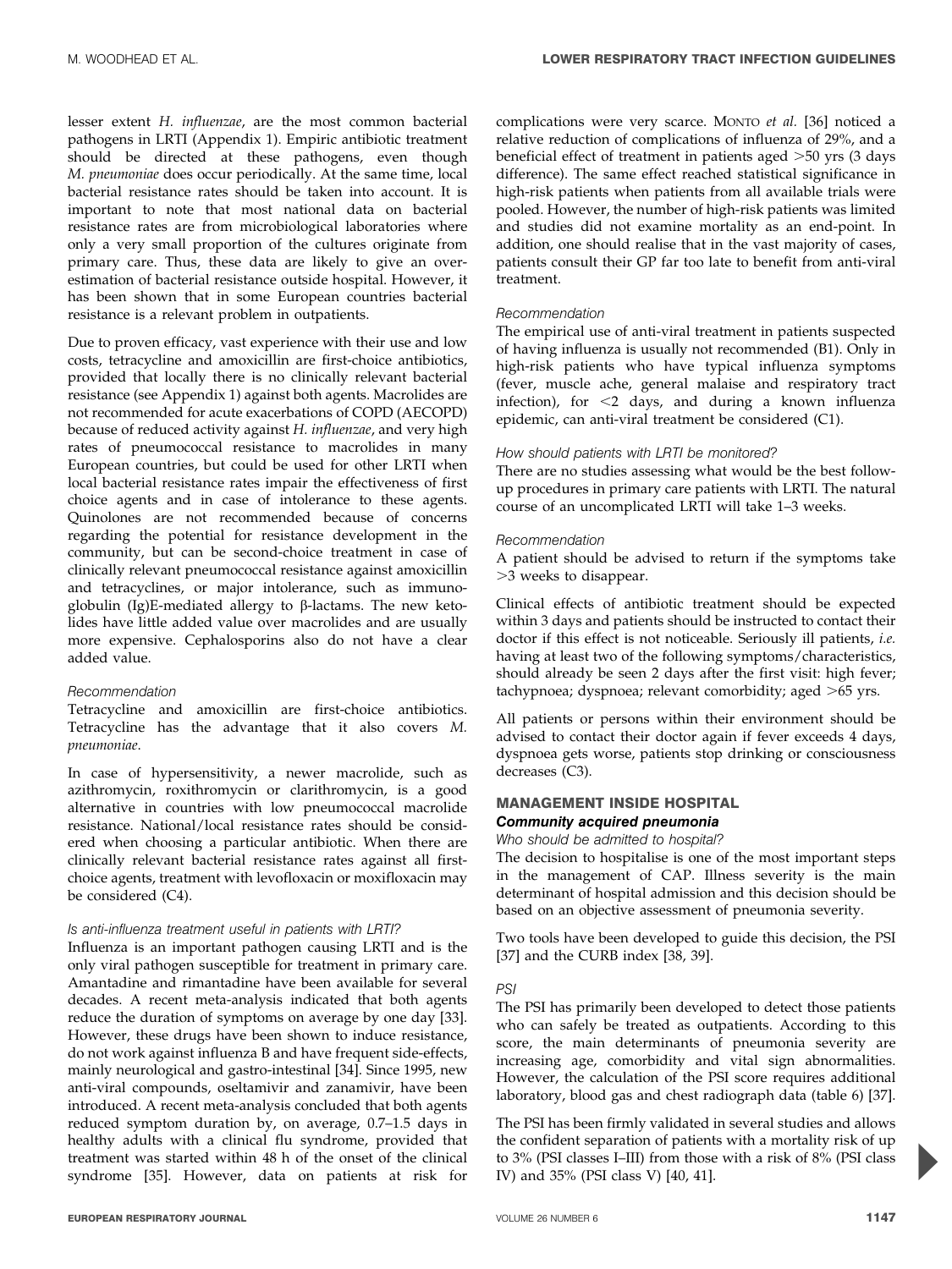lesser extent *H. influenzae*, are the most common bacterial pathogens in LRTI (Appendix 1). Empiric antibiotic treatment should be directed at these pathogens, even though *M. pneumoniae* does occur periodically. At the same time, local bacterial resistance rates should be taken into account. It is important to note that most national data on bacterial resistance rates are from microbiological laboratories where only a very small proportion of the cultures originate from primary care. Thus, these data are likely to give an overestimation of bacterial resistance outside hospital. However, it has been shown that in some European countries bacterial resistance is a relevant problem in outpatients.

Due to proven efficacy, vast experience with their use and low costs, tetracycline and amoxicillin are first-choice antibiotics, provided that locally there is no clinically relevant bacterial resistance (see Appendix 1) against both agents. Macrolides are not recommended for acute exacerbations of COPD (AECOPD) because of reduced activity against *H. influenzae*, and very high rates of pneumococcal resistance to macrolides in many European countries, but could be used for other LRTI when local bacterial resistance rates impair the effectiveness of first choice agents and in case of intolerance to these agents. Quinolones are not recommended because of concerns regarding the potential for resistance development in the community, but can be second-choice treatment in case of clinically relevant pneumococcal resistance against amoxicillin and tetracyclines, or major intolerance, such as immunoglobulin (Ig)E-mediated allergy to β-lactams. The new ketolides have little added value over macrolides and are usually more expensive. Cephalosporins also do not have a clear added value.

*Recommendation*

Tetracycline and amoxicillin are first-choice antibiotics. Tetracycline has the advantage that it also covers *M. pneumoniae*.

In case of hypersensitivity, a newer macrolide, such as azithromycin, roxithromycin or clarithromycin, is a good alternative in countries with low pneumococcal macrolide resistance. National/local resistance rates should be considered when choosing a particular antibiotic. When there are clinically relevant bacterial resistance rates against all first-choice agents, treatment with levofloxacin or moxifloxacin may be considered (C4).

*Is anti-influenza treatment useful in patients with LRTI?*

Influenza is an important pathogen causing LRTI and is the only viral pathogen susceptible for treatment in primary care. Amantadine and rimantadine have been available for several decades. A recent meta-analysis indicated that both agents reduce the duration of symptoms on average by one day [33]. However, these drugs have been shown to induce resistance, do not work against influenza B and have frequent side-effects, mainly neurological and gastro-intestinal [34]. Since 1995, new anti-viral compounds, oseltamivir and zanamivir, have been introduced. A recent meta-analysis concluded that both agents reduced symptom duration by, on average, 0.7–1.5 days in healthy adults with a clinical flu syndrome, provided that treatment was started within 48 h of the onset of the clinical syndrome [35]. However, data on patients at risk for complications were very scarce. MONTO *et al.* [36] noticed a relative reduction of complications of influenza of 29%, and a beneficial effect of treatment in patients aged >50 yrs (3 days difference). The same effect reached statistical significance in high-risk patients when patients from all available trials were pooled. However, the number of high-risk patients was limited and studies did not examine mortality as an end-point. In addition, one should realise that in the vast majority of cases, patients consult their GP far too late to benefit from anti-viral treatment.

*Recommendation*

The empirical use of anti-viral treatment in patients suspected of having influenza is usually not recommended (B1). Only in high-risk patients who have typical influenza symptoms (fever, muscle ache, general malaise and respiratory tract infection), for <2 days, and during a known influenza epidemic, can anti-viral treatment be considered (C1).

*How should patients with LRTI be monitored?*

There are no studies assessing what would be the best follow-up procedures in primary care patients with LRTI. The natural course of an uncomplicated LRTI will take 1–3 weeks.

*Recommendation*

A patient should be advised to return if the symptoms take >3 weeks to disappear.

Clinical effects of antibiotic treatment should be expected within 3 days and patients should be instructed to contact their doctor if this effect is not noticeable. Seriously ill patients, *i.e.* having at least two of the following symptoms/characteristics, should already be seen 2 days after the first visit: high fever; tachypnoea; dyspnoea; relevant comorbidity; aged >65 yrs.

All patients or persons within their environment should be advised to contact their doctor again if fever exceeds 4 days, dyspnoea gets worse, patients stop drinking or consciousness decreases (C3).

## MANAGEMENT INSIDE HOSPITAL

### Community acquired pneumonia

*Who should be admitted to hospital?*

The decision to hospitalise is one of the most important steps in the management of CAP. Illness severity is the main determinant of hospital admission and this decision should be based on an objective assessment of pneumonia severity.

Two tools have been developed to guide this decision, the PSI [37] and the CURB index [38, 39].

*PSI*

The PSI has primarily been developed to detect those patients who can safely be treated as outpatients. According to this score, the main determinants of pneumonia severity are increasing age, comorbidity and vital sign abnormalities. However, the calculation of the PSI score requires additional laboratory, blood gas and chest radiograph data (table 6) [37].

The PSI has been firmly validated in several studies and allows the confident separation of patients with a mortality risk of up to 3% (PSI classes I–III) from those with a risk of 8% (PSI class IV) and 35% (PSI class V) [40, 41].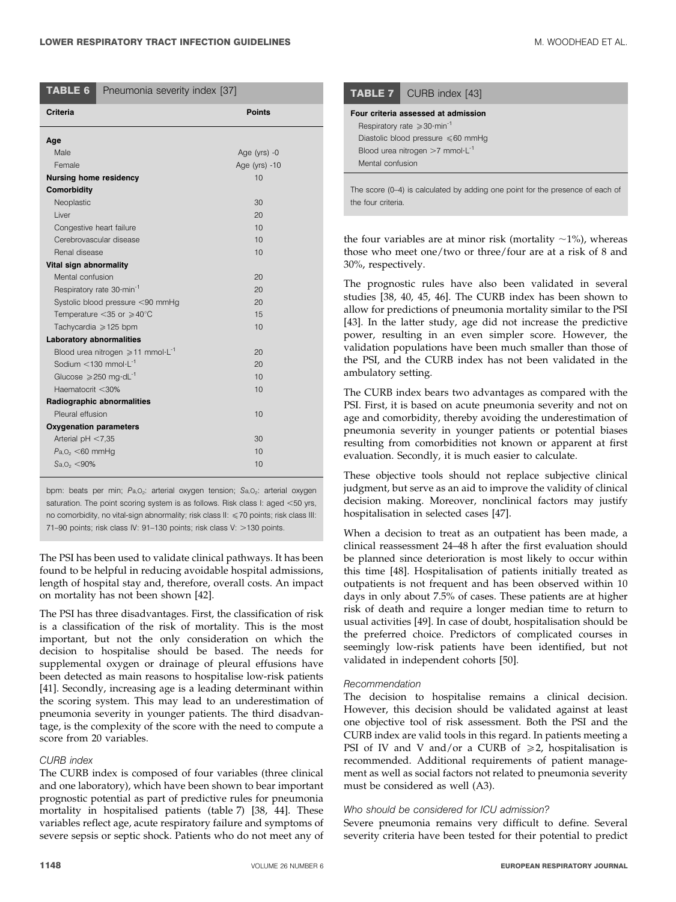**TABLE 6** Pneumonia severity index [37]

| Criteria | Points |
|---|---|
| **Age** | |
| Male | Age (yrs) -0 |
| Female | Age (yrs) -10 |
| **Nursing home residency** | 10 |
| **Comorbidity** | |
| Neoplastic | 30 |
| Liver | 20 |
| Congestive heart failure | 10 |
| Cerebrovascular disease | 10 |
| Renal disease | 10 |
| **Vital sign abnormality** | |
| Mental confusion | 20 |
| Respiratory rate 30·min$^{-1}$ | 20 |
| Systolic blood pressure <90 mmHg | 20 |
| Temperature <35 or ≥40°C | 15 |
| Tachycardia ≥125 bpm | 10 |
| **Laboratory abnormalities** | |
| Blood urea nitrogen ≥11 mmol·L$^{-1}$ | 20 |
| Sodium <130 mmol·L$^{-1}$ | 20 |
| Glucose ≥250 mg·dL$^{-1}$ | 10 |
| Haematocrit <30% | 10 |
| **Radiographic abnormalities** | |
| Pleural effusion | 10 |
| **Oxygenation parameters** | |
| Arterial pH <7,35 | 30 |
| $P_{a,O_2}$ <60 mmHg | 10 |
| $S_{a,O_2}$ <90% | 10 |

bpm: beats per min; $P_{a,O_2}$: arterial oxygen tension; $S_{a,O_2}$: arterial oxygen saturation. The point scoring system is as follows. Risk class I: aged <50 yrs, no comorbidity, no vital-sign abnormality; risk class II: ≤70 points; risk class III: 71–90 points; risk class IV: 91–130 points; risk class V: >130 points.

The PSI has been used to validate clinical pathways. It has been found to be helpful in reducing avoidable hospital admissions, length of hospital stay and, therefore, overall costs. An impact on mortality has not been shown [42].

The PSI has three disadvantages. First, the classification of risk is a classification of the risk of mortality. This is the most important, but not the only consideration on which the decision to hospitalise should be based. The needs for supplemental oxygen or drainage of pleural effusions have been detected as main reasons to hospitalise low-risk patients [41]. Secondly, increasing age is a leading determinant within the scoring system. This may lead to an underestimation of pneumonia severity in younger patients. The third disadvantage, is the complexity of the score with the need to compute a score from 20 variables.

### *CURB index*

The CURB index is composed of four variables (three clinical and one laboratory), which have been shown to bear important prognostic potential as part of predictive rules for pneumonia mortality in hospitalised patients (table 7) [38, 44]. These variables reflect age, acute respiratory failure and symptoms of severe sepsis or septic shock. Patients who do not meet any of the four variables are at minor risk (mortality ~1%), whereas those who meet one/two or three/four are at a risk of 8 and 30%, respectively.

**TABLE 7** CURB index [43]

| Four criteria assessed at admission |
|---|
| Respiratory rate ≥30·min$^{-1}$ |
| Diastolic blood pressure ≤60 mmHg |
| Blood urea nitrogen >7 mmol·L$^{-1}$ |
| Mental confusion |

The score (0–4) is calculated by adding one point for the presence of each of the four criteria.

The prognostic rules have also been validated in several studies [38, 40, 45, 46]. The CURB index has been shown to allow for predictions of pneumonia mortality similar to the PSI [43]. In the latter study, age did not increase the predictive power, resulting in an even simpler score. However, the validation populations have been much smaller than those of the PSI, and the CURB index has not been validated in the ambulatory setting.

The CURB index bears two advantages as compared with the PSI. First, it is based on acute pneumonia severity and not on age and comorbidity, thereby avoiding the underestimation of pneumonia severity in younger patients or potential biases resulting from comorbidities not known or apparent at first evaluation. Secondly, it is much easier to calculate.

These objective tools should not replace subjective clinical judgment, but serve as an aid to improve the validity of clinical decision making. Moreover, nonclinical factors may justify hospitalisation in selected cases [47].

When a decision to treat as an outpatient has been made, a clinical reassessment 24–48 h after the first evaluation should be planned since deterioration is most likely to occur within this time [48]. Hospitalisation of patients initially treated as outpatients is not frequent and has been observed within 10 days in only about 7.5% of cases. These patients are at higher risk of death and require a longer median time to return to usual activities [49]. In case of doubt, hospitalisation should be the preferred choice. Predictors of complicated courses in seemingly low-risk patients have been identified, but not validated in independent cohorts [50].

#### *Recommendation*

The decision to hospitalise remains a clinical decision. However, this decision should be validated against at least one objective tool of risk assessment. Both the PSI and the CURB index are valid tools in this regard. In patients meeting a PSI of IV and V and/or a CURB of ≥2, hospitalisation is recommended. Additional requirements of patient management as well as social factors not related to pneumonia severity must be considered as well (A3).

### *Who should be considered for ICU admission?*

Severe pneumonia remains very difficult to define. Several severity criteria have been tested for their potential to predict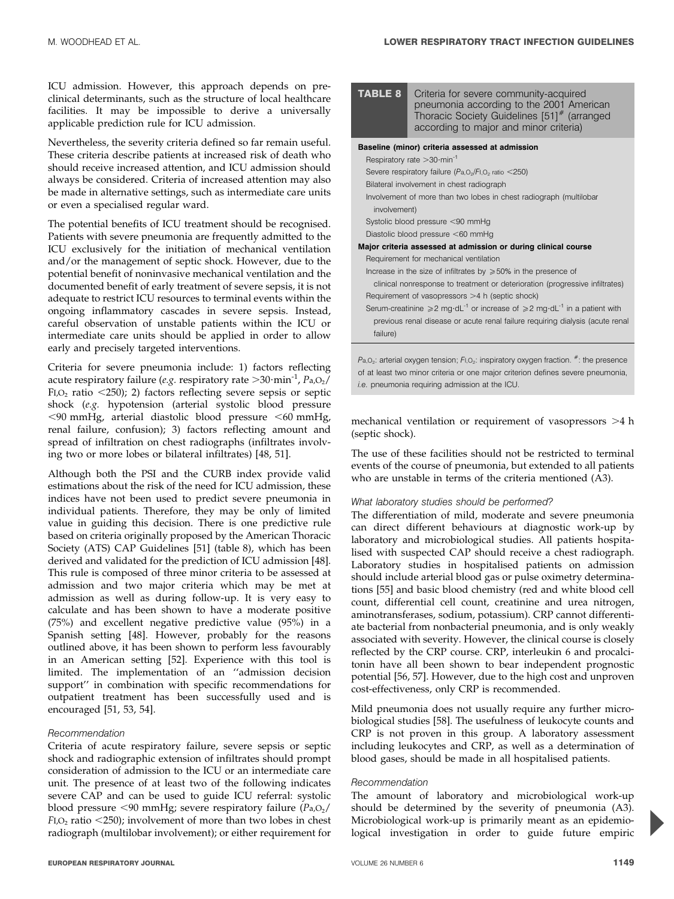ICU admission. However, this approach depends on pre-clinical determinants, such as the structure of local healthcare facilities. It may be impossible to derive a universally applicable prediction rule for ICU admission.

Nevertheless, the severity criteria defined so far remain useful. These criteria describe patients at increased risk of death who should receive increased attention, and ICU admission should always be considered. Criteria of increased attention may also be made in alternative settings, such as intermediate care units or even a specialised regular ward.

The potential benefits of ICU treatment should be recognised. Patients with severe pneumonia are frequently admitted to the ICU exclusively for the initiation of mechanical ventilation and/or the management of septic shock. However, due to the potential benefit of noninvasive mechanical ventilation and the documented benefit of early treatment of severe sepsis, it is not adequate to restrict ICU resources to terminal events within the ongoing inflammatory cascades in severe sepsis. Instead, careful observation of unstable patients within the ICU or intermediate care units should be applied in order to allow early and precisely targeted interventions.

Criteria for severe pneumonia include: 1) factors reflecting acute respiratory failure (*e.g.* respiratory rate $>30 \cdot \text{min}^{-1}$, $P_{a,O_2}/F_{I,O_2}$ ratio $<250$); 2) factors reflecting severe sepsis or septic shock (*e.g.* hypotension (arterial systolic blood pressure $<90$ mmHg, arterial diastolic blood pressure $<60$ mmHg, renal failure, confusion); 3) factors reflecting amount and spread of infiltration on chest radiographs (infiltrates involving two or more lobes or bilateral infiltrates) [48, 51].

Although both the PSI and the CURB index provide valid estimations about the risk of the need for ICU admission, these indices have not been used to predict severe pneumonia in individual patients. Therefore, they may be only of limited value in guiding this decision. There is one predictive rule based on criteria originally proposed by the American Thoracic Society (ATS) CAP Guidelines [51] (table 8), which has been derived and validated for the prediction of ICU admission [48]. This rule is composed of three minor criteria to be assessed at admission and two major criteria which may be met at admission as well as during follow-up. It is very easy to calculate and has been shown to have a moderate positive (75%) and excellent negative predictive value (95%) in a Spanish setting [48]. However, probably for the reasons outlined above, it has been shown to perform less favourably in an American setting [52]. Experience with this tool is limited. The implementation of an ''admission decision support'' in combination with specific recommendations for outpatient treatment has been successfully used and is encouraged [51, 53, 54].

*Recommendation*

Criteria of acute respiratory failure, severe sepsis or septic shock and radiographic extension of infiltrates should prompt consideration of admission to the ICU or an intermediate care unit. The presence of at least two of the following indicates severe CAP and can be used to guide ICU referral: systolic blood pressure $<90$ mmHg; severe respiratory failure ($P_{a,O_2}/F_{I,O_2}$ ratio $<250$); involvement of more than two lobes in chest radiograph (multilobar involvement); or either requirement for mechanical ventilation or requirement of vasopressors $>4$ h (septic shock).

The use of these facilities should not be restricted to terminal events of the course of pneumonia, but extended to all patients who are unstable in terms of the criteria mentioned (A3).

**TABLE 8** Criteria for severe community-acquired pneumonia according to the 2001 American Thoracic Society Guidelines [51][#] (arranged according to major and minor criteria)

| |
|---|
| **Baseline (minor) criteria assessed at admission** |
| Respiratory rate $>30 \cdot \text{min}^{-1}$ |
| Severe respiratory failure ($P_{a,O_2}/F_{I,O_2}$ ratio $<250$) |
| Bilateral involvement in chest radiograph |
| Involvement of more than two lobes in chest radiograph (multilobar involvement) |
| Systolic blood pressure $<90$ mmHg |
| Diastolic blood pressure $<60$ mmHg |
| **Major criteria assessed at admission or during clinical course** |
| Requirement for mechanical ventilation |
| Increase in the size of infiltrates by $\geqslant 50\%$ in the presence of clinical nonresponse to treatment or deterioration (progressive infiltrates) |
| Requirement of vasopressors $>4$ h (septic shock) |
| Serum-creatinine $\geqslant 2$ mg$\cdot$dL$^{-1}$ or increase of $\geqslant 2$ mg$\cdot$dL$^{-1}$ in a patient with previous renal disease or acute renal failure requiring dialysis (acute renal failure) |

$P_{a,O_2}$: arterial oxygen tension; $F_{I,O_2}$: inspiratory oxygen fraction. #: the presence of at least two minor criteria or one major criterion defines severe pneumonia, *i.e.* pneumonia requiring admission at the ICU.

*What laboratory studies should be performed?*

The differentiation of mild, moderate and severe pneumonia can direct different behaviours at diagnostic work-up by laboratory and microbiological studies. All patients hospitalised with suspected CAP should receive a chest radiograph. Laboratory studies in hospitalised patients on admission should include arterial blood gas or pulse oximetry determinations [55] and basic blood chemistry (red and white blood cell count, differential cell count, creatinine and urea nitrogen, aminotransferases, sodium, potassium). CRP cannot differentiate bacterial from nonbacterial pneumonia, and is only weakly associated with severity. However, the clinical course is closely reflected by the CRP course. CRP, interleukin 6 and procalcitonin have all been shown to bear independent prognostic potential [56, 57]. However, due to the high cost and unproven cost-effectiveness, only CRP is recommended.

Mild pneumonia does not usually require any further microbiological studies [58]. The usefulness of leukocyte counts and CRP is not proven in this group. A laboratory assessment including leukocytes and CRP, as well as a determination of blood gases, should be made in all hospitalised patients.

*Recommendation*

The amount of laboratory and microbiological work-up should be determined by the severity of pneumonia (A3). Microbiological work-up is primarily meant as an epidemiological investigation in order to guide future empiric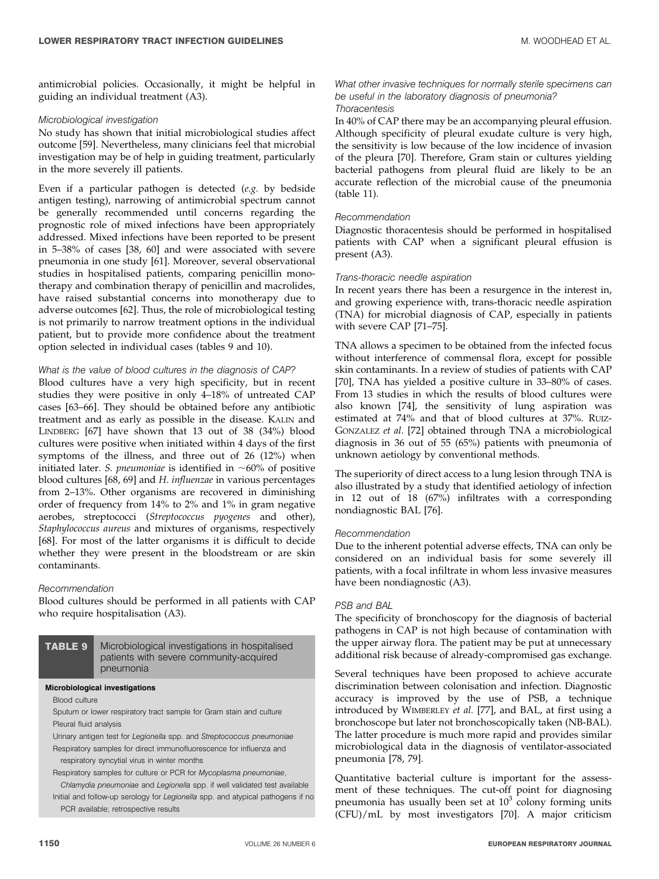antimicrobial policies. Occasionally, it might be helpful in guiding an individual treatment (A3).

#### *Microbiological investigation*

No study has shown that initial microbiological studies affect outcome [59]. Nevertheless, many clinicians feel that microbial investigation may be of help in guiding treatment, particularly in the more severely ill patients.

Even if a particular pathogen is detected (*e.g.* by bedside antigen testing), narrowing of antimicrobial spectrum cannot be generally recommended until concerns regarding the prognostic role of mixed infections have been appropriately addressed. Mixed infections have been reported to be present in 5–38% of cases [38, 60] and were associated with severe pneumonia in one study [61]. Moreover, several observational studies in hospitalised patients, comparing penicillin monotherapy and combination therapy of penicillin and macrolides, have raised substantial concerns into monotherapy due to adverse outcomes [62]. Thus, the role of microbiological testing is not primarily to narrow treatment options in the individual patient, but to provide more confidence about the treatment option selected in individual cases (tables 9 and 10).

#### *What is the value of blood cultures in the diagnosis of CAP?*

Blood cultures have a very high specificity, but in recent studies they were positive in only 4–18% of untreated CAP cases [63–66]. They should be obtained before any antibiotic treatment and as early as possible in the disease. KALIN and LINDBERG [67] have shown that 13 out of 38 (34%) blood cultures were positive when initiated within 4 days of the first symptoms of the illness, and three out of 26 (12%) when initiated later. *S. pneumoniae* is identified in ~60% of positive blood cultures [68, 69] and *H. influenzae* in various percentages from 2–13%. Other organisms are recovered in diminishing order of frequency from 14% to 2% and 1% in gram negative aerobes, streptococci (*Streptococcus pyogenes* and other), *Staphylococcus aureus* and mixtures of organisms, respectively [68]. For most of the latter organisms it is difficult to decide whether they were present in the bloodstream or are skin contaminants.

#### *Recommendation*

Blood cultures should be performed in all patients with CAP who require hospitalisation (A3).

**TABLE 9** Microbiological investigations in hospitalised patients with severe community-acquired pneumonia

| Microbiological investigations |
|---|
| Blood culture |
| Sputum or lower respiratory tract sample for Gram stain and culture |
| Pleural fluid analysis |
| Urinary antigen test for *Legionella* spp. and *Streptococcus pneumoniae* |
| Respiratory samples for direct immunofluorescence for influenza and respiratory syncytial virus in winter months |
| Respiratory samples for culture or PCR for *Mycoplasma pneumoniae*, *Chlamydia pneumoniae* and *Legionella* spp. if well validated test available |
| Initial and follow-up serology for *Legionella* spp. and atypical pathogens if no PCR available; retrospective results |

#### *What other invasive techniques for normally sterile specimens can be useful in the laboratory diagnosis of pneumonia?*

#### *Thoracentesis*

In 40% of CAP there may be an accompanying pleural effusion. Although specificity of pleural exudate culture is very high, the sensitivity is low because of the low incidence of invasion of the pleura [70]. Therefore, Gram stain or cultures yielding bacterial pathogens from pleural fluid are likely to be an accurate reflection of the microbial cause of the pneumonia (table 11).

#### *Recommendation*

Diagnostic thoracentesis should be performed in hospitalised patients with CAP when a significant pleural effusion is present (A3).

#### *Trans-thoracic needle aspiration*

In recent years there has been a resurgence in the interest in, and growing experience with, trans-thoracic needle aspiration (TNA) for microbial diagnosis of CAP, especially in patients with severe CAP [71–75].

TNA allows a specimen to be obtained from the infected focus without interference of commensal flora, except for possible skin contaminants. In a review of studies of patients with CAP [70], TNA has yielded a positive culture in 33–80% of cases. From 13 studies in which the results of blood cultures were also known [74], the sensitivity of lung aspiration was estimated at 74% and that of blood cultures at 37%. RUIZ-GONZALEZ *et al.* [72] obtained through TNA a microbiological diagnosis in 36 out of 55 (65%) patients with pneumonia of unknown aetiology by conventional methods.

The superiority of direct access to a lung lesion through TNA is also illustrated by a study that identified aetiology of infection in 12 out of 18 (67%) infiltrates with a corresponding nondiagnostic BAL [76].

#### *Recommendation*

Due to the inherent potential adverse effects, TNA can only be considered on an individual basis for some severely ill patients, with a focal infiltrate in whom less invasive measures have been nondiagnostic (A3).

#### *PSB and BAL*

The specificity of bronchoscopy for the diagnosis of bacterial pathogens in CAP is not high because of contamination with the upper airway flora. The patient may be put at unnecessary additional risk because of already-compromised gas exchange.

Several techniques have been proposed to achieve accurate discrimination between colonisation and infection. Diagnostic accuracy is improved by the use of PSB, a technique introduced by WIMBERLEY *et al.* [77], and BAL, at first using a bronchoscope but later not bronchoscopically taken (NB-BAL). The latter procedure is much more rapid and provides similar microbiological data in the diagnosis of ventilator-associated pneumonia [78, 79].

Quantitative bacterial culture is important for the assessment of these techniques. The cut-off point for diagnosing pneumonia has usually been set at $10^3$ colony forming units (CFU)/mL by most investigators [70]. A major criticism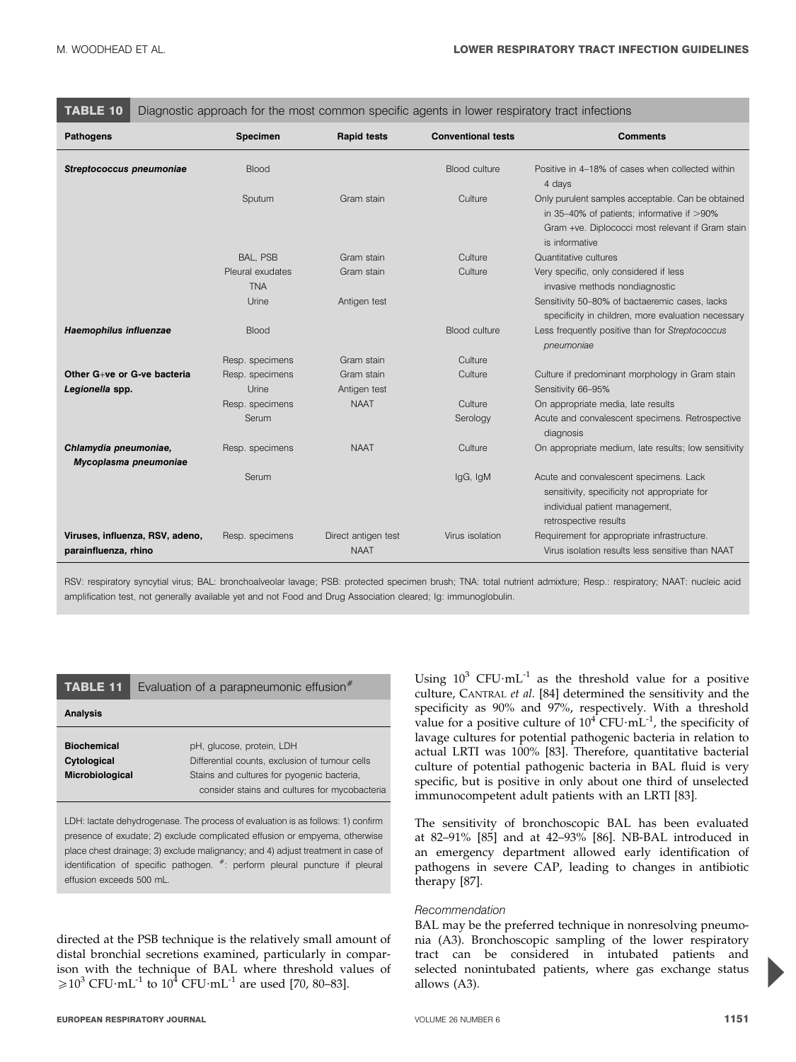**TABLE 10** Diagnostic approach for the most common specific agents in lower respiratory tract infections

| Pathogens | Specimen | Rapid tests | Conventional tests | Comments |
|---|---|---|---|---|
| ***Streptococcus pneumoniae*** | Blood | | Blood culture | Positive in 4–18% of cases when collected within 4 days |
| | Sputum | Gram stain | Culture | Only purulent samples acceptable. Can be obtained in 35–40% of patients; informative if >90% Gram +ve. Diplococci most relevant if Gram stain is informative |
| | BAL, PSB | Gram stain | Culture | Quantitative cultures |
| | Pleural exudates | Gram stain | Culture | Very specific, only considered if less invasive methods nondiagnostic |
| | TNA | | | |
| | Urine | Antigen test | | Sensitivity 50–80% of bactaeremic cases, lacks specificity in children, more evaluation necessary |
| ***Haemophilus influenzae*** | Blood | | Blood culture | Less frequently positive than for *Streptococcus pneumoniae* |
| | Resp. specimens | Gram stain | Culture | |
| **Other G+ve or G-ve bacteria** | Resp. specimens | Gram stain | Culture | Culture if predominant morphology in Gram stain |
| ***Legionella* spp.** | Urine | Antigen test | | Sensitivity 66–95% |
| | Resp. specimens | NAAT | Culture | On appropriate media, late results |
| | Serum | | Serology | Acute and convalescent specimens. Retrospective diagnosis |
| ***Chlamydia pneumoniae, Mycoplasma pneumoniae*** | Resp. specimens | NAAT | Culture | On appropriate medium, late results; low sensitivity |
| | Serum | | IgG, IgM | Acute and convalescent specimens. Lack sensitivity, specificity not appropriate for individual patient management, retrospective results |
| **Viruses, influenza, RSV, adeno, parainfluenza, rhino** | Resp. specimens | Direct antigen test NAAT | Virus isolation | Requirement for appropriate infrastructure. Virus isolation results less sensitive than NAAT |

RSV: respiratory syncytial virus; BAL: bronchoalveolar lavage; PSB: protected specimen brush; TNA: total nutrient admixture; Resp.: respiratory; NAAT: nucleic acid amplification test, not generally available yet and not Food and Drug Association cleared; Ig: immunoglobulin.

**TABLE 11** Evaluation of a parapneumonic effusion[#]

| Analysis | |
|---|---|
| **Biochemical** | pH, glucose, protein, LDH |
| **Cytological** | Differential counts, exclusion of tumour cells |
| **Microbiological** | Stains and cultures for pyogenic bacteria, consider stains and cultures for mycobacteria |

LDH: lactate dehydrogenase. The process of evaluation is as follows: 1) confirm presence of exudate; 2) exclude complicated effusion or empyema, otherwise place chest drainage; 3) exclude malignancy; and 4) adjust treatment in case of identification of specific pathogen. #: perform pleural puncture if pleural effusion exceeds 500 mL.

directed at the PSB technique is the relatively small amount of distal bronchial secretions examined, particularly in comparison with the technique of BAL where threshold values of $\geqslant 10^3$ CFU·mL$^{-1}$ to $10^4$ CFU·mL$^{-1}$ are used [70, 80–83].

Using $10^3$ CFU·mL$^{-1}$ as the threshold value for a positive culture, CANTRAL *et al.* [84] determined the sensitivity and the specificity as 90% and 97%, respectively. With a threshold value for a positive culture of $10^4$ CFU·mL$^{-1}$, the specificity of lavage cultures for potential pathogenic bacteria in relation to actual LRTI was 100% [83]. Therefore, quantitative bacterial culture of potential pathogenic bacteria in BAL fluid is very specific, but is positive in only about one third of unselected immunocompetent adult patients with an LRTI [83].

The sensitivity of bronchoscopic BAL has been evaluated at 82–91% [85] and at 42–93% [86]. NB-BAL introduced in an emergency department allowed early identification of pathogens in severe CAP, leading to changes in antibiotic therapy [87].

*Recommendation*

BAL may be the preferred technique in nonresolving pneumonia (A3). Bronchoscopic sampling of the lower respiratory tract can be considered in intubated patients and selected nonintubated patients, where gas exchange status allows (A3).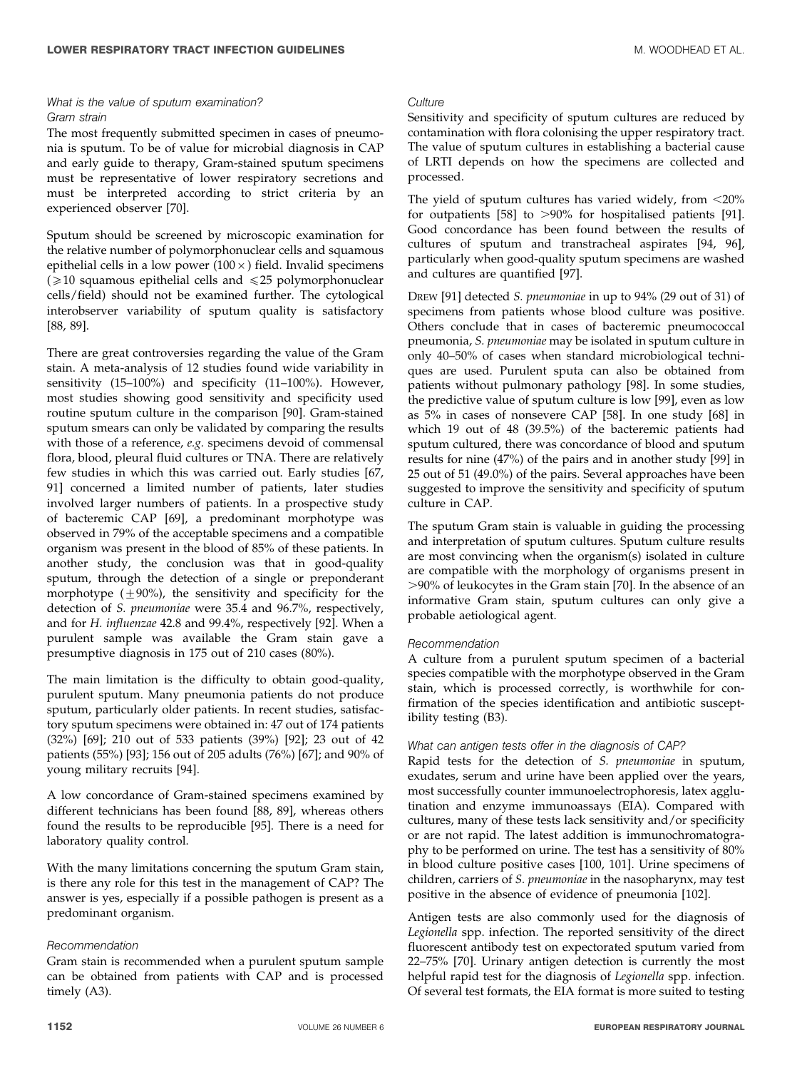*What is the value of sputum examination?*
*Gram strain*

The most frequently submitted specimen in cases of pneumonia is sputum. To be of value for microbial diagnosis in CAP and early guide to therapy, Gram-stained sputum specimens must be representative of lower respiratory secretions and must be interpreted according to strict criteria by an experienced observer [70].

Sputum should be screened by microscopic examination for the relative number of polymorphonuclear cells and squamous epithelial cells in a low power (100×) field. Invalid specimens (≥10 squamous epithelial cells and ≤25 polymorphonuclear cells/field) should not be examined further. The cytological interobserver variability of sputum quality is satisfactory [88, 89].

There are great controversies regarding the value of the Gram stain. A meta-analysis of 12 studies found wide variability in sensitivity (15–100%) and specificity (11–100%). However, most studies showing good sensitivity and specificity used routine sputum culture in the comparison [90]. Gram-stained sputum smears can only be validated by comparing the results with those of a reference, *e.g.* specimens devoid of commensal flora, blood, pleural fluid cultures or TNA. There are relatively few studies in which this was carried out. Early studies [67, 91] concerned a limited number of patients, later studies involved larger numbers of patients. In a prospective study of bacteremic CAP [69], a predominant morphotype was observed in 79% of the acceptable specimens and a compatible organism was present in the blood of 85% of these patients. In another study, the conclusion was that in good-quality sputum, through the detection of a single or preponderant morphotype (±90%), the sensitivity and specificity for the detection of *S. pneumoniae* were 35.4 and 96.7%, respectively, and for *H. influenzae* 42.8 and 99.4%, respectively [92]. When a purulent sample was available the Gram stain gave a presumptive diagnosis in 175 out of 210 cases (80%).

The main limitation is the difficulty to obtain good-quality, purulent sputum. Many pneumonia patients do not produce sputum, particularly older patients. In recent studies, satisfactory sputum specimens were obtained in: 47 out of 174 patients (32%) [69]; 210 out of 533 patients (39%) [92]; 23 out of 42 patients (55%) [93]; 156 out of 205 adults (76%) [67]; and 90% of young military recruits [94].

A low concordance of Gram-stained specimens examined by different technicians has been found [88, 89], whereas others found the results to be reproducible [95]. There is a need for laboratory quality control.

With the many limitations concerning the sputum Gram stain, is there any role for this test in the management of CAP? The answer is yes, especially if a possible pathogen is present as a predominant organism.

*Recommendation*

Gram stain is recommended when a purulent sputum sample can be obtained from patients with CAP and is processed timely (A3).

*Culture*

Sensitivity and specificity of sputum cultures are reduced by contamination with flora colonising the upper respiratory tract. The value of sputum cultures in establishing a bacterial cause of LRTI depends on how the specimens are collected and processed.

The yield of sputum cultures has varied widely, from <20% for outpatients [58] to >90% for hospitalised patients [91]. Good concordance has been found between the results of cultures of sputum and transtracheal aspirates [94, 96], particularly when good-quality sputum specimens are washed and cultures are quantified [97].

DREW [91] detected *S. pneumoniae* in up to 94% (29 out of 31) of specimens from patients whose blood culture was positive. Others conclude that in cases of bacteremic pneumococcal pneumonia, *S. pneumoniae* may be isolated in sputum culture in only 40–50% of cases when standard microbiological techniques are used. Purulent sputa can also be obtained from patients without pulmonary pathology [98]. In some studies, the predictive value of sputum culture is low [99], even as low as 5% in cases of nonsevere CAP [58]. In one study [68] in which 19 out of 48 (39.5%) of the bacteremic patients had sputum cultured, there was concordance of blood and sputum results for nine (47%) of the pairs and in another study [99] in 25 out of 51 (49.0%) of the pairs. Several approaches have been suggested to improve the sensitivity and specificity of sputum culture in CAP.

The sputum Gram stain is valuable in guiding the processing and interpretation of sputum cultures. Sputum culture results are most convincing when the organism(s) isolated in culture are compatible with the morphology of organisms present in >90% of leukocytes in the Gram stain [70]. In the absence of an informative Gram stain, sputum cultures can only give a probable aetiological agent.

*Recommendation*

A culture from a purulent sputum specimen of a bacterial species compatible with the morphotype observed in the Gram stain, which is processed correctly, is worthwhile for confirmation of the species identification and antibiotic susceptibility testing (B3).

*What can antigen tests offer in the diagnosis of CAP?*

Rapid tests for the detection of *S. pneumoniae* in sputum, exudates, serum and urine have been applied over the years, most successfully counter immunoelectrophoresis, latex agglutination and enzyme immunoassays (EIA). Compared with cultures, many of these tests lack sensitivity and/or specificity or are not rapid. The latest addition is immunochromatography to be performed on urine. The test has a sensitivity of 80% in blood culture positive cases [100, 101]. Urine specimens of children, carriers of *S. pneumoniae* in the nasopharynx, may test positive in the absence of evidence of pneumonia [102].

Antigen tests are also commonly used for the diagnosis of *Legionella* spp. infection. The reported sensitivity of the direct fluorescent antibody test on expectorated sputum varied from 22–75% [70]. Urinary antigen detection is currently the most helpful rapid test for the diagnosis of *Legionella* spp. infection. Of several test formats, the EIA format is more suited to testing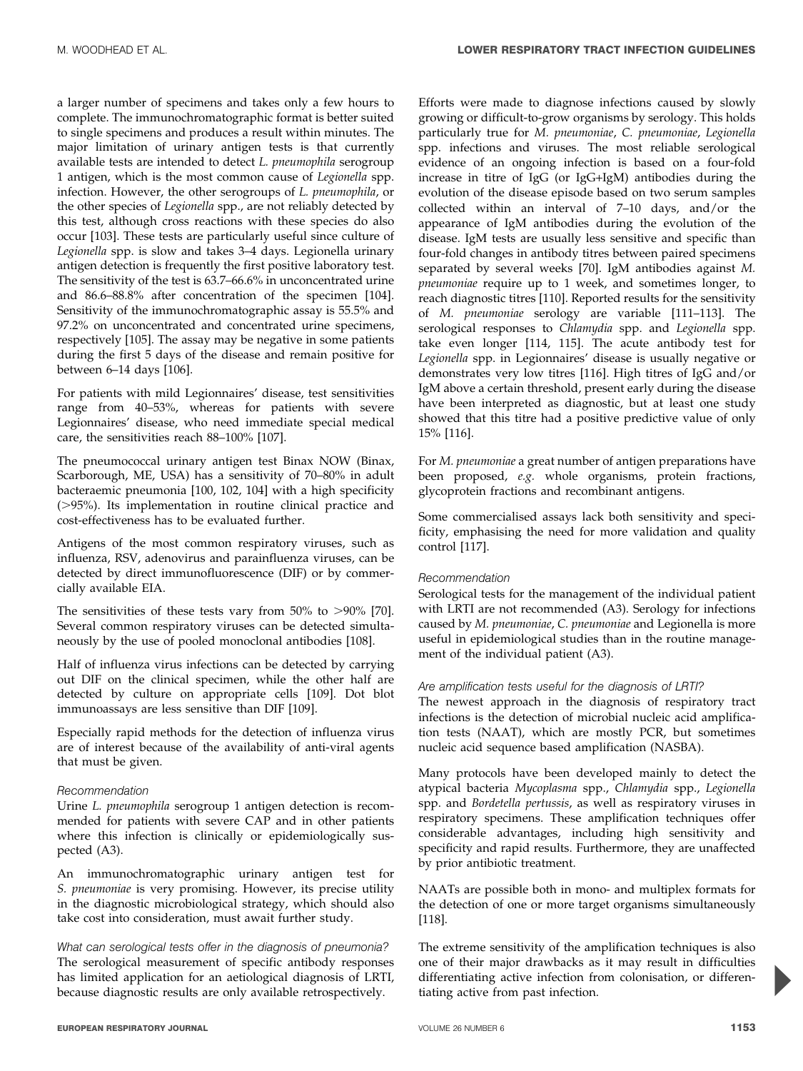a larger number of specimens and takes only a few hours to complete. The immunochromatographic format is better suited to single specimens and produces a result within minutes. The major limitation of urinary antigen tests is that currently available tests are intended to detect *L. pneumophila* serogroup 1 antigen, which is the most common cause of *Legionella* spp. infection. However, the other serogroups of *L. pneumophila*, or the other species of *Legionella* spp., are not reliably detected by this test, although cross reactions with these species do also occur [103]. These tests are particularly useful since culture of *Legionella* spp. is slow and takes 3–4 days. Legionella urinary antigen detection is frequently the first positive laboratory test. The sensitivity of the test is 63.7–66.6% in unconcentrated urine and 86.6–88.8% after concentration of the specimen [104]. Sensitivity of the immunochromatographic assay is 55.5% and 97.2% on unconcentrated and concentrated urine specimens, respectively [105]. The assay may be negative in some patients during the first 5 days of the disease and remain positive for between 6–14 days [106].

For patients with mild Legionnaires' disease, test sensitivities range from 40–53%, whereas for patients with severe Legionnaires' disease, who need immediate special medical care, the sensitivities reach 88–100% [107].

The pneumococcal urinary antigen test Binax NOW (Binax, Scarborough, ME, USA) has a sensitivity of 70–80% in adult bacteraemic pneumonia [100, 102, 104] with a high specificity (>95%). Its implementation in routine clinical practice and cost-effectiveness has to be evaluated further.

Antigens of the most common respiratory viruses, such as influenza, RSV, adenovirus and parainfluenza viruses, can be detected by direct immunofluorescence (DIF) or by commercially available EIA.

The sensitivities of these tests vary from 50% to >90% [70]. Several common respiratory viruses can be detected simultaneously by the use of pooled monoclonal antibodies [108].

Half of influenza virus infections can be detected by carrying out DIF on the clinical specimen, while the other half are detected by culture on appropriate cells [109]. Dot blot immunoassays are less sensitive than DIF [109].

Especially rapid methods for the detection of influenza virus are of interest because of the availability of anti-viral agents that must be given.

#### Recommendation

Urine *L. pneumophila* serogroup 1 antigen detection is recommended for patients with severe CAP and in other patients where this infection is clinically or epidemiologically suspected (A3).

An immunochromatographic urinary antigen test for *S. pneumoniae* is very promising. However, its precise utility in the diagnostic microbiological strategy, which should also take cost into consideration, must await further study.

#### What can serological tests offer in the diagnosis of pneumonia?

The serological measurement of specific antibody responses has limited application for an aetiological diagnosis of LRTI, because diagnostic results are only available retrospectively.

Efforts were made to diagnose infections caused by slowly growing or difficult-to-grow organisms by serology. This holds particularly true for *M. pneumoniae*, *C. pneumoniae*, *Legionella* spp. infections and viruses. The most reliable serological evidence of an ongoing infection is based on a four-fold increase in titre of IgG (or IgG+IgM) antibodies during the evolution of the disease episode based on two serum samples collected within an interval of 7–10 days, and/or the appearance of IgM antibodies during the evolution of the disease. IgM tests are usually less sensitive and specific than four-fold changes in antibody titres between paired specimens separated by several weeks [70]. IgM antibodies against *M. pneumoniae* require up to 1 week, and sometimes longer, to reach diagnostic titres [110]. Reported results for the sensitivity of *M. pneumoniae* serology are variable [111–113]. The serological responses to *Chlamydia* spp. and *Legionella* spp. take even longer [114, 115]. The acute antibody test for *Legionella* spp. in Legionnaires' disease is usually negative or demonstrates very low titres [116]. High titres of IgG and/or IgM above a certain threshold, present early during the disease have been interpreted as diagnostic, but at least one study showed that this titre had a positive predictive value of only 15% [116].

For *M. pneumoniae* a great number of antigen preparations have been proposed, *e.g.* whole organisms, protein fractions, glycoprotein fractions and recombinant antigens.

Some commercialised assays lack both sensitivity and specificity, emphasising the need for more validation and quality control [117].

#### Recommendation

Serological tests for the management of the individual patient with LRTI are not recommended (A3). Serology for infections caused by *M. pneumoniae*, *C. pneumoniae* and Legionella is more useful in epidemiological studies than in the routine management of the individual patient (A3).

#### Are amplification tests useful for the diagnosis of LRTI?

The newest approach in the diagnosis of respiratory tract infections is the detection of microbial nucleic acid amplification tests (NAAT), which are mostly PCR, but sometimes nucleic acid sequence based amplification (NASBA).

Many protocols have been developed mainly to detect the atypical bacteria *Mycoplasma* spp., *Chlamydia* spp., *Legionella* spp. and *Bordetella pertussis*, as well as respiratory viruses in respiratory specimens. These amplification techniques offer considerable advantages, including high sensitivity and specificity and rapid results. Furthermore, they are unaffected by prior antibiotic treatment.

NAATs are possible both in mono- and multiplex formats for the detection of one or more target organisms simultaneously [118].

The extreme sensitivity of the amplification techniques is also one of their major drawbacks as it may result in difficulties differentiating active infection from colonisation, or differentiating active from past infection.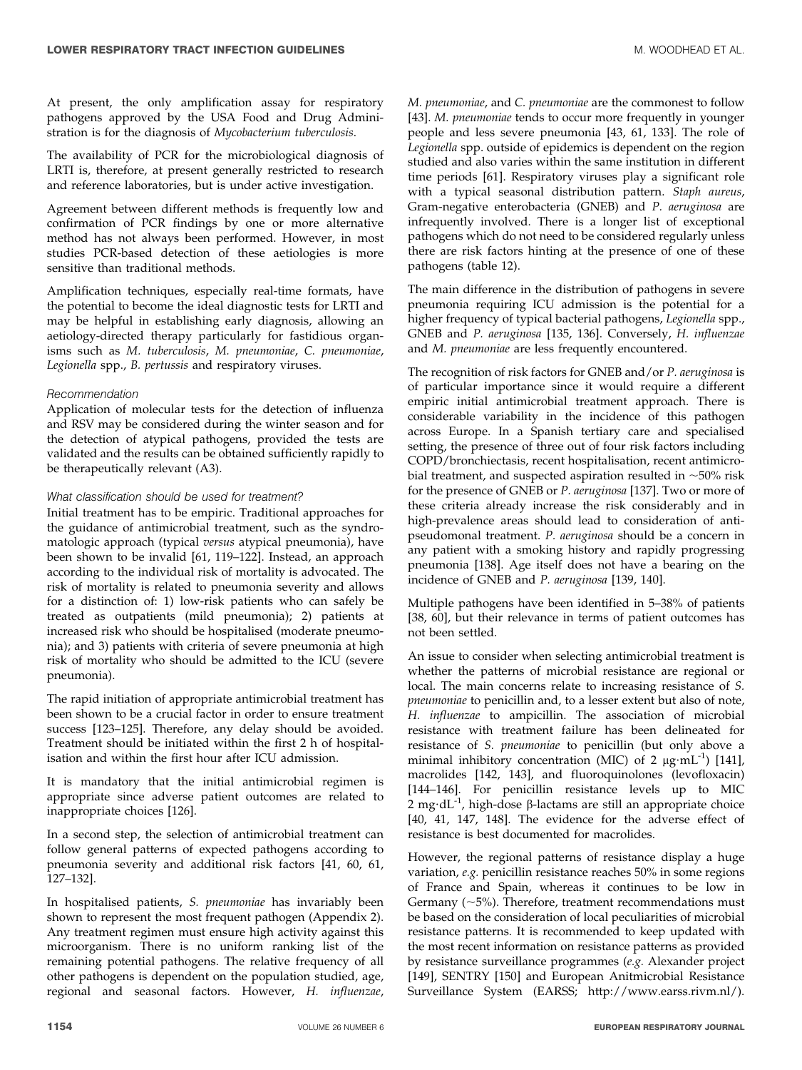At present, the only amplification assay for respiratory pathogens approved by the USA Food and Drug Administration is for the diagnosis of *Mycobacterium tuberculosis*.

The availability of PCR for the microbiological diagnosis of LRTI is, therefore, at present generally restricted to research and reference laboratories, but is under active investigation.

Agreement between different methods is frequently low and confirmation of PCR findings by one or more alternative method has not always been performed. However, in most studies PCR-based detection of these aetiologies is more sensitive than traditional methods.

Amplification techniques, especially real-time formats, have the potential to become the ideal diagnostic tests for LRTI and may be helpful in establishing early diagnosis, allowing an aetiology-directed therapy particularly for fastidious organisms such as *M. tuberculosis*, *M. pneumoniae*, *C. pneumoniae*, *Legionella* spp., *B. pertussis* and respiratory viruses.

#### Recommendation

Application of molecular tests for the detection of influenza and RSV may be considered during the winter season and for the detection of atypical pathogens, provided the tests are validated and the results can be obtained sufficiently rapidly to be therapeutically relevant (A3).

#### What classification should be used for treatment?

Initial treatment has to be empiric. Traditional approaches for the guidance of antimicrobial treatment, such as the syndromatologic approach (typical *versus* atypical pneumonia), have been shown to be invalid [61, 119–122]. Instead, an approach according to the individual risk of mortality is advocated. The risk of mortality is related to pneumonia severity and allows for a distinction of: 1) low-risk patients who can safely be treated as outpatients (mild pneumonia); 2) patients at increased risk who should be hospitalised (moderate pneumonia); and 3) patients with criteria of severe pneumonia at high risk of mortality who should be admitted to the ICU (severe pneumonia).

The rapid initiation of appropriate antimicrobial treatment has been shown to be a crucial factor in order to ensure treatment success [123–125]. Therefore, any delay should be avoided. Treatment should be initiated within the first 2 h of hospitalisation and within the first hour after ICU admission.

It is mandatory that the initial antimicrobial regimen is appropriate since adverse patient outcomes are related to inappropriate choices [126].

In a second step, the selection of antimicrobial treatment can follow general patterns of expected pathogens according to pneumonia severity and additional risk factors [41, 60, 61, 127–132].

In hospitalised patients, *S. pneumoniae* has invariably been shown to represent the most frequent pathogen (Appendix 2). Any treatment regimen must ensure high activity against this microorganism. There is no uniform ranking list of the remaining potential pathogens. The relative frequency of all other pathogens is dependent on the population studied, age, regional and seasonal factors. However, *H. influenzae*, *M. pneumoniae*, and *C. pneumoniae* are the commonest to follow [43]. *M. pneumoniae* tends to occur more frequently in younger people and less severe pneumonia [43, 61, 133]. The role of *Legionella* spp. outside of epidemics is dependent on the region studied and also varies within the same institution in different time periods [61]. Respiratory viruses play a significant role with a typical seasonal distribution pattern. *Staph aureus*, Gram-negative enterobacteria (GNEB) and *P. aeruginosa* are infrequently involved. There is a longer list of exceptional pathogens which do not need to be considered regularly unless there are risk factors hinting at the presence of one of these pathogens (table 12).

The main difference in the distribution of pathogens in severe pneumonia requiring ICU admission is the potential for a higher frequency of typical bacterial pathogens, *Legionella* spp., GNEB and *P. aeruginosa* [135, 136]. Conversely, *H. influenzae* and *M. pneumoniae* are less frequently encountered.

The recognition of risk factors for GNEB and/or *P. aeruginosa* is of particular importance since it would require a different empiric initial antimicrobial treatment approach. There is considerable variability in the incidence of this pathogen across Europe. In a Spanish tertiary care and specialised setting, the presence of three out of four risk factors including COPD/bronchiectasis, recent hospitalisation, recent antimicrobial treatment, and suspected aspiration resulted in ~50% risk for the presence of GNEB or *P. aeruginosa* [137]. Two or more of these criteria already increase the risk considerably and in high-prevalence areas should lead to consideration of anti-pseudomonal treatment. *P. aeruginosa* should be a concern in any patient with a smoking history and rapidly progressing pneumonia [138]. Age itself does not have a bearing on the incidence of GNEB and *P. aeruginosa* [139, 140].

Multiple pathogens have been identified in 5–38% of patients [38, 60], but their relevance in terms of patient outcomes has not been settled.

An issue to consider when selecting antimicrobial treatment is whether the patterns of microbial resistance are regional or local. The main concerns relate to increasing resistance of *S. pneumoniae* to penicillin and, to a lesser extent but also of note, *H. influenzae* to ampicillin. The association of microbial resistance with treatment failure has been delineated for resistance of *S. pneumoniae* to penicillin (but only above a minimal inhibitory concentration (MIC) of 2 $\mu g \cdot mL^{-1}$) [141], macrolides [142, 143], and fluoroquinolones (levofloxacin) [144–146]. For penicillin resistance levels up to MIC 2 $mg \cdot dL^{-1}$, high-dose β-lactams are still an appropriate choice [40, 41, 147, 148]. The evidence for the adverse effect of resistance is best documented for macrolides.

However, the regional patterns of resistance display a huge variation, *e.g.* penicillin resistance reaches 50% in some regions of France and Spain, whereas it continues to be low in Germany (~5%). Therefore, treatment recommendations must be based on the consideration of local peculiarities of microbial resistance patterns. It is recommended to keep updated with the most recent information on resistance patterns as provided by resistance surveillance programmes (*e.g.* Alexander project [149], SENTRY [150] and European Anitmicrobial Resistance Surveillance System (EARSS; http://www.earss.rivm.nl/).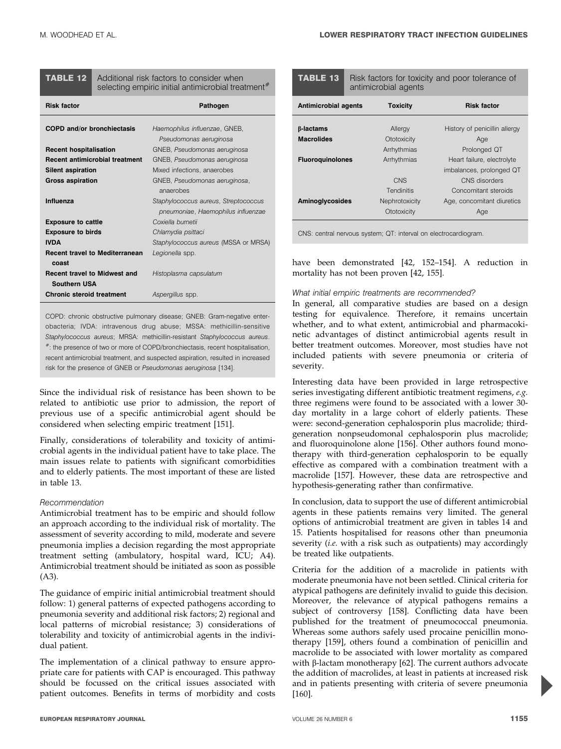**TABLE 12** Additional risk factors to consider when selecting empiric initial antimicrobial treatment[#]

| Risk factor | Pathogen |
|---|---|
| **COPD and/or bronchiectasis** | *Haemophilus influenzae*, GNEB, *Pseudomonas aeruginosa* |
| **Recent hospitalisation** | GNEB, *Pseudomonas aeruginosa* |
| **Recent antimicrobial treatment** | GNEB, *Pseudomonas aeruginosa* |
| **Silent aspiration** | Mixed infections, anaerobes |
| **Gross aspiration** | GNEB, *Pseudomonas aeruginosa*, anaerobes |
| **Influenza** | *Staphylococcus aureus*, *Streptococcus pneumoniae*, *Haemophilus influenzae* |
| **Exposure to cattle** | *Coxiella burnetii* |
| **Exposure to birds** | *Chlamydia psittaci* |
| **IVDA** | *Staphylococcus aureus* (MSSA or MRSA) |
| **Recent travel to Mediterranean coast** | *Legionella* spp. |
| **Recent travel to Midwest and Southern USA** | *Histoplasma capsulatum* |
| **Chronic steroid treatment** | *Aspergillus* spp. |

COPD: chronic obstructive pulmonary disease; GNEB: Gram-negative enterobacteria; IVDA: intravenous drug abuse; MSSA: methicillin-sensitive *Staphylococcus aureus*; MRSA: methicillin-resistant *Staphylococcus aureus*. [#]: the presence of two or more of COPD/bronchiectasis, recent hospitalisation, recent antimicrobial treatment, and suspected aspiration, resulted in increased risk for the presence of GNEB or *Pseudomonas aeruginosa* [134].

Since the individual risk of resistance has been shown to be related to antibiotic use prior to admission, the report of previous use of a specific antimicrobial agent should be considered when selecting empiric treatment [151].

Finally, considerations of tolerability and toxicity of antimicrobial agents in the individual patient have to take place. The main issues relate to patients with significant comorbidities and to elderly patients. The most important of these are listed in table 13.

*Recommendation*

Antimicrobial treatment has to be empiric and should follow an approach according to the individual risk of mortality. The assessment of severity according to mild, moderate and severe pneumonia implies a decision regarding the most appropriate treatment setting (ambulatory, hospital ward, ICU; A4). Antimicrobial treatment should be initiated as soon as possible (A3).

The guidance of empiric initial antimicrobial treatment should follow: 1) general patterns of expected pathogens according to pneumonia severity and additional risk factors; 2) regional and local patterns of microbial resistance; 3) considerations of tolerability and toxicity of antimicrobial agents in the individual patient.

The implementation of a clinical pathway to ensure appropriate care for patients with CAP is encouraged. This pathway should be focussed on the critical issues associated with patient outcomes. Benefits in terms of morbidity and costs have been demonstrated [42, 152–154]. A reduction in mortality has not been proven [42, 155].

**TABLE 13** Risk factors for toxicity and poor tolerance of antimicrobial agents

| Antimicrobial agents | Toxicity | Risk factor |
|---|---|---|
| **β-lactams** | Allergy | History of penicillin allergy |
| **Macrolides** | Ototoxicity | Age |
| | Arrhythmias | Prolonged QT |
| **Fluoroquinolones** | Arrhythmias | Heart failure, electrolyte imbalances, prolonged QT |
| | CNS | CNS disorders |
| | Tendinitis | Concomitant steroids |
| **Aminoglycosides** | Nephrotoxicity | Age, concomitant diuretics |
| | Ototoxicity | Age |

CNS: central nervous system; QT: interval on electrocardiogram.

*What initial empiric treatments are recommended?*

In general, all comparative studies are based on a design testing for equivalence. Therefore, it remains uncertain whether, and to what extent, antimicrobial and pharmacokinetic advantages of distinct antimicrobial agents result in better treatment outcomes. Moreover, most studies have not included patients with severe pneumonia or criteria of severity.

Interesting data have been provided in large retrospective series investigating different antibiotic treatment regimens, *e.g.* three regimens were found to be associated with a lower 30-day mortality in a large cohort of elderly patients. These were: second-generation cephalosporin plus macrolide; third-generation nonpseudomonal cephalosporin plus macrolide; and fluoroquinolone alone [156]. Other authors found monotherapy with third-generation cephalosporin to be equally effective as compared with a combination treatment with a macrolide [157]. However, these data are retrospective and hypothesis-generating rather than confirmative.

In conclusion, data to support the use of different antimicrobial agents in these patients remains very limited. The general options of antimicrobial treatment are given in tables 14 and 15. Patients hospitalised for reasons other than pneumonia severity (*i.e.* with a risk such as outpatients) may accordingly be treated like outpatients.

Criteria for the addition of a macrolide in patients with moderate pneumonia have not been settled. Clinical criteria for atypical pathogens are definitely invalid to guide this decision. Moreover, the relevance of atypical pathogens remains a subject of controversy [158]. Conflicting data have been published for the treatment of pneumococcal pneumonia. Whereas some authors safely used procaine penicillin monotherapy [159], others found a combination of penicillin and macrolide to be associated with lower mortality as compared with β-lactam monotherapy [62]. The current authors advocate the addition of macrolides, at least in patients at increased risk and in patients presenting with criteria of severe pneumonia [160].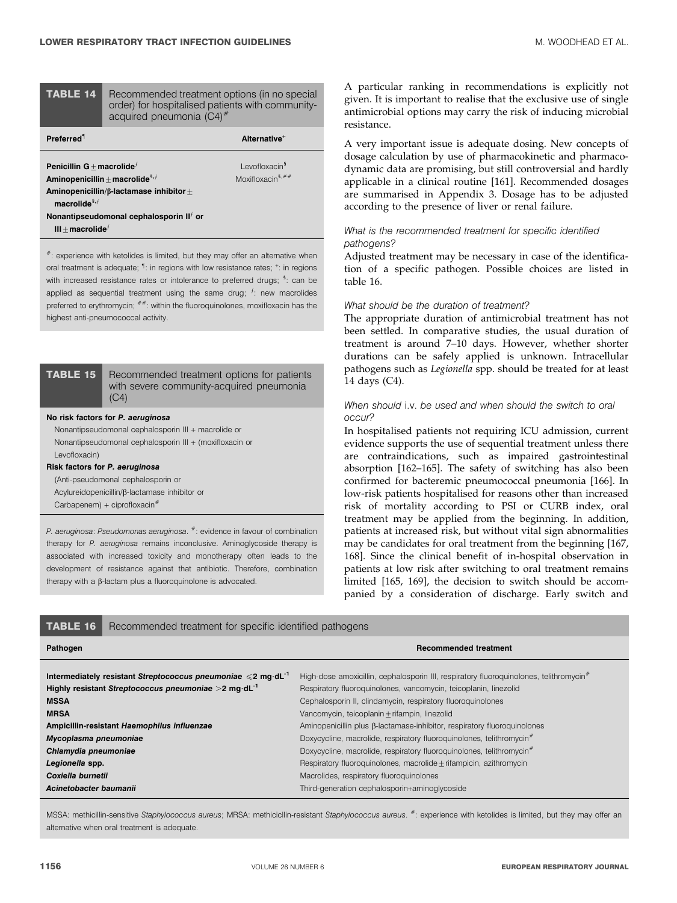**TABLE 14** Recommended treatment options (in no special order) for hospitalised patients with community-acquired pneumonia (C4)[#]

| Preferred[¶] | Alternative[+] |
|---|---|
| Penicillin G ± macrolide[ƒ] | Levofloxacin[§] |
| Aminopenicillin ± macrolide[§,ƒ] | Moxifloxacin[§,##] |
| Aminopenicillin/β-lactamase inhibitor ± macrolide[§,ƒ] | |
| Nonantipseudomonal cephalosporin II[ƒ] or III ± macrolide[ƒ] | |

[#]: experience with ketolides is limited, but they may offer an alternative when oral treatment is adequate; [¶]: in regions with low resistance rates; [+]: in regions with increased resistance rates or intolerance to preferred drugs; [§]: can be applied as sequential treatment using the same drug; [ƒ]: new macrolides preferred to erythromycin; [##]: within the fluoroquinolones, moxifloxacin has the highest anti-pneumococcal activity.

**TABLE 15** Recommended treatment options for patients with severe community-acquired pneumonia (C4)

**No risk factors for *P. aeruginosa***
Nonantipseudomonal cephalosporin III + macrolide or
Nonantipseudomonal cephalosporin III + (moxifloxacin or Levofloxacin)

**Risk factors for *P. aeruginosa***
(Anti-pseudomonal cephalosporin or
Acylureidopenicillin/β-lactamase inhibitor or
Carbapenem) + ciprofloxacin[#]

*P. aeruginosa*: *Pseudomonas aeruginosa*. [#]: evidence in favour of combination therapy for *P. aeruginosa* remains inconclusive. Aminoglycoside therapy is associated with increased toxicity and monotherapy often leads to the development of resistance against that antibiotic. Therefore, combination therapy with a β-lactam plus a fluoroquinolone is advocated.

A particular ranking in recommendations is explicitly not given. It is important to realise that the exclusive use of single antimicrobial options may carry the risk of inducing microbial resistance.

A very important issue is adequate dosing. New concepts of dosage calculation by use of pharmacokinetic and pharmacodynamic data are promising, but still controversial and hardly applicable in a clinical routine [161]. Recommended dosages are summarised in Appendix 3. Dosage has to be adjusted according to the presence of liver or renal failure.

*What is the recommended treatment for specific identified pathogens?*

Adjusted treatment may be necessary in case of the identification of a specific pathogen. Possible choices are listed in table 16.

*What should be the duration of treatment?*

The appropriate duration of antimicrobial treatment has not been settled. In comparative studies, the usual duration of treatment is around 7–10 days. However, whether shorter durations can be safely applied is unknown. Intracellular pathogens such as *Legionella* spp. should be treated for at least 14 days (C4).

*When should* i.v. *be used and when should the switch to oral occur?*

In hospitalised patients not requiring ICU admission, current evidence supports the use of sequential treatment unless there are contraindications, such as impaired gastrointestinal absorption [162–165]. The safety of switching has also been confirmed for bacteremic pneumococcal pneumonia [166]. In low-risk patients hospitalised for reasons other than increased risk of mortality according to PSI or CURB index, oral treatment may be applied from the beginning. In addition, patients at increased risk, but without vital sign abnormalities may be candidates for oral treatment from the beginning [167, 168]. Since the clinical benefit of in-hospital observation in patients at low risk after switching to oral treatment remains limited [165, 169], the decision to switch should be accompanied by a consideration of discharge. Early switch and

**TABLE 16** Recommended treatment for specific identified pathogens

| Pathogen | Recommended treatment |
|---|---|
| **Intermediately resistant *Streptococcus pneumoniae* ≤2 mg·dL⁻¹** | High-dose amoxicillin, cephalosporin III, respiratory fluoroquinolones, telithromycin[#] |
| **Highly resistant *Streptococcus pneumoniae* >2 mg·dL⁻¹** | Respiratory fluoroquinolones, vancomycin, teicoplanin, linezolid |
| **MSSA** | Cephalosporin II, clindamycin, respiratory fluoroquinolones |
| **MRSA** | Vancomycin, teicoplanin ± rifampin, linezolid |
| **Ampicillin-resistant *Haemophilus influenzae*** | Aminopenicillin plus β-lactamase-inhibitor, respiratory fluoroquinolones |
| ***Mycoplasma pneumoniae*** | Doxycycline, macrolide, respiratory fluoroquinolones, telithromycin[#] |
| ***Chlamydia pneumoniae*** | Doxycycline, macrolide, respiratory fluoroquinolones, telithromycin[#] |
| ***Legionella* spp.** | Respiratory fluoroquinolones, macrolide ± rifampicin, azithromycin |
| ***Coxiella burnetii*** | Macrolides, respiratory fluoroquinolones |
| ***Acinetobacter baumanii*** | Third-generation cephalosporin+aminoglycoside |

MSSA: methicillin-sensitive *Staphylococcus aureus*; MRSA: methicicllin-resistant *Staphylococcus aureus*. [#]: experience with ketolides is limited, but they may offer an alternative when oral treatment is adequate.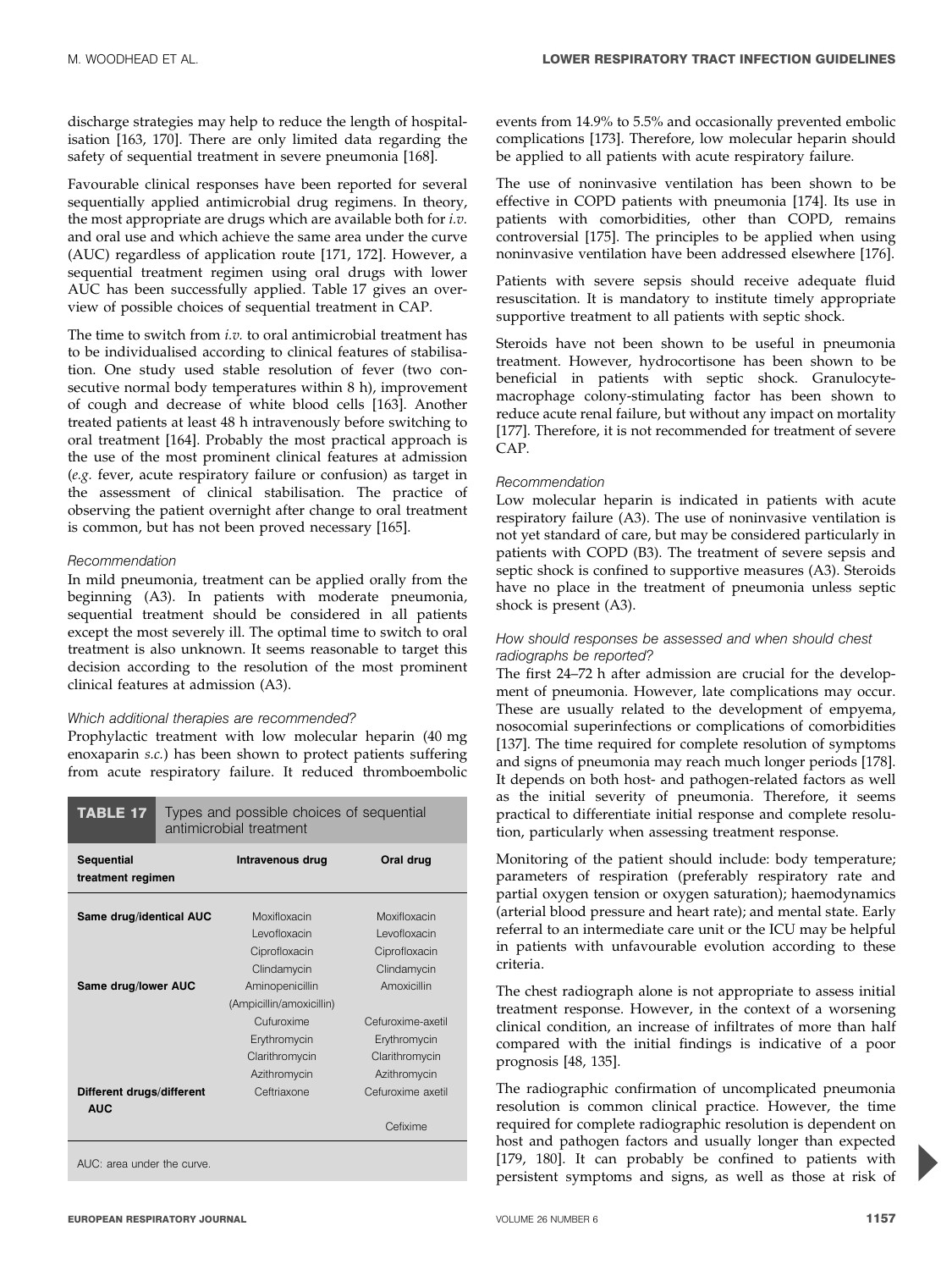discharge strategies may help to reduce the length of hospitalisation [163, 170]. There are only limited data regarding the safety of sequential treatment in severe pneumonia [168].

Favourable clinical responses have been reported for several sequentially applied antimicrobial drug regimens. In theory, the most appropriate are drugs which are available both for *i.v.* and oral use and which achieve the same area under the curve (AUC) regardless of application route [171, 172]. However, a sequential treatment regimen using oral drugs with lower AUC has been successfully applied. Table 17 gives an overview of possible choices of sequential treatment in CAP.

The time to switch from *i.v.* to oral antimicrobial treatment has to be individualised according to clinical features of stabilisation. One study used stable resolution of fever (two consecutive normal body temperatures within 8 h), improvement of cough and decrease of white blood cells [163]. Another treated patients at least 48 h intravenously before switching to oral treatment [164]. Probably the most practical approach is the use of the most prominent clinical features at admission (*e.g.* fever, acute respiratory failure or confusion) as target in the assessment of clinical stabilisation. The practice of observing the patient overnight after change to oral treatment is common, but has not been proved necessary [165].

*Recommendation*

In mild pneumonia, treatment can be applied orally from the beginning (A3). In patients with moderate pneumonia, sequential treatment should be considered in all patients except the most severely ill. The optimal time to switch to oral treatment is also unknown. It seems reasonable to target this decision according to the resolution of the most prominent clinical features at admission (A3).

*Which additional therapies are recommended?*

Prophylactic treatment with low molecular heparin (40 mg enoxaparin *s.c.*) has been shown to protect patients suffering from acute respiratory failure. It reduced thromboembolic events from 14.9% to 5.5% and occasionally prevented embolic complications [173]. Therefore, low molecular heparin should be applied to all patients with acute respiratory failure.

The use of noninvasive ventilation has been shown to be effective in COPD patients with pneumonia [174]. Its use in patients with comorbidities, other than COPD, remains controversial [175]. The principles to be applied when using noninvasive ventilation have been addressed elsewhere [176].

Patients with severe sepsis should receive adequate fluid resuscitation. It is mandatory to institute timely appropriate supportive treatment to all patients with septic shock.

Steroids have not been shown to be useful in pneumonia treatment. However, hydrocortisone has been shown to be beneficial in patients with septic shock. Granulocyte-macrophage colony-stimulating factor has been shown to reduce acute renal failure, but without any impact on mortality [177]. Therefore, it is not recommended for treatment of severe CAP.

*Recommendation*

Low molecular heparin is indicated in patients with acute respiratory failure (A3). The use of noninvasive ventilation is not yet standard of care, but may be considered particularly in patients with COPD (B3). The treatment of severe sepsis and septic shock is confined to supportive measures (A3). Steroids have no place in the treatment of pneumonia unless septic shock is present (A3).

*How should responses be assessed and when should chest radiographs be reported?*

The first 24–72 h after admission are crucial for the development of pneumonia. However, late complications may occur. These are usually related to the development of empyema, nosocomial superinfections or complications of comorbidities [137]. The time required for complete resolution of symptoms and signs of pneumonia may reach much longer periods [178]. It depends on both host- and pathogen-related factors as well as the initial severity of pneumonia. Therefore, it seems practical to differentiate initial response and complete resolution, particularly when assessing treatment response.

Monitoring of the patient should include: body temperature; parameters of respiration (preferably respiratory rate and partial oxygen tension or oxygen saturation); haemodynamics (arterial blood pressure and heart rate); and mental state. Early referral to an intermediate care unit or the ICU may be helpful in patients with unfavourable evolution according to these criteria.

The chest radiograph alone is not appropriate to assess initial treatment response. However, in the context of a worsening clinical condition, an increase of infiltrates of more than half compared with the initial findings is indicative of a poor prognosis [48, 135].

The radiographic confirmation of uncomplicated pneumonia resolution is common clinical practice. However, the time required for complete radiographic resolution is dependent on host and pathogen factors and usually longer than expected [179, 180]. It can probably be confined to patients with persistent symptoms and signs, as well as those at risk of

**TABLE 17** Types and possible choices of sequential antimicrobial treatment

| Sequential treatment regimen | Intravenous drug | Oral drug |
|---|---|---|
| Same drug/identical AUC | Moxifloxacin | Moxifloxacin |
| | Levofloxacin | Levofloxacin |
| | Ciprofloxacin | Ciprofloxacin |
| | Clindamycin | Clindamycin |
| Same drug/lower AUC | Aminopenicillin (Ampicillin/amoxicillin) | Amoxicillin |
| | Cufuroxime | Cefuroxime-axetil |
| | Erythromycin | Erythromycin |
| | Clarithromycin | Clarithromycin |
| | Azithromycin | Azithromycin |
| Different drugs/different AUC | Ceftriaxone | Cefuroxime axetil |
| | | Cefixime |

AUC: area under the curve.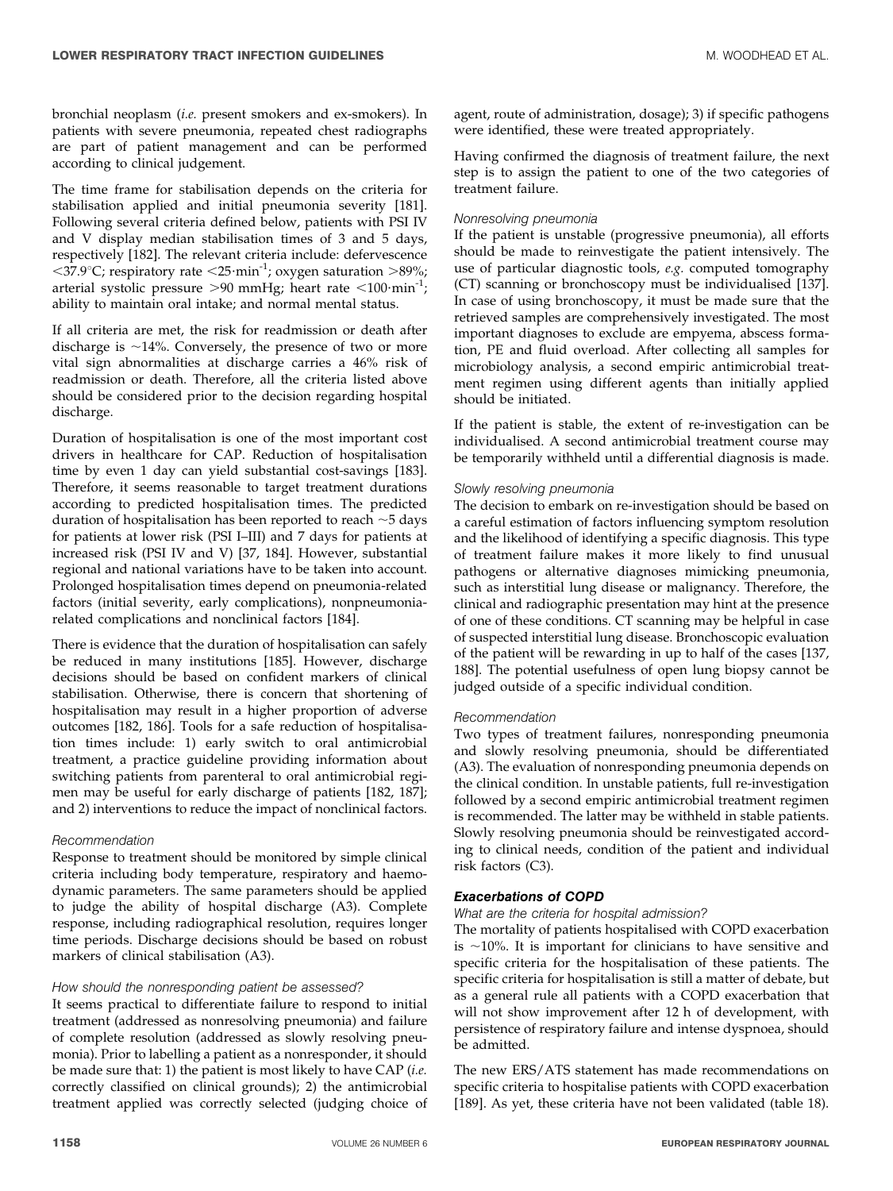bronchial neoplasm (*i.e.* present smokers and ex-smokers). In patients with severe pneumonia, repeated chest radiographs are part of patient management and can be performed according to clinical judgement.

The time frame for stabilisation depends on the criteria for stabilisation applied and initial pneumonia severity [181]. Following several criteria defined below, patients with PSI IV and V display median stabilisation times of 3 and 5 days, respectively [182]. The relevant criteria include: defervescence <37.9°C; respiratory rate $<25 \cdot \text{min}^{-1}$; oxygen saturation >89%; arterial systolic pressure >90 mmHg; heart rate $<100 \cdot \text{min}^{-1}$; ability to maintain oral intake; and normal mental status.

If all criteria are met, the risk for readmission or death after discharge is ~14%. Conversely, the presence of two or more vital sign abnormalities at discharge carries a 46% risk of readmission or death. Therefore, all the criteria listed above should be considered prior to the decision regarding hospital discharge.

Duration of hospitalisation is one of the most important cost drivers in healthcare for CAP. Reduction of hospitalisation time by even 1 day can yield substantial cost-savings [183]. Therefore, it seems reasonable to target treatment durations according to predicted hospitalisation times. The predicted duration of hospitalisation has been reported to reach ~5 days for patients at lower risk (PSI I–III) and 7 days for patients at increased risk (PSI IV and V) [37, 184]. However, substantial regional and national variations have to be taken into account. Prolonged hospitalisation times depend on pneumonia-related factors (initial severity, early complications), nonpneumonia-related complications and nonclinical factors [184].

There is evidence that the duration of hospitalisation can safely be reduced in many institutions [185]. However, discharge decisions should be based on confident markers of clinical stabilisation. Otherwise, there is concern that shortening of hospitalisation may result in a higher proportion of adverse outcomes [182, 186]. Tools for a safe reduction of hospitalisation times include: 1) early switch to oral antimicrobial treatment, a practice guideline providing information about switching patients from parenteral to oral antimicrobial regimen may be useful for early discharge of patients [182, 187]; and 2) interventions to reduce the impact of nonclinical factors.

*Recommendation*

Response to treatment should be monitored by simple clinical criteria including body temperature, respiratory and haemodynamic parameters. The same parameters should be applied to judge the ability of hospital discharge (A3). Complete response, including radiographical resolution, requires longer time periods. Discharge decisions should be based on robust markers of clinical stabilisation (A3).

*How should the nonresponding patient be assessed?*

It seems practical to differentiate failure to respond to initial treatment (addressed as nonresolving pneumonia) and failure of complete resolution (addressed as slowly resolving pneumonia). Prior to labelling a patient as a nonresponder, it should be made sure that: 1) the patient is most likely to have CAP (*i.e.* correctly classified on clinical grounds); 2) the antimicrobial treatment applied was correctly selected (judging choice of agent, route of administration, dosage); 3) if specific pathogens were identified, these were treated appropriately.

Having confirmed the diagnosis of treatment failure, the next step is to assign the patient to one of the two categories of treatment failure.

*Nonresolving pneumonia*

If the patient is unstable (progressive pneumonia), all efforts should be made to reinvestigate the patient intensively. The use of particular diagnostic tools, *e.g.* computed tomography (CT) scanning or bronchoscopy must be individualised [137]. In case of using bronchoscopy, it must be made sure that the retrieved samples are comprehensively investigated. The most important diagnoses to exclude are empyema, abscess formation, PE and fluid overload. After collecting all samples for microbiology analysis, a second empiric antimicrobial treatment regimen using different agents than initially applied should be initiated.

If the patient is stable, the extent of re-investigation can be individualised. A second antimicrobial treatment course may be temporarily withheld until a differential diagnosis is made.

*Slowly resolving pneumonia*

The decision to embark on re-investigation should be based on a careful estimation of factors influencing symptom resolution and the likelihood of identifying a specific diagnosis. This type of treatment failure makes it more likely to find unusual pathogens or alternative diagnoses mimicking pneumonia, such as interstitial lung disease or malignancy. Therefore, the clinical and radiographic presentation may hint at the presence of one of these conditions. CT scanning may be helpful in case of suspected interstitial lung disease. Bronchoscopic evaluation of the patient will be rewarding in up to half of the cases [137, 188]. The potential usefulness of open lung biopsy cannot be judged outside of a specific individual condition.

*Recommendation*

Two types of treatment failures, nonresponding pneumonia and slowly resolving pneumonia, should be differentiated (A3). The evaluation of nonresponding pneumonia depends on the clinical condition. In unstable patients, full re-investigation followed by a second empiric antimicrobial treatment regimen is recommended. The latter may be withheld in stable patients. Slowly resolving pneumonia should be reinvestigated according to clinical needs, condition of the patient and individual risk factors (C3).

### Exacerbations of COPD

*What are the criteria for hospital admission?*

The mortality of patients hospitalised with COPD exacerbation is ~10%. It is important for clinicians to have sensitive and specific criteria for the hospitalisation of these patients. The specific criteria for hospitalisation is still a matter of debate, but as a general rule all patients with a COPD exacerbation that will not show improvement after 12 h of development, with persistence of respiratory failure and intense dyspnoea, should be admitted.

The new ERS/ATS statement has made recommendations on specific criteria to hospitalise patients with COPD exacerbation [189]. As yet, these criteria have not been validated (table 18).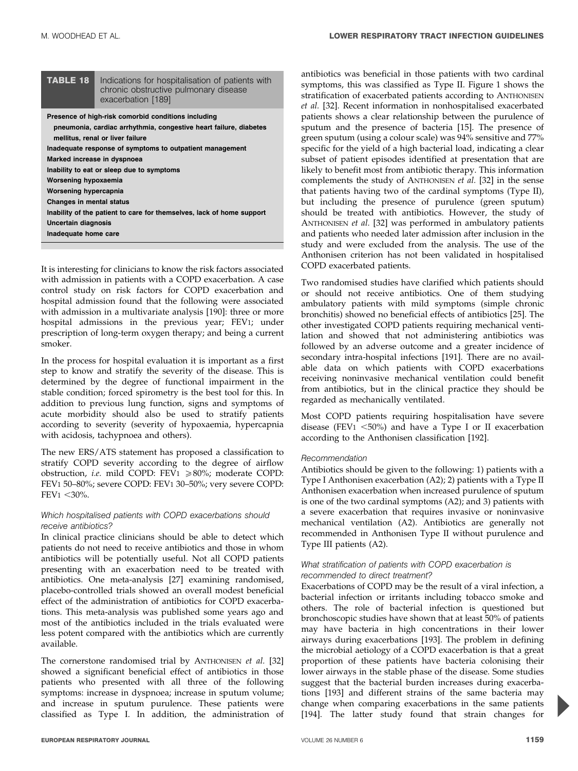**TABLE 18** Indications for hospitalisation of patients with chronic obstructive pulmonary disease exacerbation [189]

| |
|---|
| **Presence of high-risk comorbid conditions including pneumonia, cardiac arrhythmia, congestive heart failure, diabetes mellitus, renal or liver failure** |
| **Inadequate response of symptoms to outpatient management** |
| **Marked increase in dyspnoea** |
| **Inability to eat or sleep due to symptoms** |
| **Worsening hypoxaemia** |
| **Worsening hypercapnia** |
| **Changes in mental status** |
| **Inability of the patient to care for themselves, lack of home support** |
| **Uncertain diagnosis** |
| **Inadequate home care** |

It is interesting for clinicians to know the risk factors associated with admission in patients with a COPD exacerbation. A case control study on risk factors for COPD exacerbation and hospital admission found that the following were associated with admission in a multivariate analysis [190]: three or more hospital admissions in the previous year; $FEV_1$; under prescription of long-term oxygen therapy; and being a current smoker.

In the process for hospital evaluation it is important as a first step to know and stratify the severity of the disease. This is determined by the degree of functional impairment in the stable condition; forced spirometry is the best tool for this. In addition to previous lung function, signs and symptoms of acute morbidity should also be used to stratify patients according to severity (severity of hypoxaemia, hypercapnia with acidosis, tachypnoea and others).

The new ERS/ATS statement has proposed a classification to stratify COPD severity according to the degree of airflow obstruction, *i.e.* mild COPD: $FEV_1 \geqslant 80\%$; moderate COPD: $FEV_1$ 50–80%; severe COPD: $FEV_1$ 30–50%; very severe COPD: $FEV_1 < 30\%$.

*Which hospitalised patients with COPD exacerbations should receive antibiotics?*

In clinical practice clinicians should be able to detect which patients do not need to receive antibiotics and those in whom antibiotics will be potentially useful. Not all COPD patients presenting with an exacerbation need to be treated with antibiotics. One meta-analysis [27] examining randomised, placebo-controlled trials showed an overall modest beneficial effect of the administration of antibiotics for COPD exacerbations. This meta-analysis was published some years ago and most of the antibiotics included in the trials evaluated were less potent compared with the antibiotics which are currently available.

The cornerstone randomised trial by ANTHONISEN *et al.* [32] showed a significant beneficial effect of antibiotics in those patients who presented with all three of the following symptoms: increase in dyspnoea; increase in sputum volume; and increase in sputum purulence. These patients were classified as Type I. In addition, the administration of antibiotics was beneficial in those patients with two cardinal symptoms, this was classified as Type II. Figure 1 shows the stratification of exacerbated patients according to ANTHONISEN *et al.* [32]. Recent information in nonhospitalised exacerbated patients shows a clear relationship between the purulence of sputum and the presence of bacteria [15]. The presence of green sputum (using a colour scale) was 94% sensitive and 77% specific for the yield of a high bacterial load, indicating a clear subset of patient episodes identified at presentation that are likely to benefit most from antibiotic therapy. This information complements the study of ANTHONISEN *et al.* [32] in the sense that patients having two of the cardinal symptoms (Type II), but including the presence of purulence (green sputum) should be treated with antibiotics. However, the study of ANTHONISEN *et al.* [32] was performed in ambulatory patients and patients who needed later admission after inclusion in the study and were excluded from the analysis. The use of the Anthonisen criterion has not been validated in hospitalised COPD exacerbated patients.

Two randomised studies have clarified which patients should or should not receive antibiotics. One of them studying ambulatory patients with mild symptoms (simple chronic bronchitis) showed no beneficial effects of antibiotics [25]. The other investigated COPD patients requiring mechanical ventilation and showed that not administering antibiotics was followed by an adverse outcome and a greater incidence of secondary intra-hospital infections [191]. There are no available data on which patients with COPD exacerbations receiving noninvasive mechanical ventilation could benefit from antibiotics, but in the clinical practice they should be regarded as mechanically ventilated.

Most COPD patients requiring hospitalisation have severe disease ($FEV_1 < 50\%$) and have a Type I or II exacerbation according to the Anthonisen classification [192].

*Recommendation*

Antibiotics should be given to the following: 1) patients with a Type I Anthonisen exacerbation (A2); 2) patients with a Type II Anthonisen exacerbation when increased purulence of sputum is one of the two cardinal symptoms (A2); and 3) patients with a severe exacerbation that requires invasive or noninvasive mechanical ventilation (A2). Antibiotics are generally not recommended in Anthonisen Type II without purulence and Type III patients (A2).

*What stratification of patients with COPD exacerbation is recommended to direct treatment?*

Exacerbations of COPD may be the result of a viral infection, a bacterial infection or irritants including tobacco smoke and others. The role of bacterial infection is questioned but bronchoscopic studies have shown that at least 50% of patients may have bacteria in high concentrations in their lower airways during exacerbations [193]. The problem in defining the microbial aetiology of a COPD exacerbation is that a great proportion of these patients have bacteria colonising their lower airways in the stable phase of the disease. Some studies suggest that the bacterial burden increases during exacerbations [193] and different strains of the same bacteria may change when comparing exacerbations in the same patients [194]. The latter study found that strain changes for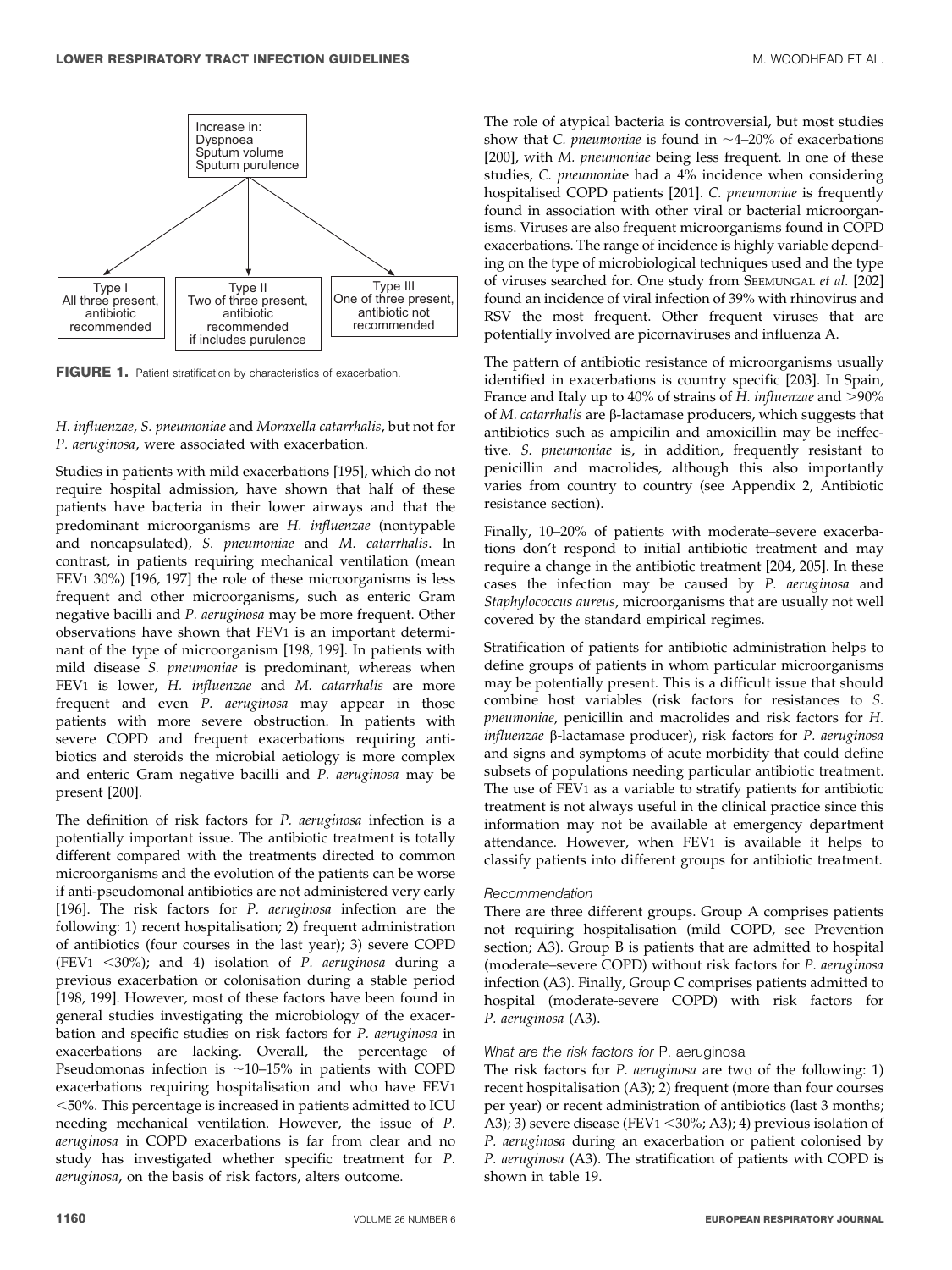Increase in:
Dyspnoea
Sputum volume
Sputum purulence

| Type I | Type II | Type III |
| --- | --- | --- |
| All three present, antibiotic recommended | Two of three present, antibiotic recommended if includes purulence | One of three present, antibiotic not recommended |

**FIGURE 1.** Patient stratification by characteristics of exacerbation.

*H. influenzae*, *S. pneumoniae* and *Moraxella catarrhalis*, but not for *P. aeruginosa*, were associated with exacerbation.

Studies in patients with mild exacerbations [195], which do not require hospital admission, have shown that half of these patients have bacteria in their lower airways and that the predominant microorganisms are *H. influenzae* (nontypable and noncapsulated), *S. pneumoniae* and *M. catarrhalis*. In contrast, in patients requiring mechanical ventilation (mean $FEV_1$ 30%) [196, 197] the role of these microorganisms is less frequent and other microorganisms, such as enteric Gram negative bacilli and *P. aeruginosa* may be more frequent. Other observations have shown that $FEV_1$ is an important determinant of the type of microorganism [198, 199]. In patients with mild disease *S. pneumoniae* is predominant, whereas when $FEV_1$ is lower, *H. influenzae* and *M. catarrhalis* are more frequent and even *P. aeruginosa* may appear in those patients with more severe obstruction. In patients with severe COPD and frequent exacerbations requiring antibiotics and steroids the microbial aetiology is more complex and enteric Gram negative bacilli and *P. aeruginosa* may be present [200].

The definition of risk factors for *P. aeruginosa* infection is a potentially important issue. The antibiotic treatment is totally different compared with the treatments directed to common microorganisms and the evolution of the patients can be worse if anti-pseudomonal antibiotics are not administered very early [196]. The risk factors for *P. aeruginosa* infection are the following: 1) recent hospitalisation; 2) frequent administration of antibiotics (four courses in the last year); 3) severe COPD ($FEV_1$ <30%); and 4) isolation of *P. aeruginosa* during a previous exacerbation or colonisation during a stable period [198, 199]. However, most of these factors have been found in general studies investigating the microbiology of the exacerbation and specific studies on risk factors for *P. aeruginosa* in exacerbations are lacking. Overall, the percentage of Pseudomonas infection is ~10–15% in patients with COPD exacerbations requiring hospitalisation and who have $FEV_1$ <50%. This percentage is increased in patients admitted to ICU needing mechanical ventilation. However, the issue of *P. aeruginosa* in COPD exacerbations is far from clear and no study has investigated whether specific treatment for *P. aeruginosa*, on the basis of risk factors, alters outcome.

The role of atypical bacteria is controversial, but most studies show that *C. pneumoniae* is found in ~4–20% of exacerbations [200], with *M. pneumoniae* being less frequent. In one of these studies, *C. pneumoniae* had a 4% incidence when considering hospitalised COPD patients [201]. *C. pneumoniae* is frequently found in association with other viral or bacterial microorganisms. Viruses are also frequent microorganisms found in COPD exacerbations. The range of incidence is highly variable depending on the type of microbiological techniques used and the type of viruses searched for. One study from SEEMUNGAL *et al.* [202] found an incidence of viral infection of 39% with rhinovirus and RSV the most frequent. Other frequent viruses that are potentially involved are picornaviruses and influenza A.

The pattern of antibiotic resistance of microorganisms usually identified in exacerbations is country specific [203]. In Spain, France and Italy up to 40% of strains of *H. influenzae* and >90% of *M. catarrhalis* are β-lactamase producers, which suggests that antibiotics such as ampicilin and amoxicillin may be ineffective. *S. pneumoniae* is, in addition, frequently resistant to penicillin and macrolides, although this also importantly varies from country to country (see Appendix 2, Antibiotic resistance section).

Finally, 10–20% of patients with moderate–severe exacerbations don't respond to initial antibiotic treatment and may require a change in the antibiotic treatment [204, 205]. In these cases the infection may be caused by *P. aeruginosa* and *Staphylococcus aureus*, microorganisms that are usually not well covered by the standard empirical regimes.

Stratification of patients for antibiotic administration helps to define groups of patients in whom particular microorganisms may be potentially present. This is a difficult issue that should combine host variables (risk factors for resistances to *S. pneumoniae*, penicillin and macrolides and risk factors for *H. influenzae* β-lactamase producer), risk factors for *P. aeruginosa* and signs and symptoms of acute morbidity that could define subsets of populations needing particular antibiotic treatment. The use of $FEV_1$ as a variable to stratify patients for antibiotic treatment is not always useful in the clinical practice since this information may not be available at emergency department attendance. However, when $FEV_1$ is available it helps to classify patients into different groups for antibiotic treatment.

*Recommendation*

There are three different groups. Group A comprises patients not requiring hospitalisation (mild COPD, see Prevention section; A3). Group B is patients that are admitted to hospital (moderate–severe COPD) without risk factors for *P. aeruginosa* infection (A3). Finally, Group C comprises patients admitted to hospital (moderate-severe COPD) with risk factors for *P. aeruginosa* (A3).

*What are the risk factors for* P. aeruginosa

The risk factors for *P. aeruginosa* are two of the following: 1) recent hospitalisation (A3); 2) frequent (more than four courses per year) or recent administration of antibiotics (last 3 months; A3); 3) severe disease ($FEV_1$ <30%; A3); 4) previous isolation of *P. aeruginosa* during an exacerbation or patient colonised by *P. aeruginosa* (A3). The stratification of patients with COPD is shown in table 19.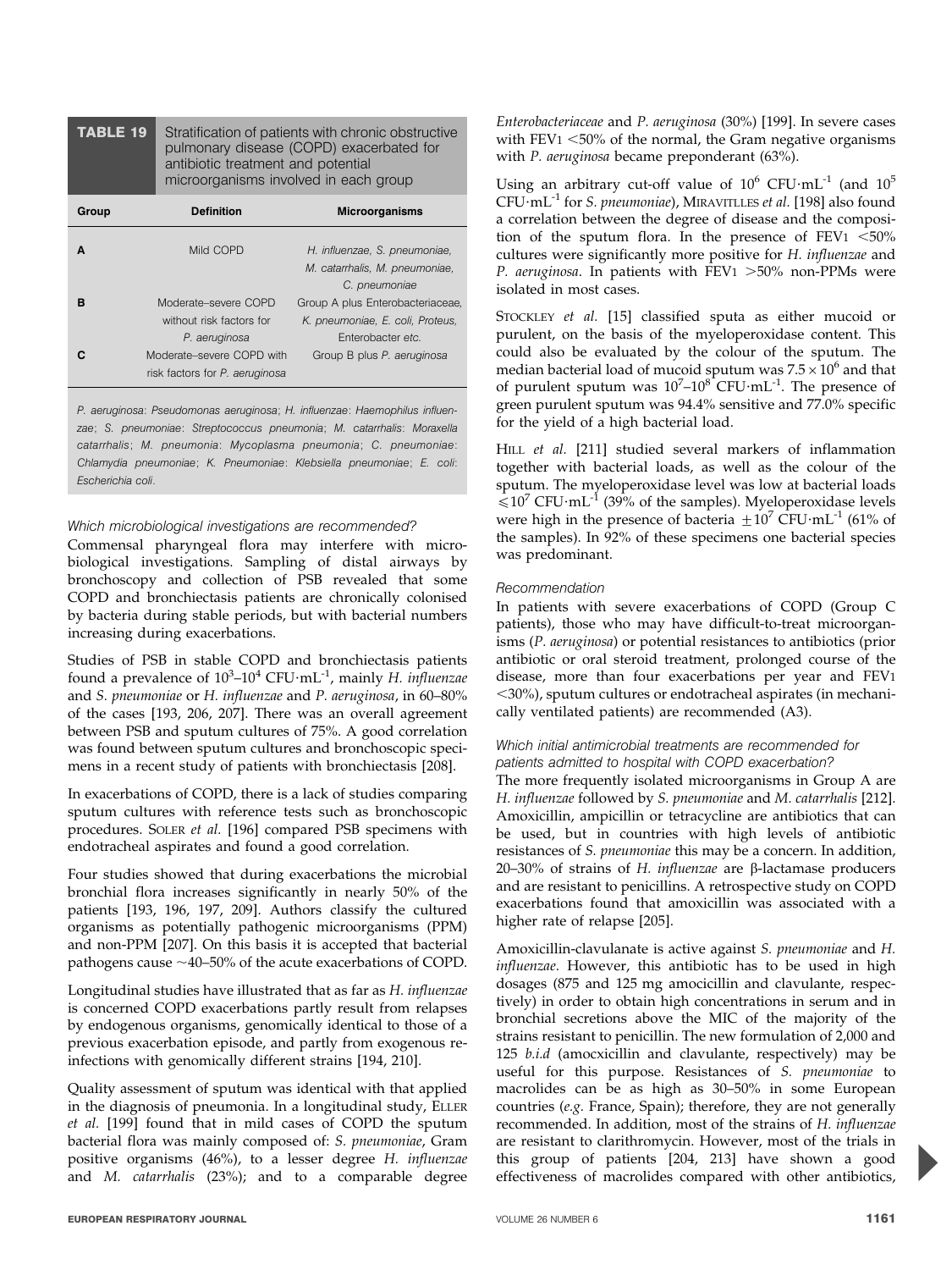**TABLE 19** Stratification of patients with chronic obstructive pulmonary disease (COPD) exacerbated for antibiotic treatment and potential microorganisms involved in each group

| Group | Definition | Microorganisms |
|---|---|---|
| A | Mild COPD | *H. influenzae*, *S. pneumoniae*, *M. catarrhalis*, *M. pneumoniae*, *C. pneumoniae* |
| B | Moderate–severe COPD without risk factors for *P. aeruginosa* | Group A plus Enterobacteriaceae, *K. pneumoniae*, *E. coli*, *Proteus*, *Enterobacter etc.* |
| C | Moderate–severe COPD with risk factors for *P. aeruginosa* | Group B plus *P. aeruginosa* |

*P. aeruginosa*: *Pseudomonas aeruginosa*; *H. influenzae*: *Haemophilus influenzae*; *S. pneumoniae*: *Streptococcus pneumonia*; *M. catarrhalis*: *Moraxella catarrhalis*; *M. pneumonia*: *Mycoplasma pneumonia*; *C. pneumoniae*: *Chlamydia pneumoniae*; *K. Pneumoniae*: *Klebsiella pneumoniae*; *E. coli*: *Escherichia coli*.

*Which microbiological investigations are recommended?*

Commensal pharyngeal flora may interfere with microbiological investigations. Sampling of distal airways by bronchoscopy and collection of PSB revealed that some COPD and bronchiectasis patients are chronically colonised by bacteria during stable periods, but with bacterial numbers increasing during exacerbations.

Studies of PSB in stable COPD and bronchiectasis patients found a prevalence of $10^3$–$10^4$ CFU·mL$^{-1}$, mainly *H. influenzae* and *S. pneumoniae* or *H. influenzae* and *P. aeruginosa*, in 60–80% of the cases [193, 206, 207]. There was an overall agreement between PSB and sputum cultures of 75%. A good correlation was found between sputum cultures and bronchoscopic specimens in a recent study of patients with bronchiectasis [208].

In exacerbations of COPD, there is a lack of studies comparing sputum cultures with reference tests such as bronchoscopic procedures. SOLER *et al.* [196] compared PSB specimens with endotracheal aspirates and found a good correlation.

Four studies showed that during exacerbations the microbial bronchial flora increases significantly in nearly 50% of the patients [193, 196, 197, 209]. Authors classify the cultured organisms as potentially pathogenic microorganisms (PPM) and non-PPM [207]. On this basis it is accepted that bacterial pathogens cause ~40–50% of the acute exacerbations of COPD.

Longitudinal studies have illustrated that as far as *H. influenzae* is concerned COPD exacerbations partly result from relapses by endogenous organisms, genomically identical to those of a previous exacerbation episode, and partly from exogenous re-infections with genomically different strains [194, 210].

Quality assessment of sputum was identical with that applied in the diagnosis of pneumonia. In a longitudinal study, ELLER *et al.* [199] found that in mild cases of COPD the sputum bacterial flora was mainly composed of: *S. pneumoniae*, Gram positive organisms (46%), to a lesser degree *H. influenzae* and *M. catarrhalis* (23%); and to a comparable degree *Enterobacteriaceae* and *P. aeruginosa* (30%) [199]. In severe cases with $FEV_1$ <50% of the normal, the Gram negative organisms with *P. aeruginosa* became preponderant (63%).

Using an arbitrary cut-off value of $10^6$ CFU·mL$^{-1}$ (and $10^5$ CFU·mL$^{-1}$ for *S. pneumoniae*), MIRAVITLLES *et al.* [198] also found a correlation between the degree of disease and the composition of the sputum flora. In the presence of $FEV_1$ <50% cultures were significantly more positive for *H. influenzae* and *P. aeruginosa*. In patients with $FEV_1$ >50% non-PPMs were isolated in most cases.

STOCKLEY *et al.* [15] classified sputa as either mucoid or purulent, on the basis of the myeloperoxidase content. This could also be evaluated by the colour of the sputum. The median bacterial load of mucoid sputum was $7.5 \times 10^6$ and that of purulent sputum was $10^7$–$10^8$ CFU·mL$^{-1}$. The presence of green purulent sputum was 94.4% sensitive and 77.0% specific for the yield of a high bacterial load.

HILL *et al.* [211] studied several markers of inflammation together with bacterial loads, as well as the colour of the sputum. The myeloperoxidase level was low at bacterial loads $\leqslant 10^7$ CFU·mL$^{-1}$ (39% of the samples). Myeloperoxidase levels were high in the presence of bacteria $\pm 10^7$ CFU·mL$^{-1}$ (61% of the samples). In 92% of these specimens one bacterial species was predominant.

*Recommendation*

In patients with severe exacerbations of COPD (Group C patients), those who may have difficult-to-treat microorganisms (*P. aeruginosa*) or potential resistances to antibiotics (prior antibiotic or oral steroid treatment, prolonged course of the disease, more than four exacerbations per year and $FEV_1$ <30%), sputum cultures or endotracheal aspirates (in mechanically ventilated patients) are recommended (A3).

*Which initial antimicrobial treatments are recommended for patients admitted to hospital with COPD exacerbation?*

The more frequently isolated microorganisms in Group A are *H. influenzae* followed by *S. pneumoniae* and *M. catarrhalis* [212]. Amoxicillin, ampicillin or tetracycline are antibiotics that can be used, but in countries with high levels of antibiotic resistances of *S. pneumoniae* this may be a concern. In addition, 20–30% of strains of *H. influenzae* are β-lactamase producers and are resistant to penicillins. A retrospective study on COPD exacerbations found that amoxicillin was associated with a higher rate of relapse [205].

Amoxicillin-clavulanate is active against *S. pneumoniae* and *H. influenzae*. However, this antibiotic has to be used in high dosages (875 and 125 mg amocicillin and clavulante, respectively) in order to obtain high concentrations in serum and in bronchial secretions above the MIC of the majority of the strains resistant to penicillin. The new formulation of 2,000 and 125 *b.i.d* (amocxicillin and clavulante, respectively) may be useful for this purpose. Resistances of *S. pneumoniae* to macrolides can be as high as 30–50% in some European countries (*e.g.* France, Spain); therefore, they are not generally recommended. In addition, most of the strains of *H. influenzae* are resistant to clarithromycin. However, most of the trials in this group of patients [204, 213] have shown a good effectiveness of macrolides compared with other antibiotics,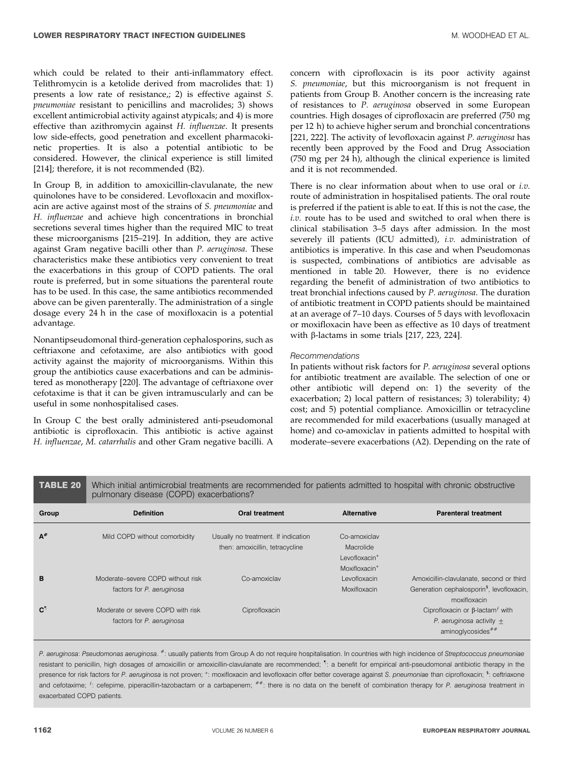which could be related to their anti-inflammatory effect. Telithromycin is a ketolide derived from macrolides that: 1) presents a low rate of resistance,; 2) is effective against *S. pneumoniae* resistant to penicillins and macrolides; 3) shows excellent antimicrobial activity against atypicals; and 4) is more effective than azithromycin against *H. influenzae*. It presents low side-effects, good penetration and excellent pharmacokinetic properties. It is also a potential antibiotic to be considered. However, the clinical experience is still limited [214]; therefore, it is not recommended (B2).

In Group B, in addition to amoxicillin-clavulanate, the new quinolones have to be considered. Levofloxacin and moxifloxacin are active against most of the strains of *S. pneumoniae* and *H. influenzae* and achieve high concentrations in bronchial secretions several times higher than the required MIC to treat these microorganisms [215–219]. In addition, they are active against Gram negative bacilli other than *P. aeruginosa*. These characteristics make these antibiotics very convenient to treat the exacerbations in this group of COPD patients. The oral route is preferred, but in some situations the parenteral route has to be used. In this case, the same antibiotics recommended above can be given parenterally. The administration of a single dosage every 24 h in the case of moxifloxacin is a potential advantage.

Nonantipseudomonal third-generation cephalosporins, such as ceftriaxone and cefotaxime, are also antibiotics with good activity against the majority of microorganisms. Within this group the antibiotics cause exacerbations and can be administered as monotherapy [220]. The advantage of ceftriaxone over cefotaxime is that it can be given intramuscularly and can be useful in some nonhospitalised cases.

In Group C the best orally administered anti-pseudomonal antibiotic is ciprofloxacin. This antibiotic is active against *H. influenzae*, *M. catarrhalis* and other Gram negative bacilli. A concern with ciprofloxacin is its poor activity against *S. pneumoniae*, but this microorganism is not frequent in patients from Group B. Another concern is the increasing rate of resistances to *P. aeruginosa* observed in some European countries. High dosages of ciprofloxacin are preferred (750 mg per 12 h) to achieve higher serum and bronchial concentrations [221, 222]. The activity of levofloxacin against *P. aeruginosa* has recently been approved by the Food and Drug Association (750 mg per 24 h), although the clinical experience is limited and it is not recommended.

There is no clear information about when to use oral or *i.v.* route of administration in hospitalised patients. The oral route is preferred if the patient is able to eat. If this is not the case, the *i.v.* route has to be used and switched to oral when there is clinical stabilisation 3–5 days after admission. In the most severely ill patients (ICU admitted), *i.v.* administration of antibiotics is imperative. In this case and when Pseudomonas is suspected, combinations of antibiotics are advisable as mentioned in table 20. However, there is no evidence regarding the benefit of administration of two antibiotics to treat bronchial infections caused by *P. aeruginosa*. The duration of antibiotic treatment in COPD patients should be maintained at an average of 7–10 days. Courses of 5 days with levofloxacin or moxifloxacin have been as effective as 10 days of treatment with β-lactams in some trials [217, 223, 224].

*Recommendations*

In patients without risk factors for *P. aeruginosa* several options for antibiotic treatment are available. The selection of one or other antibiotic will depend on: 1) the severity of the exacerbation; 2) local pattern of resistances; 3) tolerability; 4) cost; and 5) potential compliance. Amoxicillin or tetracycline are recommended for mild exacerbations (usually managed at home) and co-amoxiclav in patients admitted to hospital with moderate–severe exacerbations (A2). Depending on the rate of

**TABLE 20** Which initial antimicrobial treatments are recommended for patients admitted to hospital with chronic obstructive pulmonary disease (COPD) exacerbations?

| Group | Definition | Oral treatment | Alternative | Parenteral treatment |
|---|---|---|---|---|
| A[#] | Mild COPD without comorbidity | Usually no treatment. If indication then: amoxicillin, tetracycline | Co-amoxiclav<br>Macrolide<br>Levofloxacin[+]<br>Moxifloxacin[+] | |
| B | Moderate–severe COPD without risk factors for *P. aeruginosa* | Co-amoxiclav | Levofloxacin<br>Moxifloxacin | Amoxicillin-clavulanate, second or third Generation cephalosporin[§], levofloxacin, moxifloxacin |
| C[¶] | Moderate or severe COPD with risk factors for *P. aeruginosa* | Ciprofloxacin | | Ciprofloxacin or β-lactam[ƒ] with *P. aeruginosa* activity ± aminoglycosides[##] |

*P. aeruginosa*: *Pseudomonas aeruginosa*. [#]: usually patients from Group A do not require hospitalisation. In countries with high incidence of *Streptococcus pneumoniae* resistant to penicillin, high dosages of amoxicillin or amoxicillin-clavulanate are recommended; [¶]: a benefit for empirical anti-pseudomonal antibiotic therapy in the presence for risk factors for *P. aeruginosa* is not proven; [+]: moxifloxacin and levofloxacin offer better coverage against *S. pneumoniae* than ciprofloxacin; [§]: ceftriaxone and cefotaxime; [ƒ]: cefepime, piperacillin-tazobactam or a carbapenem; [##]: there is no data on the benefit of combination therapy for *P. aeruginosa* treatment in exacerbated COPD patients.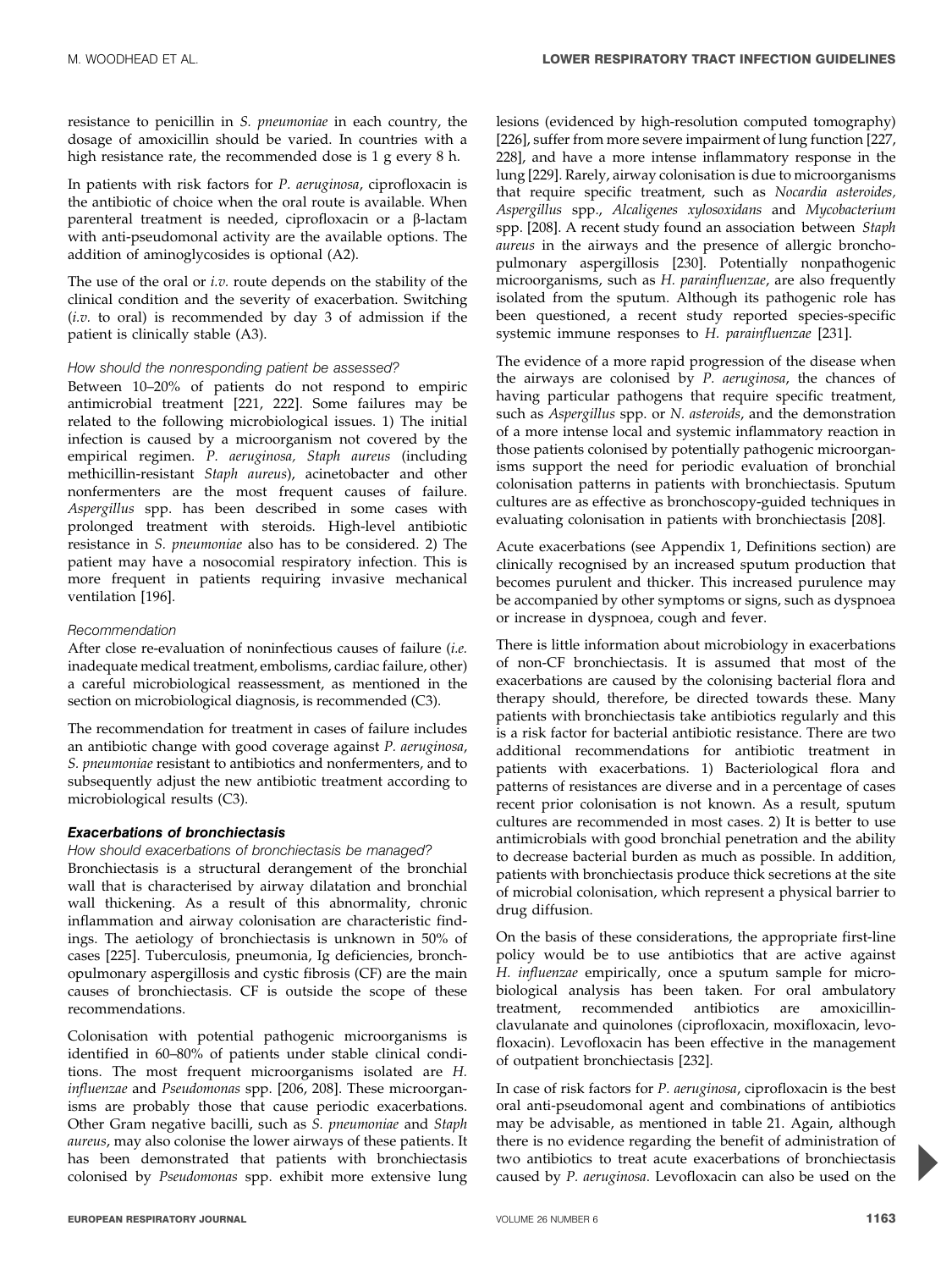resistance to penicillin in *S. pneumoniae* in each country, the dosage of amoxicillin should be varied. In countries with a high resistance rate, the recommended dose is 1 g every 8 h.

In patients with risk factors for *P. aeruginosa*, ciprofloxacin is the antibiotic of choice when the oral route is available. When parenteral treatment is needed, ciprofloxacin or a β-lactam with anti-pseudomonal activity are the available options. The addition of aminoglycosides is optional (A2).

The use of the oral or *i.v.* route depends on the stability of the clinical condition and the severity of exacerbation. Switching (*i.v.* to oral) is recommended by day 3 of admission if the patient is clinically stable (A3).

*How should the nonresponding patient be assessed?*

Between 10–20% of patients do not respond to empiric antimicrobial treatment [221, 222]. Some failures may be related to the following microbiological issues. 1) The initial infection is caused by a microorganism not covered by the empirical regimen. *P. aeruginosa, Staph aureus* (including methicillin-resistant *Staph aureus*), acinetobacter and other nonfermenters are the most frequent causes of failure. *Aspergillus* spp. has been described in some cases with prolonged treatment with steroids. High-level antibiotic resistance in *S. pneumoniae* also has to be considered. 2) The patient may have a nosocomial respiratory infection. This is more frequent in patients requiring invasive mechanical ventilation [196].

*Recommendation*

After close re-evaluation of noninfectious causes of failure (*i.e.* inadequate medical treatment, embolisms, cardiac failure, other) a careful microbiological reassessment, as mentioned in the section on microbiological diagnosis, is recommended (C3).

The recommendation for treatment in cases of failure includes an antibiotic change with good coverage against *P. aeruginosa*, *S. pneumoniae* resistant to antibiotics and nonfermenters, and to subsequently adjust the new antibiotic treatment according to microbiological results (C3).

### *Exacerbations of bronchiectasis*

*How should exacerbations of bronchiectasis be managed?*

Bronchiectasis is a structural derangement of the bronchial wall that is characterised by airway dilatation and bronchial wall thickening. As a result of this abnormality, chronic inflammation and airway colonisation are characteristic findings. The aetiology of bronchiectasis is unknown in 50% of cases [225]. Tuberculosis, pneumonia, Ig deficiencies, bronchopulmonary aspergillosis and cystic fibrosis (CF) are the main causes of bronchiectasis. CF is outside the scope of these recommendations.

Colonisation with potential pathogenic microorganisms is identified in 60–80% of patients under stable clinical conditions. The most frequent microorganisms isolated are *H. influenzae* and *Pseudomonas* spp. [206, 208]. These microorganisms are probably those that cause periodic exacerbations. Other Gram negative bacilli, such as *S. pneumoniae* and *Staph aureus*, may also colonise the lower airways of these patients. It has been demonstrated that patients with bronchiectasis colonised by *Pseudomonas* spp. exhibit more extensive lung lesions (evidenced by high-resolution computed tomography) [226], suffer from more severe impairment of lung function [227, 228], and have a more intense inflammatory response in the lung [229]. Rarely, airway colonisation is due to microorganisms that require specific treatment, such as *Nocardia asteroides, Aspergillus* spp., *Alcaligenes xylosoxidans* and *Mycobacterium* spp. [208]. A recent study found an association between *Staph aureus* in the airways and the presence of allergic bronchopulmonary aspergillosis [230]. Potentially nonpathogenic microorganisms, such as *H. parainfluenzae*, are also frequently isolated from the sputum. Although its pathogenic role has been questioned, a recent study reported species-specific systemic immune responses to *H. parainfluenzae* [231].

The evidence of a more rapid progression of the disease when the airways are colonised by *P. aeruginosa*, the chances of having particular pathogens that require specific treatment, such as *Aspergillus* spp. or *N. asteroids*, and the demonstration of a more intense local and systemic inflammatory reaction in those patients colonised by potentially pathogenic microorganisms support the need for periodic evaluation of bronchial colonisation patterns in patients with bronchiectasis. Sputum cultures are as effective as bronchoscopy-guided techniques in evaluating colonisation in patients with bronchiectasis [208].

Acute exacerbations (see Appendix 1, Definitions section) are clinically recognised by an increased sputum production that becomes purulent and thicker. This increased purulence may be accompanied by other symptoms or signs, such as dyspnoea or increase in dyspnoea, cough and fever.

There is little information about microbiology in exacerbations of non-CF bronchiectasis. It is assumed that most of the exacerbations are caused by the colonising bacterial flora and therapy should, therefore, be directed towards these. Many patients with bronchiectasis take antibiotics regularly and this is a risk factor for bacterial antibiotic resistance. There are two additional recommendations for antibiotic treatment in patients with exacerbations. 1) Bacteriological flora and patterns of resistances are diverse and in a percentage of cases recent prior colonisation is not known. As a result, sputum cultures are recommended in most cases. 2) It is better to use antimicrobials with good bronchial penetration and the ability to decrease bacterial burden as much as possible. In addition, patients with bronchiectasis produce thick secretions at the site of microbial colonisation, which represent a physical barrier to drug diffusion.

On the basis of these considerations, the appropriate first-line policy would be to use antibiotics that are active against *H. influenzae* empirically, once a sputum sample for microbiological analysis has been taken. For oral ambulatory treatment, recommended antibiotics are amoxicillin-clavulanate and quinolones (ciprofloxacin, moxifloxacin, levofloxacin). Levofloxacin has been effective in the management of outpatient bronchiectasis [232].

In case of risk factors for *P. aeruginosa*, ciprofloxacin is the best oral anti-pseudomonal agent and combinations of antibiotics may be advisable, as mentioned in table 21. Again, although there is no evidence regarding the benefit of administration of two antibiotics to treat acute exacerbations of bronchiectasis caused by *P. aeruginosa*. Levofloxacin can also be used on the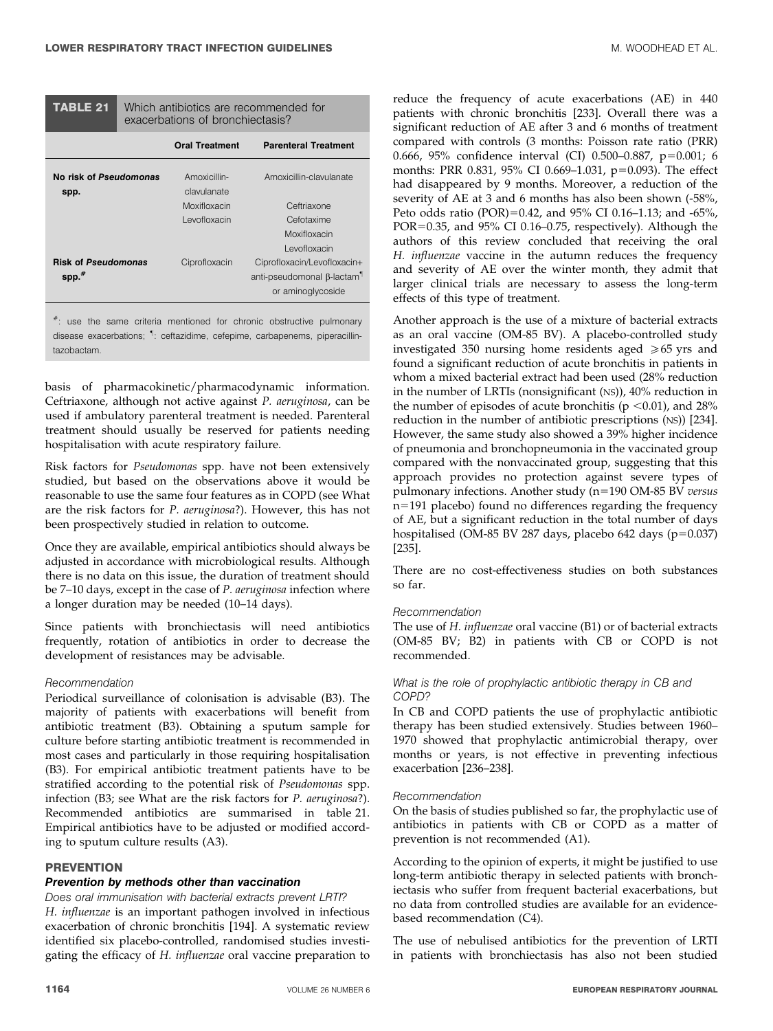**TABLE 21** Which antibiotics are recommended for exacerbations of bronchiectasis?

| | Oral Treatment | Parenteral Treatment |
|---|---|---|
| No risk of *Pseudomonas* spp. | Amoxicillin-clavulanate | Amoxicillin-clavulanate |
| | Moxifloxacin | Ceftriaxone |
| | Levofloxacin | Cefotaxime |
| | | Moxifloxacin |
| | | Levofloxacin |
| Risk of *Pseudomonas* spp.[#] | Ciprofloxacin | Ciprofloxacin/Levofloxacin+ anti-pseudomonal β-lactam[¶] or aminoglycoside |

[#]: use the same criteria mentioned for chronic obstructive pulmonary disease exacerbations; [¶]: ceftazidime, cefepime, carbapenems, piperacillin-tazobactam.

basis of pharmacokinetic/pharmacodynamic information. Ceftriaxone, although not active against *P. aeruginosa*, can be used if ambulatory parenteral treatment is needed. Parenteral treatment should usually be reserved for patients needing hospitalisation with acute respiratory failure.

Risk factors for *Pseudomonas* spp. have not been extensively studied, but based on the observations above it would be reasonable to use the same four features as in COPD (see What are the risk factors for *P. aeruginosa*?). However, this has not been prospectively studied in relation to outcome.

Once they are available, empirical antibiotics should always be adjusted in accordance with microbiological results. Although there is no data on this issue, the duration of treatment should be 7–10 days, except in the case of *P. aeruginosa* infection where a longer duration may be needed (10–14 days).

Since patients with bronchiectasis will need antibiotics frequently, rotation of antibiotics in order to decrease the development of resistances may be advisable.

*Recommendation*

Periodical surveillance of colonisation is advisable (B3). The majority of patients with exacerbations will benefit from antibiotic treatment (B3). Obtaining a sputum sample for culture before starting antibiotic treatment is recommended in most cases and particularly in those requiring hospitalisation (B3). For empirical antibiotic treatment patients have to be stratified according to the potential risk of *Pseudomonas* spp. infection (B3; see What are the risk factors for *P. aeruginosa*?). Recommended antibiotics are summarised in table 21. Empirical antibiotics have to be adjusted or modified according to sputum culture results (A3).

## PREVENTION

### Prevention by methods other than vaccination

*Does oral immunisation with bacterial extracts prevent LRTI?*

*H. influenzae* is an important pathogen involved in infectious exacerbation of chronic bronchitis [194]. A systematic review identified six placebo-controlled, randomised studies investigating the efficacy of *H. influenzae* oral vaccine preparation to reduce the frequency of acute exacerbations (AE) in 440 patients with chronic bronchitis [233]. Overall there was a significant reduction of AE after 3 and 6 months of treatment compared with controls (3 months: Poisson rate ratio (PRR) 0.666, 95% confidence interval (CI) 0.500–0.887, p=0.001; 6 months: PRR 0.831, 95% CI 0.669–1.031, p=0.093). The effect had disappeared by 9 months. Moreover, a reduction of the severity of AE at 3 and 6 months has also been shown (-58%, Peto odds ratio (POR)=0.42, and 95% CI 0.16–1.13; and -65%, POR=0.35, and 95% CI 0.16–0.75, respectively). Although the authors of this review concluded that receiving the oral *H. influenzae* vaccine in the autumn reduces the frequency and severity of AE over the winter month, they admit that larger clinical trials are necessary to assess the long-term effects of this type of treatment.

Another approach is the use of a mixture of bacterial extracts as an oral vaccine (OM-85 BV). A placebo-controlled study investigated 350 nursing home residents aged ≥65 yrs and found a significant reduction of acute bronchitis in patients in whom a mixed bacterial extract had been used (28% reduction in the number of LRTIs (NS)), 40% reduction in the number of episodes of acute bronchitis ($p < 0.01$), and 28% reduction in the number of antibiotic prescriptions (NS)) [234]. However, the same study also showed a 39% higher incidence of pneumonia and bronchopneumonia in the vaccinated group compared with the nonvaccinated group, suggesting that this approach provides no protection against severe types of pulmonary infections. Another study (n=190 OM-85 BV *versus* n=191 placebo) found no differences regarding the frequency of AE, but a significant reduction in the total number of days hospitalised (OM-85 BV 287 days, placebo 642 days (p=0.037) [235].

There are no cost-effectiveness studies on both substances so far.

*Recommendation*

The use of *H. influenzae* oral vaccine (B1) or of bacterial extracts (OM-85 BV; B2) in patients with CB or COPD is not recommended.

*What is the role of prophylactic antibiotic therapy in CB and COPD?*

In CB and COPD patients the use of prophylactic antibiotic therapy has been studied extensively. Studies between 1960–1970 showed that prophylactic antimicrobial therapy, over months or years, is not effective in preventing infectious exacerbation [236–238].

*Recommendation*

On the basis of studies published so far, the prophylactic use of antibiotics in patients with CB or COPD as a matter of prevention is not recommended (A1).

According to the opinion of experts, it might be justified to use long-term antibiotic therapy in selected patients with bronchiectasis who suffer from frequent bacterial exacerbations, but no data from controlled studies are available for an evidence-based recommendation (C4).

The use of nebulised antibiotics for the prevention of LRTI in patients with bronchiectasis has also not been studied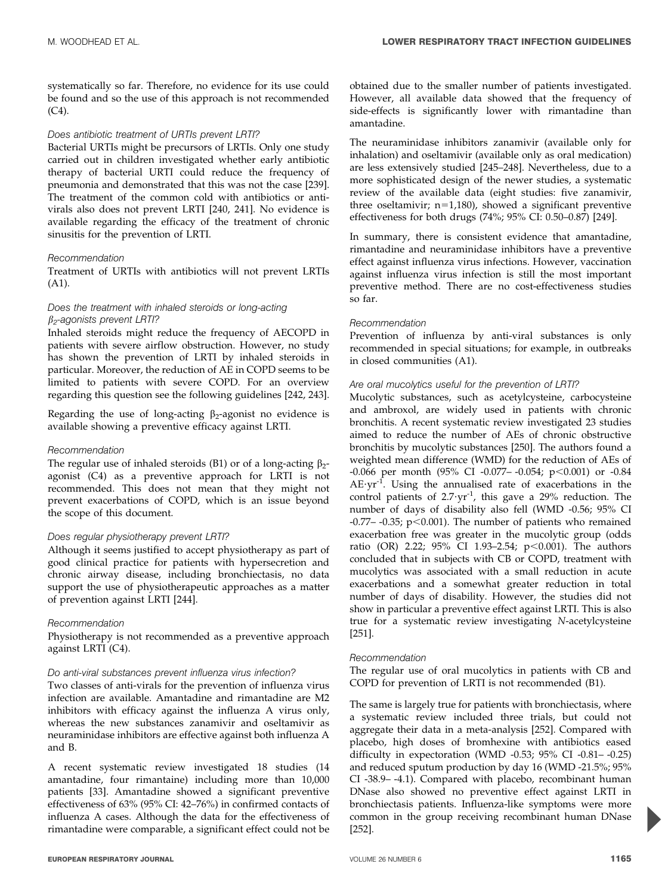systematically so far. Therefore, no evidence for its use could be found and so the use of this approach is not recommended (C4).

#### *Does antibiotic treatment of URTIs prevent LRTI?*

Bacterial URTIs might be precursors of LRTIs. Only one study carried out in children investigated whether early antibiotic therapy of bacterial URTI could reduce the frequency of pneumonia and demonstrated that this was not the case [239]. The treatment of the common cold with antibiotics or anti-virals also does not prevent LRTI [240, 241]. No evidence is available regarding the efficacy of the treatment of chronic sinusitis for the prevention of LRTI.

#### *Recommendation*

Treatment of URTIs with antibiotics will not prevent LRTIs (A1).

#### *Does the treatment with inhaled steroids or long-acting $\beta_2$-agonists prevent LRTI?*

Inhaled steroids might reduce the frequency of AECOPD in patients with severe airflow obstruction. However, no study has shown the prevention of LRTI by inhaled steroids in particular. Moreover, the reduction of AE in COPD seems to be limited to patients with severe COPD. For an overview regarding this question see the following guidelines [242, 243].

Regarding the use of long-acting $\beta_2$-agonist no evidence is available showing a preventive efficacy against LRTI.

#### *Recommendation*

The regular use of inhaled steroids (B1) or of a long-acting $\beta_2$-agonist (C4) as a preventive approach for LRTI is not recommended. This does not mean that they might not prevent exacerbations of COPD, which is an issue beyond the scope of this document.

#### *Does regular physiotherapy prevent LRTI?*

Although it seems justified to accept physiotherapy as part of good clinical practice for patients with hypersecretion and chronic airway disease, including bronchiectasis, no data support the use of physiotherapeutic approaches as a matter of prevention against LRTI [244].

#### *Recommendation*

Physiotherapy is not recommended as a preventive approach against LRTI (C4).

#### *Do anti-viral substances prevent influenza virus infection?*

Two classes of anti-virals for the prevention of influenza virus infection are available. Amantadine and rimantadine are M2 inhibitors with efficacy against the influenza A virus only, whereas the new substances zanamivir and oseltamivir as neuraminidase inhibitors are effective against both influenza A and B.

A recent systematic review investigated 18 studies (14 amantadine, four rimantaine) including more than 10,000 patients [33]. Amantadine showed a significant preventive effectiveness of 63% (95% CI: 42–76%) in confirmed contacts of influenza A cases. Although the data for the effectiveness of rimantadine were comparable, a significant effect could not be obtained due to the smaller number of patients investigated. However, all available data showed that the frequency of side-effects is significantly lower with rimantadine than amantadine.

The neuraminidase inhibitors zanamivir (available only for inhalation) and oseltamivir (available only as oral medication) are less extensively studied [245–248]. Nevertheless, due to a more sophisticated design of the newer studies, a systematic review of the available data (eight studies: five zanamivir, three oseltamivir; n=1,180), showed a significant preventive effectiveness for both drugs (74%; 95% CI: 0.50–0.87) [249].

In summary, there is consistent evidence that amantadine, rimantadine and neuraminidase inhibitors have a preventive effect against influenza virus infections. However, vaccination against influenza virus infection is still the most important preventive method. There are no cost-effectiveness studies so far.

#### *Recommendation*

Prevention of influenza by anti-viral substances is only recommended in special situations; for example, in outbreaks in closed communities (A1).

#### *Are oral mucolytics useful for the prevention of LRTI?*

Mucolytic substances, such as acetylcysteine, carbocysteine and ambroxol, are widely used in patients with chronic bronchitis. A recent systematic review investigated 23 studies aimed to reduce the number of AEs of chronic obstructive bronchitis by mucolytic substances [250]. The authors found a weighted mean difference (WMD) for the reduction of AEs of -0.066 per month (95% CI -0.077– -0.054; $p<0.001$) or -0.84 $\text{AE}\cdot\text{yr}^{-1}$. Using the annualised rate of exacerbations in the control patients of $2.7\cdot\text{yr}^{-1}$, this gave a 29% reduction. The number of days of disability also fell (WMD -0.56; 95% CI -0.77– -0.35; $p<0.001$). The number of patients who remained exacerbation free was greater in the mucolytic group (odds ratio (OR) 2.22; 95% CI 1.93–2.54; $p<0.001$). The authors concluded that in subjects with CB or COPD, treatment with mucolytics was associated with a small reduction in acute exacerbations and a somewhat greater reduction in total number of days of disability. However, the studies did not show in particular a preventive effect against LRTI. This is also true for a systematic review investigating *N*-acetylcysteine [251].

#### *Recommendation*

The regular use of oral mucolytics in patients with CB and COPD for prevention of LRTI is not recommended (B1).

The same is largely true for patients with bronchiectasis, where a systematic review included three trials, but could not aggregate their data in a meta-analysis [252]. Compared with placebo, high doses of bromhexine with antibiotics eased difficulty in expectoration (WMD -0.53; 95% CI -0.81– -0.25) and reduced sputum production by day 16 (WMD -21.5%; 95% CI -38.9– -4.1). Compared with placebo, recombinant human DNase also showed no preventive effect against LRTI in bronchiectasis patients. Influenza-like symptoms were more common in the group receiving recombinant human DNase [252].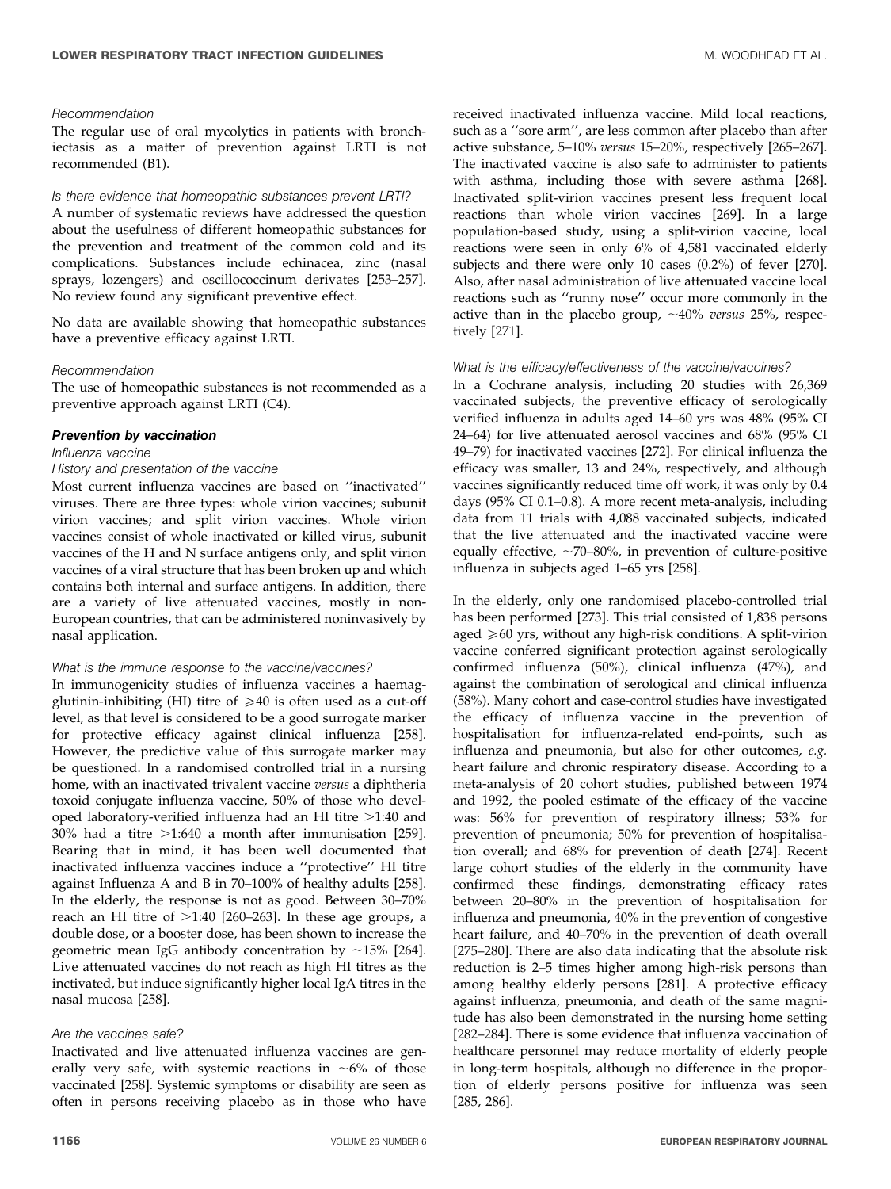*Recommendation*

The regular use of oral mycolytics in patients with bronchiectasis as a matter of prevention against LRTI is not recommended (B1).

*Is there evidence that homeopathic substances prevent LRTI?*

A number of systematic reviews have addressed the question about the usefulness of different homeopathic substances for the prevention and treatment of the common cold and its complications. Substances include echinacea, zinc (nasal sprays, lozengers) and oscillococcinum derivates [253–257]. No review found any significant preventive effect.

No data are available showing that homeopathic substances have a preventive efficacy against LRTI.

*Recommendation*

The use of homeopathic substances is not recommended as a preventive approach against LRTI (C4).

### ***Prevention by vaccination***

*Influenza vaccine*

*History and presentation of the vaccine*

Most current influenza vaccines are based on ''inactivated'' viruses. There are three types: whole virion vaccines; subunit virion vaccines; and split virion vaccines. Whole virion vaccines consist of whole inactivated or killed virus, subunit vaccines of the H and N surface antigens only, and split virion vaccines of a viral structure that has been broken up and which contains both internal and surface antigens. In addition, there are a variety of live attenuated vaccines, mostly in non-European countries, that can be administered noninvasively by nasal application.

*What is the immune response to the vaccine/vaccines?*

In immunogenicity studies of influenza vaccines a haemagglutinin-inhibiting (HI) titre of $\geqslant$40 is often used as a cut-off level, as that level is considered to be a good surrogate marker for protective efficacy against clinical influenza [258]. However, the predictive value of this surrogate marker may be questioned. In a randomised controlled trial in a nursing home, with an inactivated trivalent vaccine *versus* a diphtheria toxoid conjugate influenza vaccine, 50% of those who developed laboratory-verified influenza had an HI titre >1:40 and 30% had a titre >1:640 a month after immunisation [259]. Bearing that in mind, it has been well documented that inactivated influenza vaccines induce a ''protective'' HI titre against Influenza A and B in 70–100% of healthy adults [258]. In the elderly, the response is not as good. Between 30–70% reach an HI titre of >1:40 [260–263]. In these age groups, a double dose, or a booster dose, has been shown to increase the geometric mean IgG antibody concentration by ~15% [264]. Live attenuated vaccines do not reach as high HI titres as the inctivated, but induce significantly higher local IgA titres in the nasal mucosa [258].

*Are the vaccines safe?*

Inactivated and live attenuated influenza vaccines are generally very safe, with systemic reactions in ~6% of those vaccinated [258]. Systemic symptoms or disability are seen as often in persons receiving placebo as in those who have received inactivated influenza vaccine. Mild local reactions, such as a ''sore arm'', are less common after placebo than after active substance, 5–10% *versus* 15–20%, respectively [265–267]. The inactivated vaccine is also safe to administer to patients with asthma, including those with severe asthma [268]. Inactivated split-virion vaccines present less frequent local reactions than whole virion vaccines [269]. In a large population-based study, using a split-virion vaccine, local reactions were seen in only 6% of 4,581 vaccinated elderly subjects and there were only 10 cases (0.2%) of fever [270]. Also, after nasal administration of live attenuated vaccine local reactions such as ''runny nose'' occur more commonly in the active than in the placebo group, ~40% *versus* 25%, respectively [271].

*What is the efficacy/effectiveness of the vaccine/vaccines?*

In a Cochrane analysis, including 20 studies with 26,369 vaccinated subjects, the preventive efficacy of serologically verified influenza in adults aged 14–60 yrs was 48% (95% CI 24–64) for live attenuated aerosol vaccines and 68% (95% CI 49–79) for inactivated vaccines [272]. For clinical influenza the efficacy was smaller, 13 and 24%, respectively, and although vaccines significantly reduced time off work, it was only by 0.4 days (95% CI 0.1–0.8). A more recent meta-analysis, including data from 11 trials with 4,088 vaccinated subjects, indicated that the live attenuated and the inactivated vaccine were equally effective, ~70–80%, in prevention of culture-positive influenza in subjects aged 1–65 yrs [258].

In the elderly, only one randomised placebo-controlled trial has been performed [273]. This trial consisted of 1,838 persons aged $\geqslant$60 yrs, without any high-risk conditions. A split-virion vaccine conferred significant protection against serologically confirmed influenza (50%), clinical influenza (47%), and against the combination of serological and clinical influenza (58%). Many cohort and case-control studies have investigated the efficacy of influenza vaccine in the prevention of hospitalisation for influenza-related end-points, such as influenza and pneumonia, but also for other outcomes, *e.g.* heart failure and chronic respiratory disease. According to a meta-analysis of 20 cohort studies, published between 1974 and 1992, the pooled estimate of the efficacy of the vaccine was: 56% for prevention of respiratory illness; 53% for prevention of pneumonia; 50% for prevention of hospitalisation overall; and 68% for prevention of death [274]. Recent large cohort studies of the elderly in the community have confirmed these findings, demonstrating efficacy rates between 20–80% in the prevention of hospitalisation for influenza and pneumonia, 40% in the prevention of congestive heart failure, and 40–70% in the prevention of death overall [275–280]. There are also data indicating that the absolute risk reduction is 2–5 times higher among high-risk persons than among healthy elderly persons [281]. A protective efficacy against influenza, pneumonia, and death of the same magnitude has also been demonstrated in the nursing home setting [282–284]. There is some evidence that influenza vaccination of healthcare personnel may reduce mortality of elderly people in long-term hospitals, although no difference in the proportion of elderly persons positive for influenza was seen [285, 286].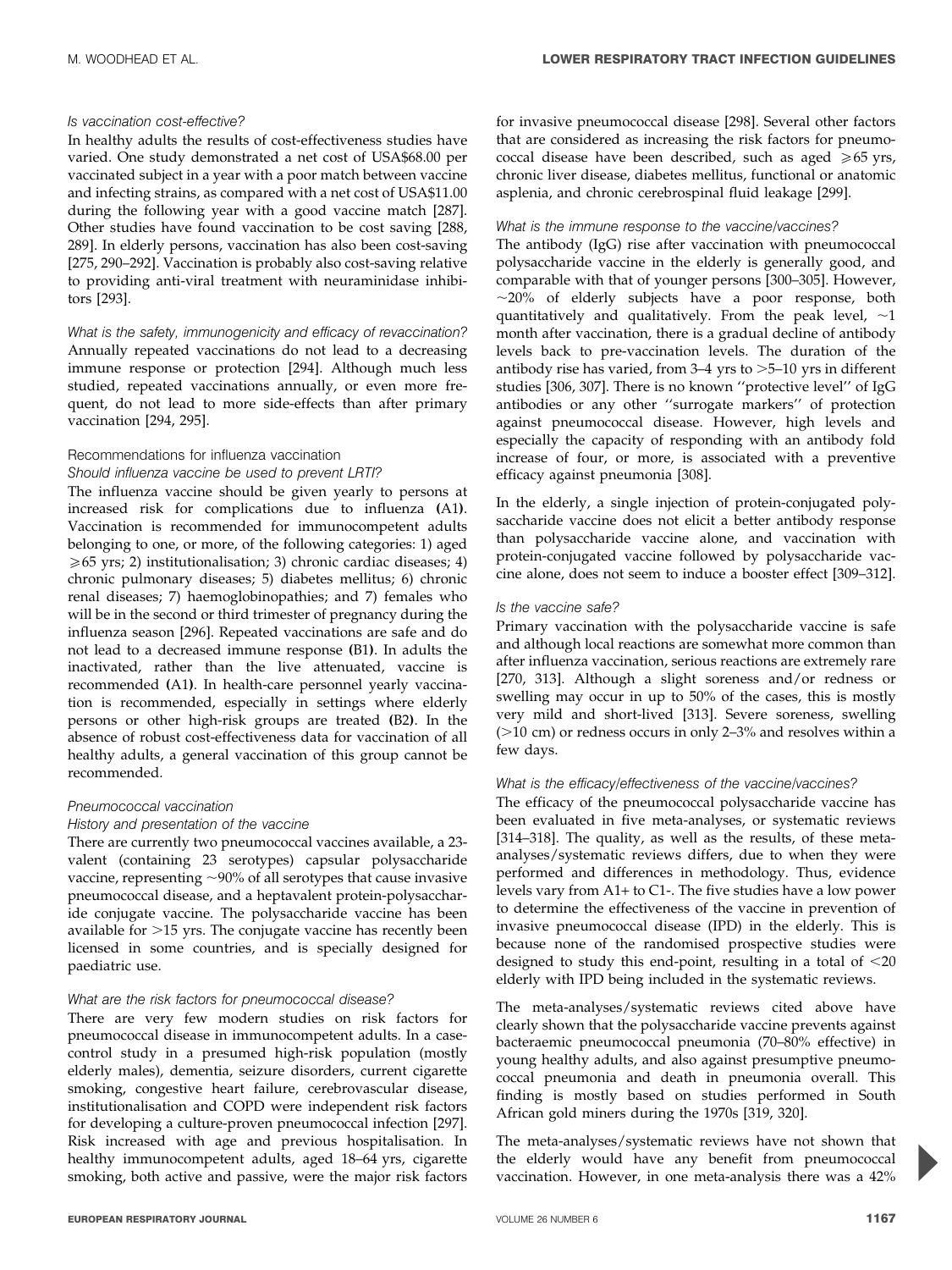*Is vaccination cost-effective?*

In healthy adults the results of cost-effectiveness studies have varied. One study demonstrated a net cost of USA$68.00 per vaccinated subject in a year with a poor match between vaccine and infecting strains, as compared with a net cost of USA$11.00 during the following year with a good vaccine match [287]. Other studies have found vaccination to be cost saving [288, 289]. In elderly persons, vaccination has also been cost-saving [275, 290–292]. Vaccination is probably also cost-saving relative to providing anti-viral treatment with neuraminidase inhibitors [293].

*What is the safety, immunogenicity and efficacy of revaccination?*

Annually repeated vaccinations do not lead to a decreasing immune response or protection [294]. Although much less studied, repeated vaccinations annually, or even more frequent, do not lead to more side-effects than after primary vaccination [294, 295].

Recommendations for influenza vaccination

*Should influenza vaccine be used to prevent LRTI?*

The influenza vaccine should be given yearly to persons at increased risk for complications due to influenza **(**A1**)**. Vaccination is recommended for immunocompetent adults belonging to one, or more, of the following categories: 1) aged ≥65 yrs; 2) institutionalisation; 3) chronic cardiac diseases; 4) chronic pulmonary diseases; 5) diabetes mellitus; 6) chronic renal diseases; 7) haemoglobinopathies; and 7) females who will be in the second or third trimester of pregnancy during the influenza season [296]. Repeated vaccinations are safe and do not lead to a decreased immune response **(**B1**)**. In adults the inactivated, rather than the live attenuated, vaccine is recommended **(**A1**)**. In health-care personnel yearly vaccination is recommended, especially in settings where elderly persons or other high-risk groups are treated **(**B2**)**. In the absence of robust cost-effectiveness data for vaccination of all healthy adults, a general vaccination of this group cannot be recommended.

*Pneumococcal vaccination*

*History and presentation of the vaccine*

There are currently two pneumococcal vaccines available, a 23-valent (containing 23 serotypes) capsular polysaccharide vaccine, representing ~90% of all serotypes that cause invasive pneumococcal disease, and a heptavalent protein-polysaccharide conjugate vaccine. The polysaccharide vaccine has been available for >15 yrs. The conjugate vaccine has recently been licensed in some countries, and is specially designed for paediatric use.

*What are the risk factors for pneumococcal disease?*

There are very few modern studies on risk factors for pneumococcal disease in immunocompetent adults. In a case-control study in a presumed high-risk population (mostly elderly males), dementia, seizure disorders, current cigarette smoking, congestive heart failure, cerebrovascular disease, institutionalisation and COPD were independent risk factors for developing a culture-proven pneumococcal infection [297]. Risk increased with age and previous hospitalisation. In healthy immunocompetent adults, aged 18–64 yrs, cigarette smoking, both active and passive, were the major risk factors for invasive pneumococcal disease [298]. Several other factors that are considered as increasing the risk factors for pneumococcal disease have been described, such as aged ≥65 yrs, chronic liver disease, diabetes mellitus, functional or anatomic asplenia, and chronic cerebrospinal fluid leakage [299].

*What is the immune response to the vaccine/vaccines?*

The antibody (IgG) rise after vaccination with pneumococcal polysaccharide vaccine in the elderly is generally good, and comparable with that of younger persons [300–305]. However, ~20% of elderly subjects have a poor response, both quantitatively and qualitatively. From the peak level, ~1 month after vaccination, there is a gradual decline of antibody levels back to pre-vaccination levels. The duration of the antibody rise has varied, from 3–4 yrs to >5–10 yrs in different studies [306, 307]. There is no known ''protective level'' of IgG antibodies or any other ''surrogate markers'' of protection against pneumococcal disease. However, high levels and especially the capacity of responding with an antibody fold increase of four, or more, is associated with a preventive efficacy against pneumonia [308].

In the elderly, a single injection of protein-conjugated polysaccharide vaccine does not elicit a better antibody response than polysaccharide vaccine alone, and vaccination with protein-conjugated vaccine followed by polysaccharide vaccine alone, does not seem to induce a booster effect [309–312].

*Is the vaccine safe?*

Primary vaccination with the polysaccharide vaccine is safe and although local reactions are somewhat more common than after influenza vaccination, serious reactions are extremely rare [270, 313]. Although a slight soreness and/or redness or swelling may occur in up to 50% of the cases, this is mostly very mild and short-lived [313]. Severe soreness, swelling (>10 cm) or redness occurs in only 2–3% and resolves within a few days.

*What is the efficacy/effectiveness of the vaccine/vaccines?*

The efficacy of the pneumococcal polysaccharide vaccine has been evaluated in five meta-analyses, or systematic reviews [314–318]. The quality, as well as the results, of these meta-analyses/systematic reviews differs, due to when they were performed and differences in methodology. Thus, evidence levels vary from A1+ to C1-. The five studies have a low power to determine the effectiveness of the vaccine in prevention of invasive pneumococcal disease (IPD) in the elderly. This is because none of the randomised prospective studies were designed to study this end-point, resulting in a total of <20 elderly with IPD being included in the systematic reviews.

The meta-analyses/systematic reviews cited above have clearly shown that the polysaccharide vaccine prevents against bacteraemic pneumococcal pneumonia (70–80% effective) in young healthy adults, and also against presumptive pneumococcal pneumonia and death in pneumonia overall. This finding is mostly based on studies performed in South African gold miners during the 1970s [319, 320].

The meta-analyses/systematic reviews have not shown that the elderly would have any benefit from pneumococcal vaccination. However, in one meta-analysis there was a 42%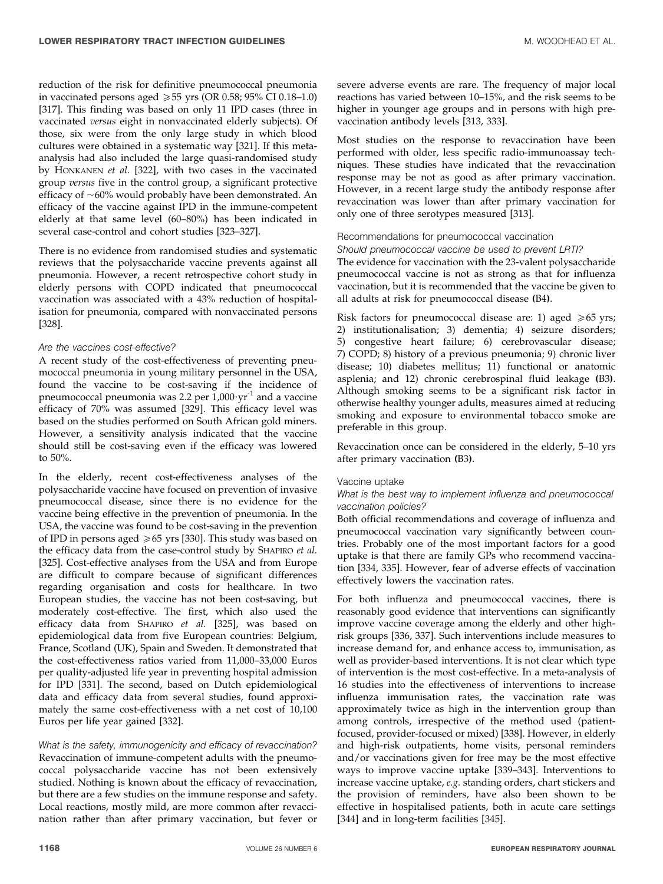reduction of the risk for definitive pneumococcal pneumonia in vaccinated persons aged ≥55 yrs (OR 0.58; 95% CI 0.18–1.0) [317]. This finding was based on only 11 IPD cases (three in vaccinated *versus* eight in nonvaccinated elderly subjects). Of those, six were from the only large study in which blood cultures were obtained in a systematic way [321]. If this meta-analysis had also included the large quasi-randomised study by HONKANEN *et al.* [322], with two cases in the vaccinated group *versus* five in the control group, a significant protective efficacy of ~60% would probably have been demonstrated. An efficacy of the vaccine against IPD in the immune-competent elderly at that same level (60–80%) has been indicated in several case-control and cohort studies [323–327].

There is no evidence from randomised studies and systematic reviews that the polysaccharide vaccine prevents against all pneumonia. However, a recent retrospective cohort study in elderly persons with COPD indicated that pneumococcal vaccination was associated with a 43% reduction of hospitalisation for pneumonia, compared with nonvaccinated persons [328].

*Are the vaccines cost-effective?*

A recent study of the cost-effectiveness of preventing pneumococcal pneumonia in young military personnel in the USA, found the vaccine to be cost-saving if the incidence of pneumococcal pneumonia was 2.2 per $1,000 \cdot yr^{-1}$ and a vaccine efficacy of 70% was assumed [329]. This efficacy level was based on the studies performed on South African gold miners. However, a sensitivity analysis indicated that the vaccine should still be cost-saving even if the efficacy was lowered to 50%.

In the elderly, recent cost-effectiveness analyses of the polysaccharide vaccine have focused on prevention of invasive pneumococcal disease, since there is no evidence for the vaccine being effective in the prevention of pneumonia. In the USA, the vaccine was found to be cost-saving in the prevention of IPD in persons aged ≥65 yrs [330]. This study was based on the efficacy data from the case-control study by SHAPIRO *et al.* [325]. Cost-effective analyses from the USA and from Europe are difficult to compare because of significant differences regarding organisation and costs for healthcare. In two European studies, the vaccine has not been cost-saving, but moderately cost-effective. The first, which also used the efficacy data from SHAPIRO *et al.* [325], was based on epidemiological data from five European countries: Belgium, France, Scotland (UK), Spain and Sweden. It demonstrated that the cost-effectiveness ratios varied from 11,000–33,000 Euros per quality-adjusted life year in preventing hospital admission for IPD [331]. The second, based on Dutch epidemiological data and efficacy data from several studies, found approximately the same cost-effectiveness with a net cost of 10,100 Euros per life year gained [332].

*What is the safety, immunogenicity and efficacy of revaccination?*

Revaccination of immune-competent adults with the pneumococcal polysaccharide vaccine has not been extensively studied. Nothing is known about the efficacy of revaccination, but there are a few studies on the immune response and safety. Local reactions, mostly mild, are more common after revaccination rather than after primary vaccination, but fever or severe adverse events are rare. The frequency of major local reactions has varied between 10–15%, and the risk seems to be higher in younger age groups and in persons with high pre-vaccination antibody levels [313, 333].

Most studies on the response to revaccination have been performed with older, less specific radio-immunoassay techniques. These studies have indicated that the revaccination response may be not as good as after primary vaccination. However, in a recent large study the antibody response after revaccination was lower than after primary vaccination for only one of three serotypes measured [313].

### Recommendations for pneumococcal vaccination

*Should pneumococcal vaccine be used to prevent LRTI?*

The evidence for vaccination with the 23-valent polysaccharide pneumococcal vaccine is not as strong as that for influenza vaccination, but it is recommended that the vaccine be given to all adults at risk for pneumococcal disease **(**B4**)**.

Risk factors for pneumococcal disease are: 1) aged ≥65 yrs; 2) institutionalisation; 3) dementia; 4) seizure disorders; 5) congestive heart failure; 6) cerebrovascular disease; 7) COPD; 8) history of a previous pneumonia; 9) chronic liver disease; 10) diabetes mellitus; 11) functional or anatomic asplenia; and 12) chronic cerebrospinal fluid leakage **(**B3**)**. Although smoking seems to be a significant risk factor in otherwise healthy younger adults, measures aimed at reducing smoking and exposure to environmental tobacco smoke are preferable in this group.

Revaccination once can be considered in the elderly, 5–10 yrs after primary vaccination **(**B3**)**.

### Vaccine uptake

*What is the best way to implement influenza and pneumococcal vaccination policies?*

Both official recommendations and coverage of influenza and pneumococcal vaccination vary significantly between countries. Probably one of the most important factors for a good uptake is that there are family GPs who recommend vaccination [334, 335]. However, fear of adverse effects of vaccination effectively lowers the vaccination rates.

For both influenza and pneumococcal vaccines, there is reasonably good evidence that interventions can significantly improve vaccine coverage among the elderly and other high-risk groups [336, 337]. Such interventions include measures to increase demand for, and enhance access to, immunisation, as well as provider-based interventions. It is not clear which type of intervention is the most cost-effective. In a meta-analysis of 16 studies into the effectiveness of interventions to increase influenza immunisation rates, the vaccination rate was approximately twice as high in the intervention group than among controls, irrespective of the method used (patient-focused, provider-focused or mixed) [338]. However, in elderly and high-risk outpatients, home visits, personal reminders and/or vaccinations given for free may be the most effective ways to improve vaccine uptake [339–343]. Interventions to increase vaccine uptake, *e.g.* standing orders, chart stickers and the provision of reminders, have also been shown to be effective in hospitalised patients, both in acute care settings [344] and in long-term facilities [345].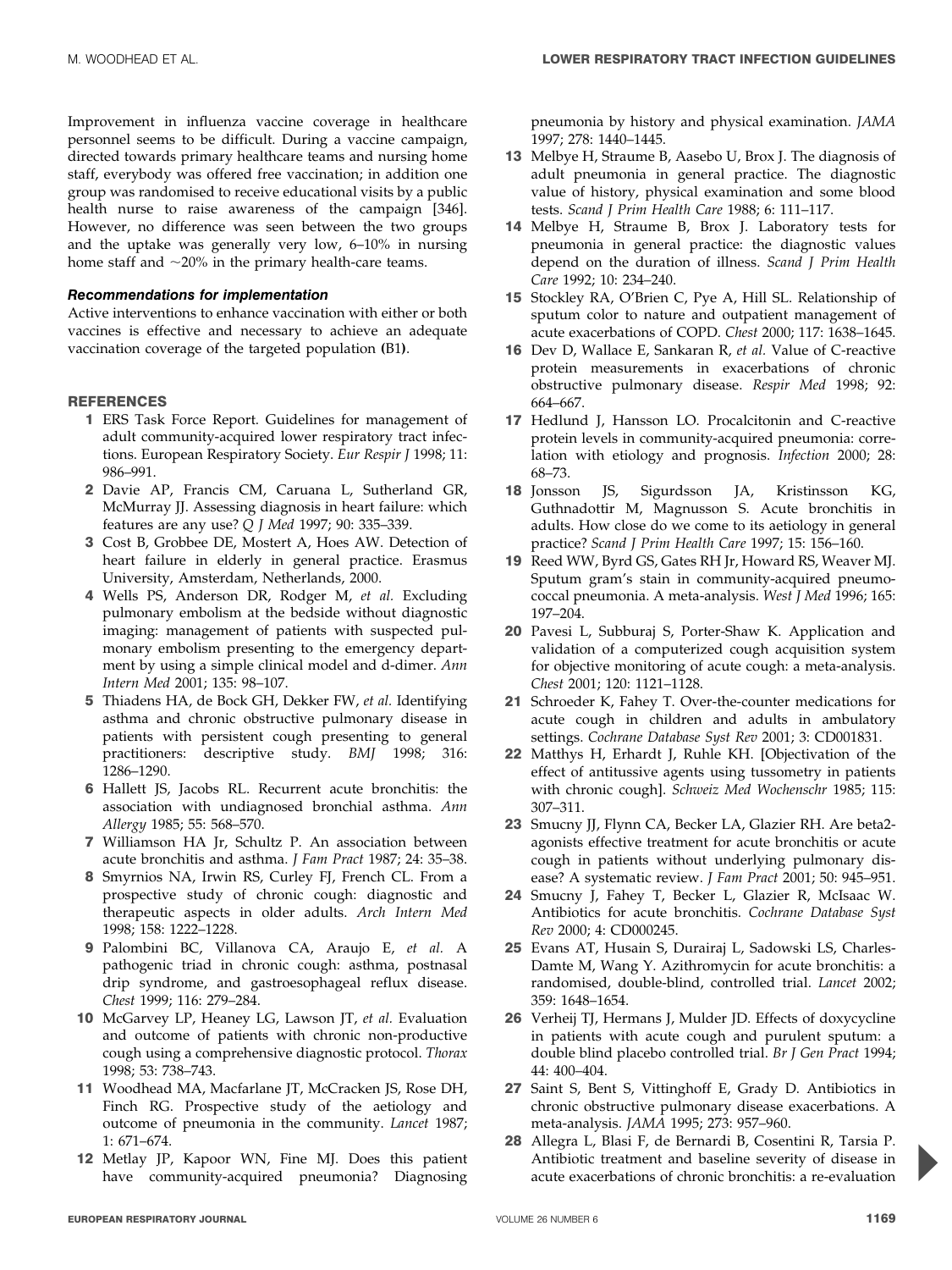Improvement in influenza vaccine coverage in healthcare personnel seems to be difficult. During a vaccine campaign, directed towards primary healthcare teams and nursing home staff, everybody was offered free vaccination; in addition one group was randomised to receive educational visits by a public health nurse to raise awareness of the campaign [346]. However, no difference was seen between the two groups and the uptake was generally very low, 6–10% in nursing home staff and ~20% in the primary health-care teams.

### Recommendations for implementation

Active interventions to enhance vaccination with either or both vaccines is effective and necessary to achieve an adequate vaccination coverage of the targeted population (B1).

## REFERENCES

1. ERS Task Force Report. Guidelines for management of adult community-acquired lower respiratory tract infections. European Respiratory Society. *Eur Respir J* 1998; 11: 986–991.
2. Davie AP, Francis CM, Caruana L, Sutherland GR, McMurray JJ. Assessing diagnosis in heart failure: which features are any use? *Q J Med* 1997; 90: 335–339.
3. Cost B, Grobbee DE, Mostert A, Hoes AW. Detection of heart failure in elderly in general practice. Erasmus University, Amsterdam, Netherlands, 2000.
4. Wells PS, Anderson DR, Rodger M, *et al.* Excluding pulmonary embolism at the bedside without diagnostic imaging: management of patients with suspected pulmonary embolism presenting to the emergency department by using a simple clinical model and d-dimer. *Ann Intern Med* 2001; 135: 98–107.
5. Thiadens HA, de Bock GH, Dekker FW, *et al.* Identifying asthma and chronic obstructive pulmonary disease in patients with persistent cough presenting to general practitioners: descriptive study. *BMJ* 1998; 316: 1286–1290.
6. Hallett JS, Jacobs RL. Recurrent acute bronchitis: the association with undiagnosed bronchial asthma. *Ann Allergy* 1985; 55: 568–570.
7. Williamson HA Jr, Schultz P. An association between acute bronchitis and asthma. *J Fam Pract* 1987; 24: 35–38.
8. Smyrnios NA, Irwin RS, Curley FJ, French CL. From a prospective study of chronic cough: diagnostic and therapeutic aspects in older adults. *Arch Intern Med* 1998; 158: 1222–1228.
9. Palombini BC, Villanova CA, Araujo E, *et al.* A pathogenic triad in chronic cough: asthma, postnasal drip syndrome, and gastroesophageal reflux disease. *Chest* 1999; 116: 279–284.
10. McGarvey LP, Heaney LG, Lawson JT, *et al.* Evaluation and outcome of patients with chronic non-productive cough using a comprehensive diagnostic protocol. *Thorax* 1998; 53: 738–743.
11. Woodhead MA, Macfarlane JT, McCracken JS, Rose DH, Finch RG. Prospective study of the aetiology and outcome of pneumonia in the community. *Lancet* 1987; 1: 671–674.
12. Metlay JP, Kapoor WN, Fine MJ. Does this patient have community-acquired pneumonia? Diagnosing pneumonia by history and physical examination. *JAMA* 1997; 278: 1440–1445.
13. Melbye H, Straume B, Aasebo U, Brox J. The diagnosis of adult pneumonia in general practice. The diagnostic value of history, physical examination and some blood tests. *Scand J Prim Health Care* 1988; 6: 111–117.
14. Melbye H, Straume B, Brox J. Laboratory tests for pneumonia in general practice: the diagnostic values depend on the duration of illness. *Scand J Prim Health Care* 1992; 10: 234–240.
15. Stockley RA, O'Brien C, Pye A, Hill SL. Relationship of sputum color to nature and outpatient management of acute exacerbations of COPD. *Chest* 2000; 117: 1638–1645.
16. Dev D, Wallace E, Sankaran R, *et al.* Value of C-reactive protein measurements in exacerbations of chronic obstructive pulmonary disease. *Respir Med* 1998; 92: 664–667.
17. Hedlund J, Hansson LO. Procalcitonin and C-reactive protein levels in community-acquired pneumonia: correlation with etiology and prognosis. *Infection* 2000; 28: 68–73.
18. Jonsson JS, Sigurdsson JA, Kristinsson KG, Guthnadottir M, Magnusson S. Acute bronchitis in adults. How close do we come to its aetiology in general practice? *Scand J Prim Health Care* 1997; 15: 156–160.
19. Reed WW, Byrd GS, Gates RH Jr, Howard RS, Weaver MJ. Sputum gram's stain in community-acquired pneumococcal pneumonia. A meta-analysis. *West J Med* 1996; 165: 197–204.
20. Pavesi L, Subburaj S, Porter-Shaw K. Application and validation of a computerized cough acquisition system for objective monitoring of acute cough: a meta-analysis. *Chest* 2001; 120: 1121–1128.
21. Schroeder K, Fahey T. Over-the-counter medications for acute cough in children and adults in ambulatory settings. *Cochrane Database Syst Rev* 2001; 3: CD001831.
22. Matthys H, Erhardt J, Ruhle KH. [Objectivation of the effect of antitussive agents using tussometry in patients with chronic cough]. *Schweiz Med Wochenschr* 1985; 115: 307–311.
23. Smucny JJ, Flynn CA, Becker LA, Glazier RH. Are beta2-agonists effective treatment for acute bronchitis or acute cough in patients without underlying pulmonary disease? A systematic review. *J Fam Pract* 2001; 50: 945–951.
24. Smucny J, Fahey T, Becker L, Glazier R, McIsaac W. Antibiotics for acute bronchitis. *Cochrane Database Syst Rev* 2000; 4: CD000245.
25. Evans AT, Husain S, Durairaj L, Sadowski LS, Charles-Damte M, Wang Y. Azithromycin for acute bronchitis: a randomised, double-blind, controlled trial. *Lancet* 2002; 359: 1648–1654.
26. Verheij TJ, Hermans J, Mulder JD. Effects of doxycycline in patients with acute cough and purulent sputum: a double blind placebo controlled trial. *Br J Gen Pract* 1994; 44: 400–404.
27. Saint S, Bent S, Vittinghoff E, Grady D. Antibiotics in chronic obstructive pulmonary disease exacerbations. A meta-analysis. *JAMA* 1995; 273: 957–960.
28. Allegra L, Blasi F, de Bernardi B, Cosentini R, Tarsia P. Antibiotic treatment and baseline severity of disease in acute exacerbations of chronic bronchitis: a re-evaluation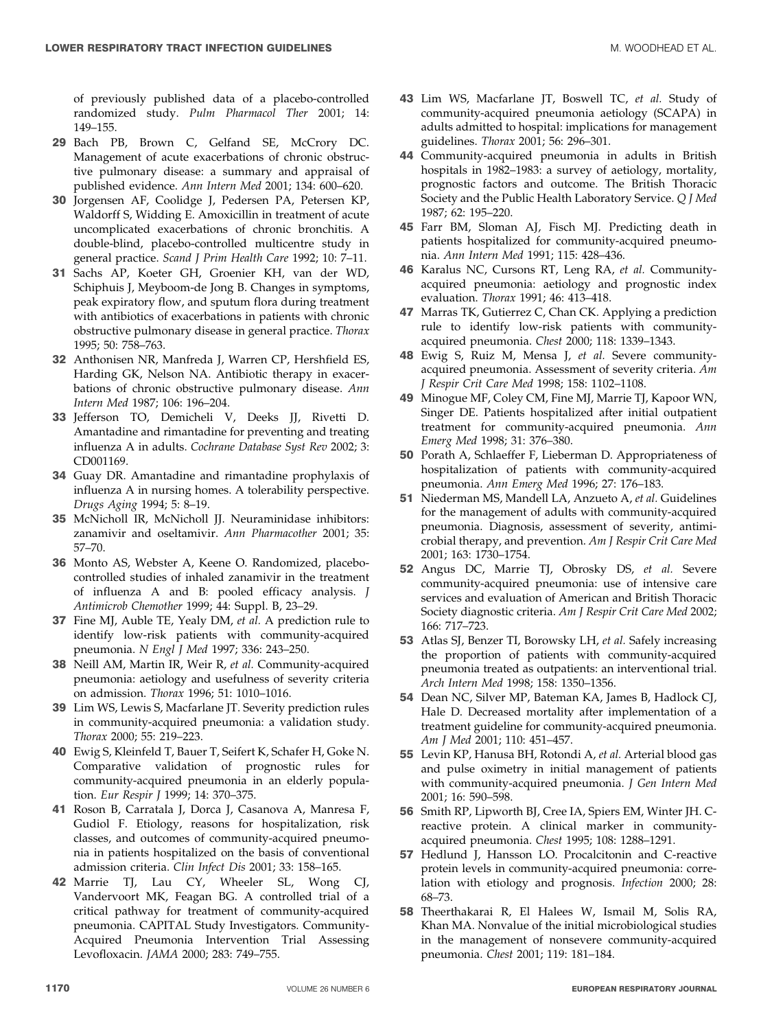of previously published data of a placebo-controlled randomized study. *Pulm Pharmacol Ther* 2001; 14: 149–155.

**29** Bach PB, Brown C, Gelfand SE, McCrory DC. Management of acute exacerbations of chronic obstructive pulmonary disease: a summary and appraisal of published evidence. *Ann Intern Med* 2001; 134: 600–620.

**30** Jorgensen AF, Coolidge J, Pedersen PA, Petersen KP, Waldorff S, Widding E. Amoxicillin in treatment of acute uncomplicated exacerbations of chronic bronchitis. A double-blind, placebo-controlled multicentre study in general practice. *Scand J Prim Health Care* 1992; 10: 7–11.

**31** Sachs AP, Koeter GH, Groenier KH, van der WD, Schiphuis J, Meyboom-de Jong B. Changes in symptoms, peak expiratory flow, and sputum flora during treatment with antibiotics of exacerbations in patients with chronic obstructive pulmonary disease in general practice. *Thorax* 1995; 50: 758–763.

**32** Anthonisen NR, Manfreda J, Warren CP, Hershfield ES, Harding GK, Nelson NA. Antibiotic therapy in exacerbations of chronic obstructive pulmonary disease. *Ann Intern Med* 1987; 106: 196–204.

**33** Jefferson TO, Demicheli V, Deeks JJ, Rivetti D. Amantadine and rimantadine for preventing and treating influenza A in adults. *Cochrane Database Syst Rev* 2002; 3: CD001169.

**34** Guay DR. Amantadine and rimantadine prophylaxis of influenza A in nursing homes. A tolerability perspective. *Drugs Aging* 1994; 5: 8–19.

**35** McNicholl IR, McNicholl JJ. Neuraminidase inhibitors: zanamivir and oseltamivir. *Ann Pharmacother* 2001; 35: 57–70.

**36** Monto AS, Webster A, Keene O. Randomized, placebo-controlled studies of inhaled zanamivir in the treatment of influenza A and B: pooled efficacy analysis. *J Antimicrob Chemother* 1999; 44: Suppl. B, 23–29.

**37** Fine MJ, Auble TE, Yealy DM, *et al.* A prediction rule to identify low-risk patients with community-acquired pneumonia. *N Engl J Med* 1997; 336: 243–250.

**38** Neill AM, Martin IR, Weir R, *et al.* Community-acquired pneumonia: aetiology and usefulness of severity criteria on admission. *Thorax* 1996; 51: 1010–1016.

**39** Lim WS, Lewis S, Macfarlane JT. Severity prediction rules in community-acquired pneumonia: a validation study. *Thorax* 2000; 55: 219–223.

**40** Ewig S, Kleinfeld T, Bauer T, Seifert K, Schafer H, Goke N. Comparative validation of prognostic rules for community-acquired pneumonia in an elderly population. *Eur Respir J* 1999; 14: 370–375.

**41** Roson B, Carratala J, Dorca J, Casanova A, Manresa F, Gudiol F. Etiology, reasons for hospitalization, risk classes, and outcomes of community-acquired pneumonia in patients hospitalized on the basis of conventional admission criteria. *Clin Infect Dis* 2001; 33: 158–165.

**42** Marrie TJ, Lau CY, Wheeler SL, Wong CJ, Vandervoort MK, Feagan BG. A controlled trial of a critical pathway for treatment of community-acquired pneumonia. CAPITAL Study Investigators. Community-Acquired Pneumonia Intervention Trial Assessing Levofloxacin. *JAMA* 2000; 283: 749–755.

**43** Lim WS, Macfarlane JT, Boswell TC, *et al.* Study of community-acquired pneumonia aetiology (SCAPA) in adults admitted to hospital: implications for management guidelines. *Thorax* 2001; 56: 296–301.

**44** Community-acquired pneumonia in adults in British hospitals in 1982–1983: a survey of aetiology, mortality, prognostic factors and outcome. The British Thoracic Society and the Public Health Laboratory Service. *Q J Med* 1987; 62: 195–220.

**45** Farr BM, Sloman AJ, Fisch MJ. Predicting death in patients hospitalized for community-acquired pneumonia. *Ann Intern Med* 1991; 115: 428–436.

**46** Karalus NC, Cursons RT, Leng RA, *et al.* Community-acquired pneumonia: aetiology and prognostic index evaluation. *Thorax* 1991; 46: 413–418.

**47** Marras TK, Gutierrez C, Chan CK. Applying a prediction rule to identify low-risk patients with community-acquired pneumonia. *Chest* 2000; 118: 1339–1343.

**48** Ewig S, Ruiz M, Mensa J, *et al.* Severe community-acquired pneumonia. Assessment of severity criteria. *Am J Respir Crit Care Med* 1998; 158: 1102–1108.

**49** Minogue MF, Coley CM, Fine MJ, Marrie TJ, Kapoor WN, Singer DE. Patients hospitalized after initial outpatient treatment for community-acquired pneumonia. *Ann Emerg Med* 1998; 31: 376–380.

**50** Porath A, Schlaeffer F, Lieberman D. Appropriateness of hospitalization of patients with community-acquired pneumonia. *Ann Emerg Med* 1996; 27: 176–183.

**51** Niederman MS, Mandell LA, Anzueto A, *et al.* Guidelines for the management of adults with community-acquired pneumonia. Diagnosis, assessment of severity, antimicrobial therapy, and prevention. *Am J Respir Crit Care Med* 2001; 163: 1730–1754.

**52** Angus DC, Marrie TJ, Obrosky DS, *et al.* Severe community-acquired pneumonia: use of intensive care services and evaluation of American and British Thoracic Society diagnostic criteria. *Am J Respir Crit Care Med* 2002; 166: 717–723.

**53** Atlas SJ, Benzer TI, Borowsky LH, *et al.* Safely increasing the proportion of patients with community-acquired pneumonia treated as outpatients: an interventional trial. *Arch Intern Med* 1998; 158: 1350–1356.

**54** Dean NC, Silver MP, Bateman KA, James B, Hadlock CJ, Hale D. Decreased mortality after implementation of a treatment guideline for community-acquired pneumonia. *Am J Med* 2001; 110: 451–457.

**55** Levin KP, Hanusa BH, Rotondi A, *et al.* Arterial blood gas and pulse oximetry in initial management of patients with community-acquired pneumonia. *J Gen Intern Med* 2001; 16: 590–598.

**56** Smith RP, Lipworth BJ, Cree IA, Spiers EM, Winter JH. C-reactive protein. A clinical marker in community-acquired pneumonia. *Chest* 1995; 108: 1288–1291.

**57** Hedlund J, Hansson LO. Procalcitonin and C-reactive protein levels in community-acquired pneumonia: correlation with etiology and prognosis. *Infection* 2000; 28: 68–73.

**58** Theerthakarai R, El Halees W, Ismail M, Solis RA, Khan MA. Nonvalue of the initial microbiological studies in the management of nonsevere community-acquired pneumonia. *Chest* 2001; 119: 181–184.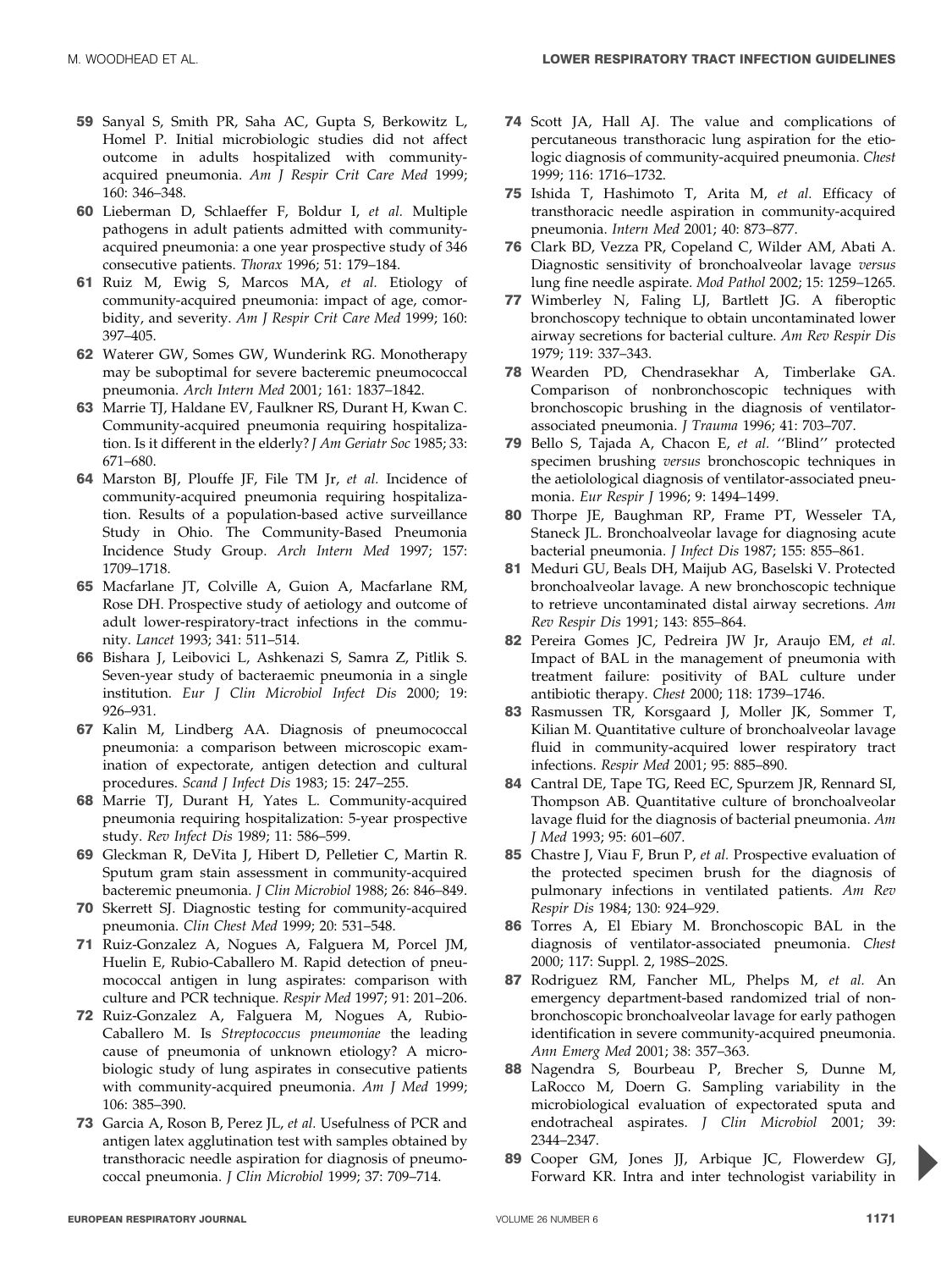59 Sanyal S, Smith PR, Saha AC, Gupta S, Berkowitz L, Homel P. Initial microbiologic studies did not affect outcome in adults hospitalized with community-acquired pneumonia. *Am J Respir Crit Care Med* 1999; 160: 346–348.

60 Lieberman D, Schlaeffer F, Boldur I, *et al.* Multiple pathogens in adult patients admitted with community-acquired pneumonia: a one year prospective study of 346 consecutive patients. *Thorax* 1996; 51: 179–184.

61 Ruiz M, Ewig S, Marcos MA, *et al.* Etiology of community-acquired pneumonia: impact of age, comorbidity, and severity. *Am J Respir Crit Care Med* 1999; 160: 397–405.

62 Waterer GW, Somes GW, Wunderink RG. Monotherapy may be suboptimal for severe bacteremic pneumococcal pneumonia. *Arch Intern Med* 2001; 161: 1837–1842.

63 Marrie TJ, Haldane EV, Faulkner RS, Durant H, Kwan C. Community-acquired pneumonia requiring hospitalization. Is it different in the elderly? *J Am Geriatr Soc* 1985; 33: 671–680.

64 Marston BJ, Plouffe JF, File TM Jr, *et al.* Incidence of community-acquired pneumonia requiring hospitalization. Results of a population-based active surveillance Study in Ohio. The Community-Based Pneumonia Incidence Study Group. *Arch Intern Med* 1997; 157: 1709–1718.

65 Macfarlane JT, Colville A, Guion A, Macfarlane RM, Rose DH. Prospective study of aetiology and outcome of adult lower-respiratory-tract infections in the community. *Lancet* 1993; 341: 511–514.

66 Bishara J, Leibovici L, Ashkenazi S, Samra Z, Pitlik S. Seven-year study of bacteraemic pneumonia in a single institution. *Eur J Clin Microbiol Infect Dis* 2000; 19: 926–931.

67 Kalin M, Lindberg AA. Diagnosis of pneumococcal pneumonia: a comparison between microscopic examination of expectorate, antigen detection and cultural procedures. *Scand J Infect Dis* 1983; 15: 247–255.

68 Marrie TJ, Durant H, Yates L. Community-acquired pneumonia requiring hospitalization: 5-year prospective study. *Rev Infect Dis* 1989; 11: 586–599.

69 Gleckman R, DeVita J, Hibert D, Pelletier C, Martin R. Sputum gram stain assessment in community-acquired bacteremic pneumonia. *J Clin Microbiol* 1988; 26: 846–849.

70 Skerrett SJ. Diagnostic testing for community-acquired pneumonia. *Clin Chest Med* 1999; 20: 531–548.

71 Ruiz-Gonzalez A, Nogues A, Falguera M, Porcel JM, Huelin E, Rubio-Caballero M. Rapid detection of pneumococcal antigen in lung aspirates: comparison with culture and PCR technique. *Respir Med* 1997; 91: 201–206.

72 Ruiz-Gonzalez A, Falguera M, Nogues A, Rubio-Caballero M. Is *Streptococcus pneumoniae* the leading cause of pneumonia of unknown etiology? A microbiologic study of lung aspirates in consecutive patients with community-acquired pneumonia. *Am J Med* 1999; 106: 385–390.

73 Garcia A, Roson B, Perez JL, *et al.* Usefulness of PCR and antigen latex agglutination test with samples obtained by transthoracic needle aspiration for diagnosis of pneumococcal pneumonia. *J Clin Microbiol* 1999; 37: 709–714.

74 Scott JA, Hall AJ. The value and complications of percutaneous transthoracic lung aspiration for the etiologic diagnosis of community-acquired pneumonia. *Chest* 1999; 116: 1716–1732.

75 Ishida T, Hashimoto T, Arita M, *et al.* Efficacy of transthoracic needle aspiration in community-acquired pneumonia. *Intern Med* 2001; 40: 873–877.

76 Clark BD, Vezza PR, Copeland C, Wilder AM, Abati A. Diagnostic sensitivity of bronchoalveolar lavage *versus* lung fine needle aspirate. *Mod Pathol* 2002; 15: 1259–1265.

77 Wimberley N, Faling LJ, Bartlett JG. A fiberoptic bronchoscopy technique to obtain uncontaminated lower airway secretions for bacterial culture. *Am Rev Respir Dis* 1979; 119: 337–343.

78 Wearden PD, Chendrasekhar A, Timberlake GA. Comparison of nonbronchoscopic techniques with bronchoscopic brushing in the diagnosis of ventilator-associated pneumonia. *J Trauma* 1996; 41: 703–707.

79 Bello S, Tajada A, Chacon E, *et al.* ''Blind'' protected specimen brushing *versus* bronchoscopic techniques in the aetiolological diagnosis of ventilator-associated pneumonia. *Eur Respir J* 1996; 9: 1494–1499.

80 Thorpe JE, Baughman RP, Frame PT, Wesseler TA, Staneck JL. Bronchoalveolar lavage for diagnosing acute bacterial pneumonia. *J Infect Dis* 1987; 155: 855–861.

81 Meduri GU, Beals DH, Maijub AG, Baselski V. Protected bronchoalveolar lavage. A new bronchoscopic technique to retrieve uncontaminated distal airway secretions. *Am Rev Respir Dis* 1991; 143: 855–864.

82 Pereira Gomes JC, Pedreira JW Jr, Araujo EM, *et al.* Impact of BAL in the management of pneumonia with treatment failure: positivity of BAL culture under antibiotic therapy. *Chest* 2000; 118: 1739–1746.

83 Rasmussen TR, Korsgaard J, Moller JK, Sommer T, Kilian M. Quantitative culture of bronchoalveolar lavage fluid in community-acquired lower respiratory tract infections. *Respir Med* 2001; 95: 885–890.

84 Cantral DE, Tape TG, Reed EC, Spurzem JR, Rennard SI, Thompson AB. Quantitative culture of bronchoalveolar lavage fluid for the diagnosis of bacterial pneumonia. *Am J Med* 1993; 95: 601–607.

85 Chastre J, Viau F, Brun P, *et al.* Prospective evaluation of the protected specimen brush for the diagnosis of pulmonary infections in ventilated patients. *Am Rev Respir Dis* 1984; 130: 924–929.

86 Torres A, El Ebiary M. Bronchoscopic BAL in the diagnosis of ventilator-associated pneumonia. *Chest* 2000; 117: Suppl. 2, 198S–202S.

87 Rodriguez RM, Fancher ML, Phelps M, *et al.* An emergency department-based randomized trial of nonbronchoscopic bronchoalveolar lavage for early pathogen identification in severe community-acquired pneumonia. *Ann Emerg Med* 2001; 38: 357–363.

88 Nagendra S, Bourbeau P, Brecher S, Dunne M, LaRocco M, Doern G. Sampling variability in the microbiological evaluation of expectorated sputa and endotracheal aspirates. *J Clin Microbiol* 2001; 39: 2344–2347.

89 Cooper GM, Jones JJ, Arbique JC, Flowerdew GJ, Forward KR. Intra and inter technologist variability in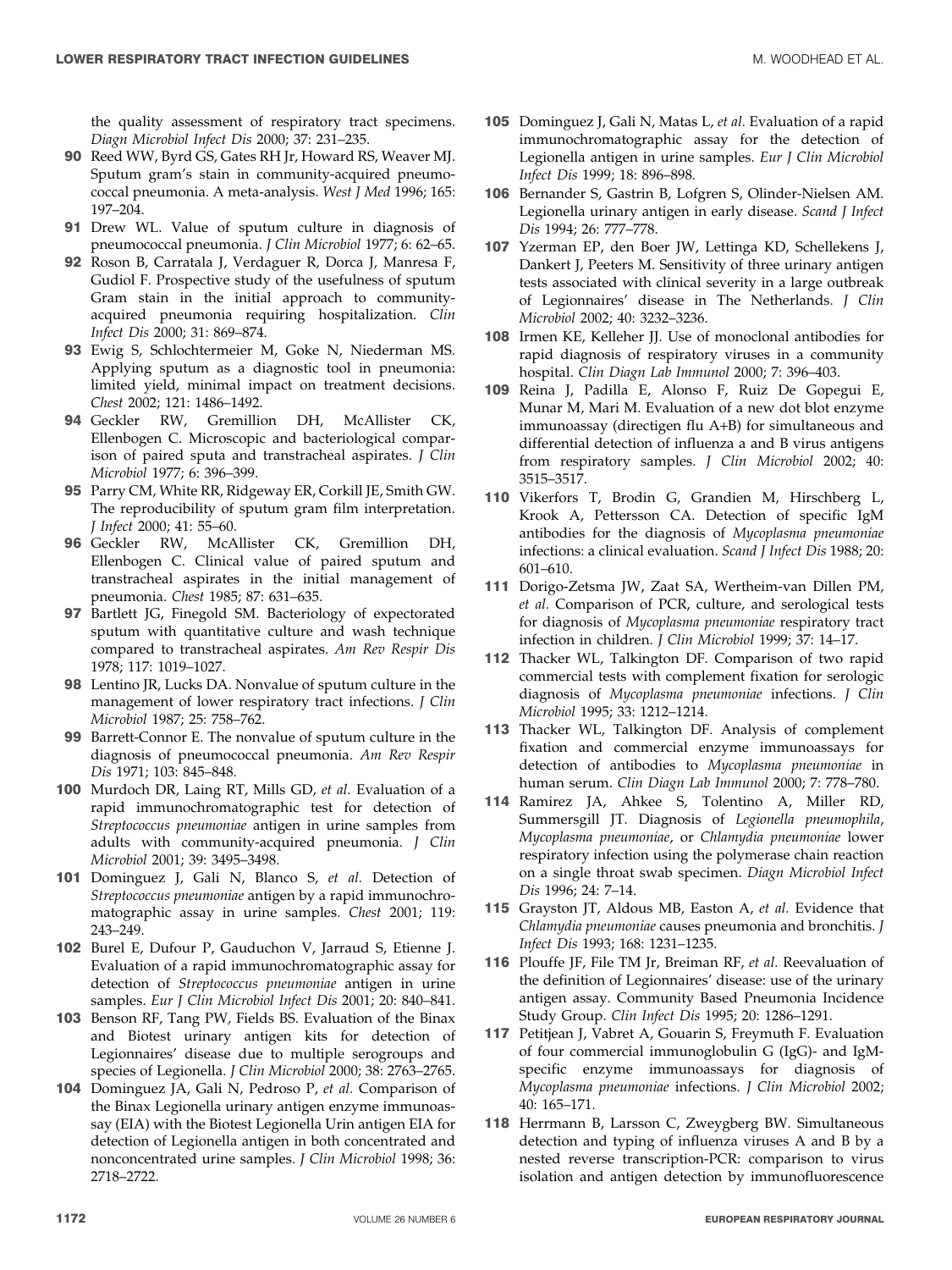the quality assessment of respiratory tract specimens. *Diagn Microbiol Infect Dis* 2000; 37: 231–235.

**90** Reed WW, Byrd GS, Gates RH Jr, Howard RS, Weaver MJ. Sputum gram's stain in community-acquired pneumococcal pneumonia. A meta-analysis. *West J Med* 1996; 165: 197–204.

**91** Drew WL. Value of sputum culture in diagnosis of pneumococcal pneumonia. *J Clin Microbiol* 1977; 6: 62–65.

**92** Roson B, Carratala J, Verdaguer R, Dorca J, Manresa F, Gudiol F. Prospective study of the usefulness of sputum Gram stain in the initial approach to community-acquired pneumonia requiring hospitalization. *Clin Infect Dis* 2000; 31: 869–874.

**93** Ewig S, Schlochtermeier M, Goke N, Niederman MS. Applying sputum as a diagnostic tool in pneumonia: limited yield, minimal impact on treatment decisions. *Chest* 2002; 121: 1486–1492.

**94** Geckler RW, Gremillion DH, McAllister CK, Ellenbogen C. Microscopic and bacteriological comparison of paired sputa and transtracheal aspirates. *J Clin Microbiol* 1977; 6: 396–399.

**95** Parry CM, White RR, Ridgeway ER, Corkill JE, Smith GW. The reproducibility of sputum gram film interpretation. *J Infect* 2000; 41: 55–60.

**96** Geckler RW, McAllister CK, Gremillion DH, Ellenbogen C. Clinical value of paired sputum and transtracheal aspirates in the initial management of pneumonia. *Chest* 1985; 87: 631–635.

**97** Bartlett JG, Finegold SM. Bacteriology of expectorated sputum with quantitative culture and wash technique compared to transtracheal aspirates. *Am Rev Respir Dis* 1978; 117: 1019–1027.

**98** Lentino JR, Lucks DA. Nonvalue of sputum culture in the management of lower respiratory tract infections. *J Clin Microbiol* 1987; 25: 758–762.

**99** Barrett-Connor E. The nonvalue of sputum culture in the diagnosis of pneumococcal pneumonia. *Am Rev Respir Dis* 1971; 103: 845–848.

**100** Murdoch DR, Laing RT, Mills GD, *et al.* Evaluation of a rapid immunochromatographic test for detection of *Streptococcus pneumoniae* antigen in urine samples from adults with community-acquired pneumonia. *J Clin Microbiol* 2001; 39: 3495–3498.

**101** Dominguez J, Gali N, Blanco S, *et al.* Detection of *Streptococcus pneumoniae* antigen by a rapid immunochromatographic assay in urine samples. *Chest* 2001; 119: 243–249.

**102** Burel E, Dufour P, Gauduchon V, Jarraud S, Etienne J. Evaluation of a rapid immunochromatographic assay for detection of *Streptococcus pneumoniae* antigen in urine samples. *Eur J Clin Microbiol Infect Dis* 2001; 20: 840–841.

**103** Benson RF, Tang PW, Fields BS. Evaluation of the Binax and Biotest urinary antigen kits for detection of Legionnaires' disease due to multiple serogroups and species of Legionella. *J Clin Microbiol* 2000; 38: 2763–2765.

**104** Dominguez JA, Gali N, Pedroso P, *et al.* Comparison of the Binax Legionella urinary antigen enzyme immunoassay (EIA) with the Biotest Legionella Urin antigen EIA for detection of Legionella antigen in both concentrated and nonconcentrated urine samples. *J Clin Microbiol* 1998; 36: 2718–2722.

**105** Dominguez J, Gali N, Matas L, *et al.* Evaluation of a rapid immunochromatographic assay for the detection of Legionella antigen in urine samples. *Eur J Clin Microbiol Infect Dis* 1999; 18: 896–898.

**106** Bernander S, Gastrin B, Lofgren S, Olinder-Nielsen AM. Legionella urinary antigen in early disease. *Scand J Infect Dis* 1994; 26: 777–778.

**107** Yzerman EP, den Boer JW, Lettinga KD, Schellekens J, Dankert J, Peeters M. Sensitivity of three urinary antigen tests associated with clinical severity in a large outbreak of Legionnaires' disease in The Netherlands. *J Clin Microbiol* 2002; 40: 3232–3236.

**108** Irmen KE, Kelleher JJ. Use of monoclonal antibodies for rapid diagnosis of respiratory viruses in a community hospital. *Clin Diagn Lab Immunol* 2000; 7: 396–403.

**109** Reina J, Padilla E, Alonso F, Ruiz De Gopegui E, Munar M, Mari M. Evaluation of a new dot blot enzyme immunoassay (directigen flu A+B) for simultaneous and differential detection of influenza a and B virus antigens from respiratory samples. *J Clin Microbiol* 2002; 40: 3515–3517.

**110** Vikerfors T, Brodin G, Grandien M, Hirschberg L, Krook A, Pettersson CA. Detection of specific IgM antibodies for the diagnosis of *Mycoplasma pneumoniae* infections: a clinical evaluation. *Scand J Infect Dis* 1988; 20: 601–610.

**111** Dorigo-Zetsma JW, Zaat SA, Wertheim-van Dillen PM, *et al.* Comparison of PCR, culture, and serological tests for diagnosis of *Mycoplasma pneumoniae* respiratory tract infection in children. *J Clin Microbiol* 1999; 37: 14–17.

**112** Thacker WL, Talkington DF. Comparison of two rapid commercial tests with complement fixation for serologic diagnosis of *Mycoplasma pneumoniae* infections. *J Clin Microbiol* 1995; 33: 1212–1214.

**113** Thacker WL, Talkington DF. Analysis of complement fixation and commercial enzyme immunoassays for detection of antibodies to *Mycoplasma pneumoniae* in human serum. *Clin Diagn Lab Immunol* 2000; 7: 778–780.

**114** Ramirez JA, Ahkee S, Tolentino A, Miller RD, Summersgill JT. Diagnosis of *Legionella pneumophila*, *Mycoplasma pneumoniae*, or *Chlamydia pneumoniae* lower respiratory infection using the polymerase chain reaction on a single throat swab specimen. *Diagn Microbiol Infect Dis* 1996; 24: 7–14.

**115** Grayston JT, Aldous MB, Easton A, *et al.* Evidence that *Chlamydia pneumoniae* causes pneumonia and bronchitis. *J Infect Dis* 1993; 168: 1231–1235.

**116** Plouffe JF, File TM Jr, Breiman RF, *et al.* Reevaluation of the definition of Legionnaires' disease: use of the urinary antigen assay. Community Based Pneumonia Incidence Study Group. *Clin Infect Dis* 1995; 20: 1286–1291.

**117** Petitjean J, Vabret A, Gouarin S, Freymuth F. Evaluation of four commercial immunoglobulin G (IgG)- and IgM-specific enzyme immunoassays for diagnosis of *Mycoplasma pneumoniae* infections. *J Clin Microbiol* 2002; 40: 165–171.

**118** Herrmann B, Larsson C, Zweygberg BW. Simultaneous detection and typing of influenza viruses A and B by a nested reverse transcription-PCR: comparison to virus isolation and antigen detection by immunofluorescence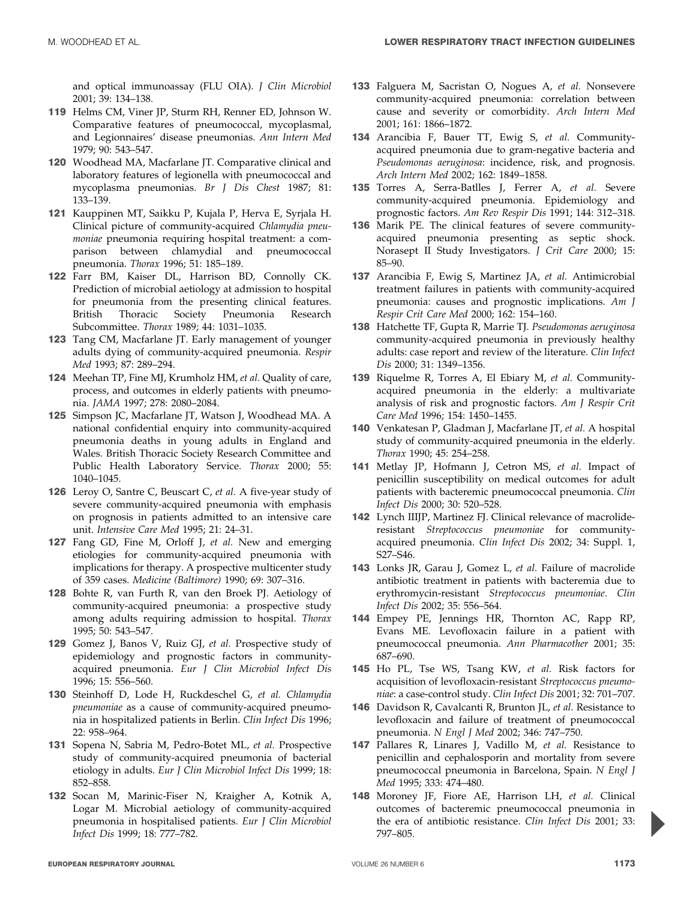and optical immunoassay (FLU OIA). *J Clin Microbiol* 2001; 39: 134–138.

**119** Helms CM, Viner JP, Sturm RH, Renner ED, Johnson W. Comparative features of pneumococcal, mycoplasmal, and Legionnaires' disease pneumonias. *Ann Intern Med* 1979; 90: 543–547.

**120** Woodhead MA, Macfarlane JT. Comparative clinical and laboratory features of legionella with pneumococcal and mycoplasma pneumonias. *Br J Dis Chest* 1987; 81: 133–139.

**121** Kauppinen MT, Saikku P, Kujala P, Herva E, Syrjala H. Clinical picture of community-acquired *Chlamydia pneumoniae* pneumonia requiring hospital treatment: a comparison between chlamydial and pneumococcal pneumonia. *Thorax* 1996; 51: 185–189.

**122** Farr BM, Kaiser DL, Harrison BD, Connolly CK. Prediction of microbial aetiology at admission to hospital for pneumonia from the presenting clinical features. British Thoracic Society Pneumonia Research Subcommittee. *Thorax* 1989; 44: 1031–1035.

**123** Tang CM, Macfarlane JT. Early management of younger adults dying of community-acquired pneumonia. *Respir Med* 1993; 87: 289–294.

**124** Meehan TP, Fine MJ, Krumholz HM, *et al.* Quality of care, process, and outcomes in elderly patients with pneumonia. *JAMA* 1997; 278: 2080–2084.

**125** Simpson JC, Macfarlane JT, Watson J, Woodhead MA. A national confidential enquiry into community-acquired pneumonia deaths in young adults in England and Wales. British Thoracic Society Research Committee and Public Health Laboratory Service. *Thorax* 2000; 55: 1040–1045.

**126** Leroy O, Santre C, Beuscart C, *et al.* A five-year study of severe community-acquired pneumonia with emphasis on prognosis in patients admitted to an intensive care unit. *Intensive Care Med* 1995; 21: 24–31.

**127** Fang GD, Fine M, Orloff J, *et al.* New and emerging etiologies for community-acquired pneumonia with implications for therapy. A prospective multicenter study of 359 cases. *Medicine (Baltimore)* 1990; 69: 307–316.

**128** Bohte R, van Furth R, van den Broek PJ. Aetiology of community-acquired pneumonia: a prospective study among adults requiring admission to hospital. *Thorax* 1995; 50: 543–547.

**129** Gomez J, Banos V, Ruiz GJ, *et al.* Prospective study of epidemiology and prognostic factors in community-acquired pneumonia. *Eur J Clin Microbiol Infect Dis* 1996; 15: 556–560.

**130** Steinhoff D, Lode H, Ruckdeschel G, *et al.* *Chlamydia pneumoniae* as a cause of community-acquired pneumonia in hospitalized patients in Berlin. *Clin Infect Dis* 1996; 22: 958–964.

**131** Sopena N, Sabria M, Pedro-Botet ML, *et al.* Prospective study of community-acquired pneumonia of bacterial etiology in adults. *Eur J Clin Microbiol Infect Dis* 1999; 18: 852–858.

**132** Socan M, Marinic-Fiser N, Kraigher A, Kotnik A, Logar M. Microbial aetiology of community-acquired pneumonia in hospitalised patients. *Eur J Clin Microbiol Infect Dis* 1999; 18: 777–782.

**133** Falguera M, Sacristan O, Nogues A, *et al.* Nonsevere community-acquired pneumonia: correlation between cause and severity or comorbidity. *Arch Intern Med* 2001; 161: 1866–1872.

**134** Arancibia F, Bauer TT, Ewig S, *et al.* Community-acquired pneumonia due to gram-negative bacteria and *Pseudomonas aeruginosa*: incidence, risk, and prognosis. *Arch Intern Med* 2002; 162: 1849–1858.

**135** Torres A, Serra-Batlles J, Ferrer A, *et al.* Severe community-acquired pneumonia. Epidemiology and prognostic factors. *Am Rev Respir Dis* 1991; 144: 312–318.

**136** Marik PE. The clinical features of severe community-acquired pneumonia presenting as septic shock. Norasept II Study Investigators. *J Crit Care* 2000; 15: 85–90.

**137** Arancibia F, Ewig S, Martinez JA, *et al.* Antimicrobial treatment failures in patients with community-acquired pneumonia: causes and prognostic implications. *Am J Respir Crit Care Med* 2000; 162: 154–160.

**138** Hatchette TF, Gupta R, Marrie TJ. *Pseudomonas aeruginosa* community-acquired pneumonia in previously healthy adults: case report and review of the literature. *Clin Infect Dis* 2000; 31: 1349–1356.

**139** Riquelme R, Torres A, El Ebiary M, *et al.* Community-acquired pneumonia in the elderly: a multivariate analysis of risk and prognostic factors. *Am J Respir Crit Care Med* 1996; 154: 1450–1455.

**140** Venkatesan P, Gladman J, Macfarlane JT, *et al.* A hospital study of community-acquired pneumonia in the elderly. *Thorax* 1990; 45: 254–258.

**141** Metlay JP, Hofmann J, Cetron MS, *et al.* Impact of penicillin susceptibility on medical outcomes for adult patients with bacteremic pneumococcal pneumonia. *Clin Infect Dis* 2000; 30: 520–528.

**142** Lynch IIIJP, Martinez FJ. Clinical relevance of macrolide-resistant *Streptococcus pneumoniae* for community-acquired pneumonia. *Clin Infect Dis* 2002; 34: Suppl. 1, S27–S46.

**143** Lonks JR, Garau J, Gomez L, *et al.* Failure of macrolide antibiotic treatment in patients with bacteremia due to erythromycin-resistant *Streptococcus pneumoniae*. *Clin Infect Dis* 2002; 35: 556–564.

**144** Empey PE, Jennings HR, Thornton AC, Rapp RP, Evans ME. Levofloxacin failure in a patient with pneumococcal pneumonia. *Ann Pharmacother* 2001; 35: 687–690.

**145** Ho PL, Tse WS, Tsang KW, *et al.* Risk factors for acquisition of levofloxacin-resistant *Streptococcus pneumoniae*: a case-control study. *Clin Infect Dis* 2001; 32: 701–707.

**146** Davidson R, Cavalcanti R, Brunton JL, *et al.* Resistance to levofloxacin and failure of treatment of pneumococcal pneumonia. *N Engl J Med* 2002; 346: 747–750.

**147** Pallares R, Linares J, Vadillo M, *et al.* Resistance to penicillin and cephalosporin and mortality from severe pneumococcal pneumonia in Barcelona, Spain. *N Engl J Med* 1995; 333: 474–480.

**148** Moroney JF, Fiore AE, Harrison LH, *et al.* Clinical outcomes of bacteremic pneumococcal pneumonia in the era of antibiotic resistance. *Clin Infect Dis* 2001; 33: 797–805.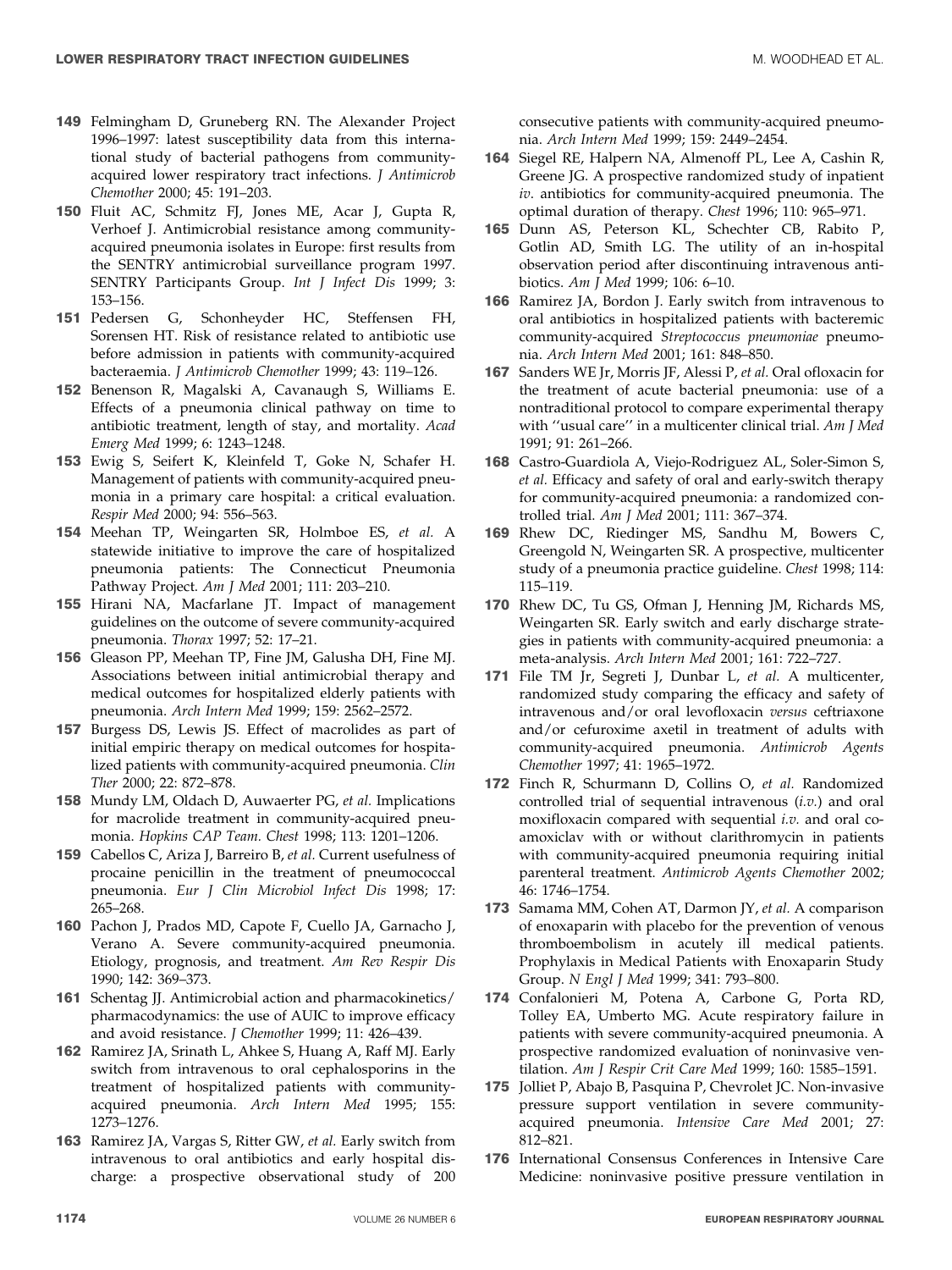149 Felmingham D, Gruneberg RN. The Alexander Project 1996–1997: latest susceptibility data from this international study of bacterial pathogens from community-acquired lower respiratory tract infections. *J Antimicrob Chemother* 2000; 45: 191–203.

150 Fluit AC, Schmitz FJ, Jones ME, Acar J, Gupta R, Verhoef J. Antimicrobial resistance among community-acquired pneumonia isolates in Europe: first results from the SENTRY antimicrobial surveillance program 1997. SENTRY Participants Group. *Int J Infect Dis* 1999; 3: 153–156.

151 Pedersen G, Schonheyder HC, Steffensen FH, Sorensen HT. Risk of resistance related to antibiotic use before admission in patients with community-acquired bacteraemia. *J Antimicrob Chemother* 1999; 43: 119–126.

152 Benenson R, Magalski A, Cavanaugh S, Williams E. Effects of a pneumonia clinical pathway on time to antibiotic treatment, length of stay, and mortality. *Acad Emerg Med* 1999; 6: 1243–1248.

153 Ewig S, Seifert K, Kleinfeld T, Goke N, Schafer H. Management of patients with community-acquired pneumonia in a primary care hospital: a critical evaluation. *Respir Med* 2000; 94: 556–563.

154 Meehan TP, Weingarten SR, Holmboe ES, *et al.* A statewide initiative to improve the care of hospitalized pneumonia patients: The Connecticut Pneumonia Pathway Project. *Am J Med* 2001; 111: 203–210.

155 Hirani NA, Macfarlane JT. Impact of management guidelines on the outcome of severe community-acquired pneumonia. *Thorax* 1997; 52: 17–21.

156 Gleason PP, Meehan TP, Fine JM, Galusha DH, Fine MJ. Associations between initial antimicrobial therapy and medical outcomes for hospitalized elderly patients with pneumonia. *Arch Intern Med* 1999; 159: 2562–2572.

157 Burgess DS, Lewis JS. Effect of macrolides as part of initial empiric therapy on medical outcomes for hospitalized patients with community-acquired pneumonia. *Clin Ther* 2000; 22: 872–878.

158 Mundy LM, Oldach D, Auwaerter PG, *et al.* Implications for macrolide treatment in community-acquired pneumonia. *Hopkins CAP Team. Chest* 1998; 113: 1201–1206.

159 Cabellos C, Ariza J, Barreiro B, *et al.* Current usefulness of procaine penicillin in the treatment of pneumococcal pneumonia. *Eur J Clin Microbiol Infect Dis* 1998; 17: 265–268.

160 Pachon J, Prados MD, Capote F, Cuello JA, Garnacho J, Verano A. Severe community-acquired pneumonia. Etiology, prognosis, and treatment. *Am Rev Respir Dis* 1990; 142: 369–373.

161 Schentag JJ. Antimicrobial action and pharmacokinetics/pharmacodynamics: the use of AUIC to improve efficacy and avoid resistance. *J Chemother* 1999; 11: 426–439.

162 Ramirez JA, Srinath L, Ahkee S, Huang A, Raff MJ. Early switch from intravenous to oral cephalosporins in the treatment of hospitalized patients with community-acquired pneumonia. *Arch Intern Med* 1995; 155: 1273–1276.

163 Ramirez JA, Vargas S, Ritter GW, *et al.* Early switch from intravenous to oral antibiotics and early hospital discharge: a prospective observational study of 200 consecutive patients with community-acquired pneumonia. *Arch Intern Med* 1999; 159: 2449–2454.

164 Siegel RE, Halpern NA, Almenoff PL, Lee A, Cashin R, Greene JG. A prospective randomized study of inpatient *iv.* antibiotics for community-acquired pneumonia. The optimal duration of therapy. *Chest* 1996; 110: 965–971.

165 Dunn AS, Peterson KL, Schechter CB, Rabito P, Gotlin AD, Smith LG. The utility of an in-hospital observation period after discontinuing intravenous antibiotics. *Am J Med* 1999; 106: 6–10.

166 Ramirez JA, Bordon J. Early switch from intravenous to oral antibiotics in hospitalized patients with bacteremic community-acquired *Streptococcus pneumoniae* pneumonia. *Arch Intern Med* 2001; 161: 848–850.

167 Sanders WE Jr, Morris JF, Alessi P, *et al.* Oral ofloxacin for the treatment of acute bacterial pneumonia: use of a nontraditional protocol to compare experimental therapy with ''usual care'' in a multicenter clinical trial. *Am J Med* 1991; 91: 261–266.

168 Castro-Guardiola A, Viejo-Rodriguez AL, Soler-Simon S, *et al.* Efficacy and safety of oral and early-switch therapy for community-acquired pneumonia: a randomized controlled trial. *Am J Med* 2001; 111: 367–374.

169 Rhew DC, Riedinger MS, Sandhu M, Bowers C, Greengold N, Weingarten SR. A prospective, multicenter study of a pneumonia practice guideline. *Chest* 1998; 114: 115–119.

170 Rhew DC, Tu GS, Ofman J, Henning JM, Richards MS, Weingarten SR. Early switch and early discharge strategies in patients with community-acquired pneumonia: a meta-analysis. *Arch Intern Med* 2001; 161: 722–727.

171 File TM Jr, Segreti J, Dunbar L, *et al.* A multicenter, randomized study comparing the efficacy and safety of intravenous and/or oral levofloxacin *versus* ceftriaxone and/or cefuroxime axetil in treatment of adults with community-acquired pneumonia. *Antimicrob Agents Chemother* 1997; 41: 1965–1972.

172 Finch R, Schurmann D, Collins O, *et al.* Randomized controlled trial of sequential intravenous (*i.v.*) and oral moxifloxacin compared with sequential *i.v.* and oral co-amoxiclav with or without clarithromycin in patients with community-acquired pneumonia requiring initial parenteral treatment. *Antimicrob Agents Chemother* 2002; 46: 1746–1754.

173 Samama MM, Cohen AT, Darmon JY, *et al.* A comparison of enoxaparin with placebo for the prevention of venous thromboembolism in acutely ill medical patients. Prophylaxis in Medical Patients with Enoxaparin Study Group. *N Engl J Med* 1999; 341: 793–800.

174 Confalonieri M, Potena A, Carbone G, Porta RD, Tolley EA, Umberto MG. Acute respiratory failure in patients with severe community-acquired pneumonia. A prospective randomized evaluation of noninvasive ventilation. *Am J Respir Crit Care Med* 1999; 160: 1585–1591.

175 Jolliet P, Abajo B, Pasquina P, Chevrolet JC. Non-invasive pressure support ventilation in severe community-acquired pneumonia. *Intensive Care Med* 2001; 27: 812–821.

176 International Consensus Conferences in Intensive Care Medicine: noninvasive positive pressure ventilation in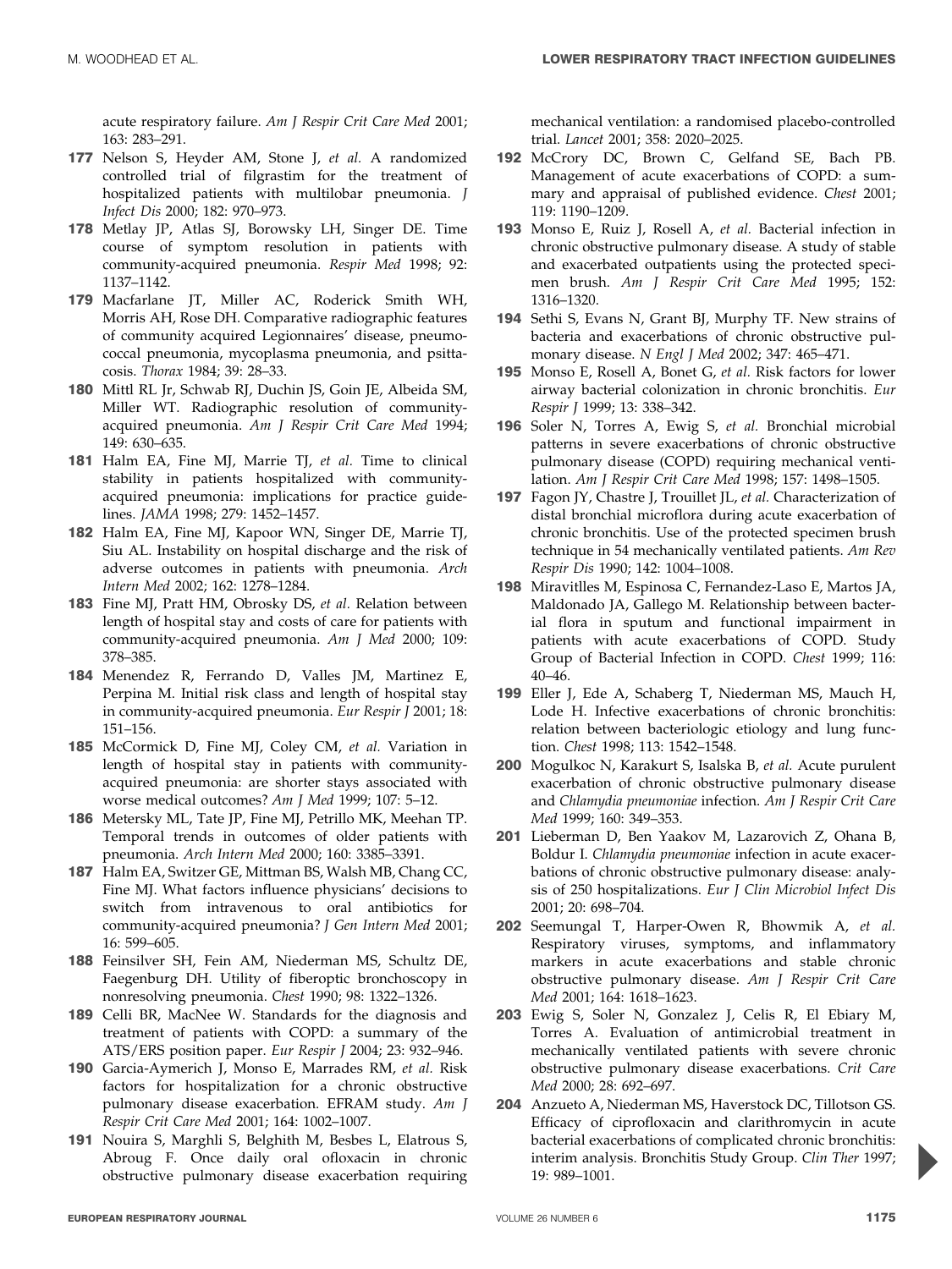acute respiratory failure. *Am J Respir Crit Care Med* 2001; 163: 283–291.

**177** Nelson S, Heyder AM, Stone J, *et al.* A randomized controlled trial of filgrastim for the treatment of hospitalized patients with multilobar pneumonia. *J Infect Dis* 2000; 182: 970–973.

**178** Metlay JP, Atlas SJ, Borowsky LH, Singer DE. Time course of symptom resolution in patients with community-acquired pneumonia. *Respir Med* 1998; 92: 1137–1142.

**179** Macfarlane JT, Miller AC, Roderick Smith WH, Morris AH, Rose DH. Comparative radiographic features of community acquired Legionnaires' disease, pneumococcal pneumonia, mycoplasma pneumonia, and psittacosis. *Thorax* 1984; 39: 28–33.

**180** Mittl RL Jr, Schwab RJ, Duchin JS, Goin JE, Albeida SM, Miller WT. Radiographic resolution of community-acquired pneumonia. *Am J Respir Crit Care Med* 1994; 149: 630–635.

**181** Halm EA, Fine MJ, Marrie TJ, *et al.* Time to clinical stability in patients hospitalized with community-acquired pneumonia: implications for practice guidelines. *JAMA* 1998; 279: 1452–1457.

**182** Halm EA, Fine MJ, Kapoor WN, Singer DE, Marrie TJ, Siu AL. Instability on hospital discharge and the risk of adverse outcomes in patients with pneumonia. *Arch Intern Med* 2002; 162: 1278–1284.

**183** Fine MJ, Pratt HM, Obrosky DS, *et al.* Relation between length of hospital stay and costs of care for patients with community-acquired pneumonia. *Am J Med* 2000; 109: 378–385.

**184** Menendez R, Ferrando D, Valles JM, Martinez E, Perpina M. Initial risk class and length of hospital stay in community-acquired pneumonia. *Eur Respir J* 2001; 18: 151–156.

**185** McCormick D, Fine MJ, Coley CM, *et al.* Variation in length of hospital stay in patients with community-acquired pneumonia: are shorter stays associated with worse medical outcomes? *Am J Med* 1999; 107: 5–12.

**186** Metersky ML, Tate JP, Fine MJ, Petrillo MK, Meehan TP. Temporal trends in outcomes of older patients with pneumonia. *Arch Intern Med* 2000; 160: 3385–3391.

**187** Halm EA, Switzer GE, Mittman BS, Walsh MB, Chang CC, Fine MJ. What factors influence physicians' decisions to switch from intravenous to oral antibiotics for community-acquired pneumonia? *J Gen Intern Med* 2001; 16: 599–605.

**188** Feinsilver SH, Fein AM, Niederman MS, Schultz DE, Faegenburg DH. Utility of fiberoptic bronchoscopy in nonresolving pneumonia. *Chest* 1990; 98: 1322–1326.

**189** Celli BR, MacNee W. Standards for the diagnosis and treatment of patients with COPD: a summary of the ATS/ERS position paper. *Eur Respir J* 2004; 23: 932–946.

**190** Garcia-Aymerich J, Monso E, Marrades RM, *et al.* Risk factors for hospitalization for a chronic obstructive pulmonary disease exacerbation. EFRAM study. *Am J Respir Crit Care Med* 2001; 164: 1002–1007.

**191** Nouira S, Marghli S, Belghith M, Besbes L, Elatrous S, Abroug F. Once daily oral ofloxacin in chronic obstructive pulmonary disease exacerbation requiring mechanical ventilation: a randomised placebo-controlled trial. *Lancet* 2001; 358: 2020–2025.

**192** McCrory DC, Brown C, Gelfand SE, Bach PB. Management of acute exacerbations of COPD: a summary and appraisal of published evidence. *Chest* 2001; 119: 1190–1209.

**193** Monso E, Ruiz J, Rosell A, *et al.* Bacterial infection in chronic obstructive pulmonary disease. A study of stable and exacerbated outpatients using the protected specimen brush. *Am J Respir Crit Care Med* 1995; 152: 1316–1320.

**194** Sethi S, Evans N, Grant BJ, Murphy TF. New strains of bacteria and exacerbations of chronic obstructive pulmonary disease. *N Engl J Med* 2002; 347: 465–471.

**195** Monso E, Rosell A, Bonet G, *et al.* Risk factors for lower airway bacterial colonization in chronic bronchitis. *Eur Respir J* 1999; 13: 338–342.

**196** Soler N, Torres A, Ewig S, *et al.* Bronchial microbial patterns in severe exacerbations of chronic obstructive pulmonary disease (COPD) requiring mechanical ventilation. *Am J Respir Crit Care Med* 1998; 157: 1498–1505.

**197** Fagon JY, Chastre J, Trouillet JL, *et al.* Characterization of distal bronchial microflora during acute exacerbation of chronic bronchitis. Use of the protected specimen brush technique in 54 mechanically ventilated patients. *Am Rev Respir Dis* 1990; 142: 1004–1008.

**198** Miravitlles M, Espinosa C, Fernandez-Laso E, Martos JA, Maldonado JA, Gallego M. Relationship between bacterial flora in sputum and functional impairment in patients with acute exacerbations of COPD. Study Group of Bacterial Infection in COPD. *Chest* 1999; 116: 40–46.

**199** Eller J, Ede A, Schaberg T, Niederman MS, Mauch H, Lode H. Infective exacerbations of chronic bronchitis: relation between bacteriologic etiology and lung function. *Chest* 1998; 113: 1542–1548.

**200** Mogulkoc N, Karakurt S, Isalska B, *et al.* Acute purulent exacerbation of chronic obstructive pulmonary disease and *Chlamydia pneumoniae* infection. *Am J Respir Crit Care Med* 1999; 160: 349–353.

**201** Lieberman D, Ben Yaakov M, Lazarovich Z, Ohana B, Boldur I. *Chlamydia pneumoniae* infection in acute exacerbations of chronic obstructive pulmonary disease: analysis of 250 hospitalizations. *Eur J Clin Microbiol Infect Dis* 2001; 20: 698–704.

**202** Seemungal T, Harper-Owen R, Bhowmik A, *et al.* Respiratory viruses, symptoms, and inflammatory markers in acute exacerbations and stable chronic obstructive pulmonary disease. *Am J Respir Crit Care Med* 2001; 164: 1618–1623.

**203** Ewig S, Soler N, Gonzalez J, Celis R, El Ebiary M, Torres A. Evaluation of antimicrobial treatment in mechanically ventilated patients with severe chronic obstructive pulmonary disease exacerbations. *Crit Care Med* 2000; 28: 692–697.

**204** Anzueto A, Niederman MS, Haverstock DC, Tillotson GS. Efficacy of ciprofloxacin and clarithromycin in acute bacterial exacerbations of complicated chronic bronchitis: interim analysis. Bronchitis Study Group. *Clin Ther* 1997; 19: 989–1001.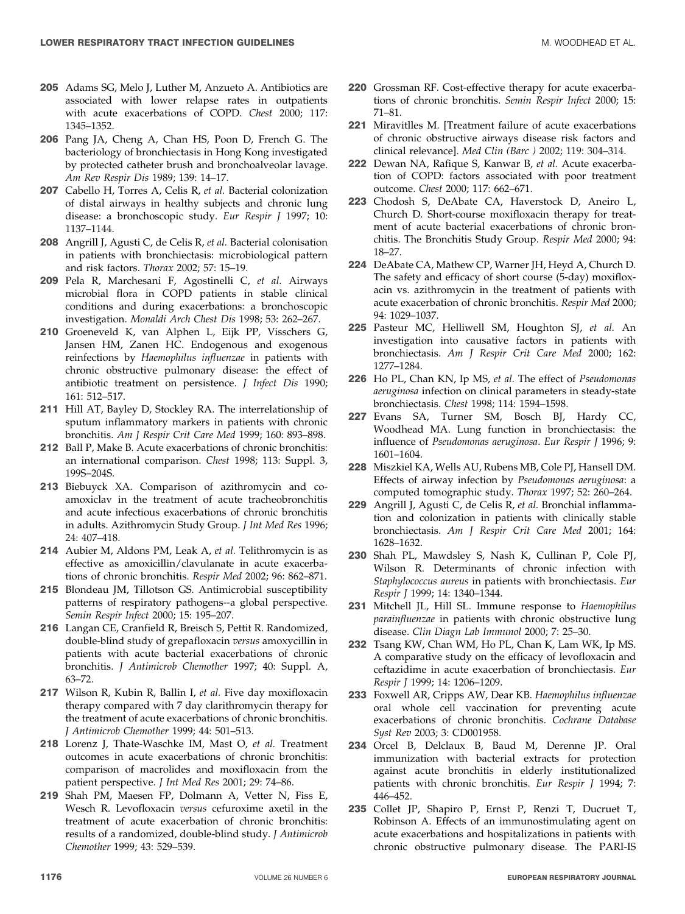205 Adams SG, Melo J, Luther M, Anzueto A. Antibiotics are associated with lower relapse rates in outpatients with acute exacerbations of COPD. *Chest* 2000; 117: 1345–1352.

206 Pang JA, Cheng A, Chan HS, Poon D, French G. The bacteriology of bronchiectasis in Hong Kong investigated by protected catheter brush and bronchoalveolar lavage. *Am Rev Respir Dis* 1989; 139: 14–17.

207 Cabello H, Torres A, Celis R, *et al.* Bacterial colonization of distal airways in healthy subjects and chronic lung disease: a bronchoscopic study. *Eur Respir J* 1997; 10: 1137–1144.

208 Angrill J, Agusti C, de Celis R, *et al.* Bacterial colonisation in patients with bronchiectasis: microbiological pattern and risk factors. *Thorax* 2002; 57: 15–19.

209 Pela R, Marchesani F, Agostinelli C, *et al.* Airways microbial flora in COPD patients in stable clinical conditions and during exacerbations: a bronchoscopic investigation. *Monaldi Arch Chest Dis* 1998; 53: 262–267.

210 Groeneveld K, van Alphen L, Eijk PP, Visschers G, Jansen HM, Zanen HC. Endogenous and exogenous reinfections by *Haemophilus influenzae* in patients with chronic obstructive pulmonary disease: the effect of antibiotic treatment on persistence. *J Infect Dis* 1990; 161: 512–517.

211 Hill AT, Bayley D, Stockley RA. The interrelationship of sputum inflammatory markers in patients with chronic bronchitis. *Am J Respir Crit Care Med* 1999; 160: 893–898.

212 Ball P, Make B. Acute exacerbations of chronic bronchitis: an international comparison. *Chest* 1998; 113: Suppl. 3, 199S–204S.

213 Biebuyck XA. Comparison of azithromycin and co-amoxiclav in the treatment of acute tracheobronchitis and acute infectious exacerbations of chronic bronchitis in adults. Azithromycin Study Group. *J Int Med Res* 1996; 24: 407–418.

214 Aubier M, Aldons PM, Leak A, *et al.* Telithromycin is as effective as amoxicillin/clavulanate in acute exacerbations of chronic bronchitis. *Respir Med* 2002; 96: 862–871.

215 Blondeau JM, Tillotson GS. Antimicrobial susceptibility patterns of respiratory pathogens--a global perspective. *Semin Respir Infect* 2000; 15: 195–207.

216 Langan CE, Cranfield R, Breisch S, Pettit R. Randomized, double-blind study of grepafloxacin *versus* amoxycillin in patients with acute bacterial exacerbations of chronic bronchitis. *J Antimicrob Chemother* 1997; 40: Suppl. A, 63–72.

217 Wilson R, Kubin R, Ballin I, *et al.* Five day moxifloxacin therapy compared with 7 day clarithromycin therapy for the treatment of acute exacerbations of chronic bronchitis. *J Antimicrob Chemother* 1999; 44: 501–513.

218 Lorenz J, Thate-Waschke IM, Mast O, *et al.* Treatment outcomes in acute exacerbations of chronic bronchitis: comparison of macrolides and moxifloxacin from the patient perspective. *J Int Med Res* 2001; 29: 74–86.

219 Shah PM, Maesen FP, Dolmann A, Vetter N, Fiss E, Wesch R. Levofloxacin *versus* cefuroxime axetil in the treatment of acute exacerbation of chronic bronchitis: results of a randomized, double-blind study. *J Antimicrob Chemother* 1999; 43: 529–539.

220 Grossman RF. Cost-effective therapy for acute exacerbations of chronic bronchitis. *Semin Respir Infect* 2000; 15: 71–81.

221 Miravitlles M. [Treatment failure of acute exacerbations of chronic obstructive airways disease risk factors and clinical relevance]. *Med Clin (Barc )* 2002; 119: 304–314.

222 Dewan NA, Rafique S, Kanwar B, *et al.* Acute exacerbation of COPD: factors associated with poor treatment outcome. *Chest* 2000; 117: 662–671.

223 Chodosh S, DeAbate CA, Haverstock D, Aneiro L, Church D. Short-course moxifloxacin therapy for treatment of acute bacterial exacerbations of chronic bronchitis. The Bronchitis Study Group. *Respir Med* 2000; 94: 18–27.

224 DeAbate CA, Mathew CP, Warner JH, Heyd A, Church D. The safety and efficacy of short course (5-day) moxifloxacin vs. azithromycin in the treatment of patients with acute exacerbation of chronic bronchitis. *Respir Med* 2000; 94: 1029–1037.

225 Pasteur MC, Helliwell SM, Houghton SJ, *et al.* An investigation into causative factors in patients with bronchiectasis. *Am J Respir Crit Care Med* 2000; 162: 1277–1284.

226 Ho PL, Chan KN, Ip MS, *et al.* The effect of *Pseudomonas aeruginosa* infection on clinical parameters in steady-state bronchiectasis. *Chest* 1998; 114: 1594–1598.

227 Evans SA, Turner SM, Bosch BJ, Hardy CC, Woodhead MA. Lung function in bronchiectasis: the influence of *Pseudomonas aeruginosa*. *Eur Respir J* 1996; 9: 1601–1604.

228 Miszkiel KA, Wells AU, Rubens MB, Cole PJ, Hansell DM. Effects of airway infection by *Pseudomonas aeruginosa*: a computed tomographic study. *Thorax* 1997; 52: 260–264.

229 Angrill J, Agusti C, de Celis R, *et al.* Bronchial inflammation and colonization in patients with clinically stable bronchiectasis. *Am J Respir Crit Care Med* 2001; 164: 1628–1632.

230 Shah PL, Mawdsley S, Nash K, Cullinan P, Cole PJ, Wilson R. Determinants of chronic infection with *Staphylococcus aureus* in patients with bronchiectasis. *Eur Respir J* 1999; 14: 1340–1344.

231 Mitchell JL, Hill SL. Immune response to *Haemophilus parainfluenzae* in patients with chronic obstructive lung disease. *Clin Diagn Lab Immunol* 2000; 7: 25–30.

232 Tsang KW, Chan WM, Ho PL, Chan K, Lam WK, Ip MS. A comparative study on the efficacy of levofloxacin and ceftazidime in acute exacerbation of bronchiectasis. *Eur Respir J* 1999; 14: 1206–1209.

233 Foxwell AR, Cripps AW, Dear KB. *Haemophilus influenzae* oral whole cell vaccination for preventing acute exacerbations of chronic bronchitis. *Cochrane Database Syst Rev* 2003; 3: CD001958.

234 Orcel B, Delclaux B, Baud M, Derenne JP. Oral immunization with bacterial extracts for protection against acute bronchitis in elderly institutionalized patients with chronic bronchitis. *Eur Respir J* 1994; 7: 446–452.

235 Collet JP, Shapiro P, Ernst P, Renzi T, Ducruet T, Robinson A. Effects of an immunostimulating agent on acute exacerbations and hospitalizations in patients with chronic obstructive pulmonary disease. The PARI-IS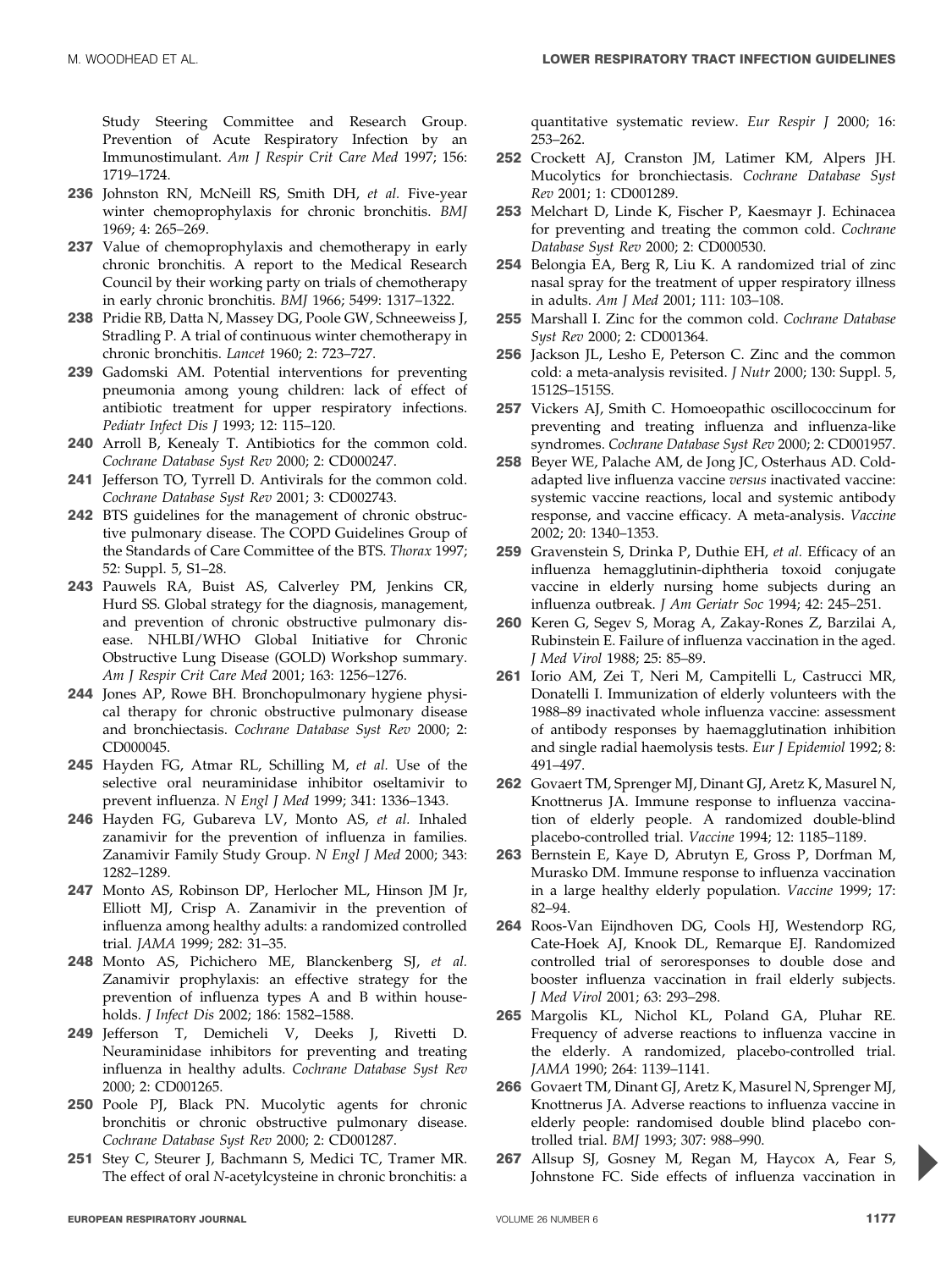Study Steering Committee and Research Group. Prevention of Acute Respiratory Infection by an Immunostimulant. *Am J Respir Crit Care Med* 1997; 156: 1719–1724.

**236** Johnston RN, McNeill RS, Smith DH, *et al.* Five-year winter chemoprophylaxis for chronic bronchitis. *BMJ* 1969; 4: 265–269.

**237** Value of chemoprophylaxis and chemotherapy in early chronic bronchitis. A report to the Medical Research Council by their working party on trials of chemotherapy in early chronic bronchitis. *BMJ* 1966; 5499: 1317–1322.

**238** Pridie RB, Datta N, Massey DG, Poole GW, Schneeweiss J, Stradling P. A trial of continuous winter chemotherapy in chronic bronchitis. *Lancet* 1960; 2: 723–727.

**239** Gadomski AM. Potential interventions for preventing pneumonia among young children: lack of effect of antibiotic treatment for upper respiratory infections. *Pediatr Infect Dis J* 1993; 12: 115–120.

**240** Arroll B, Kenealy T. Antibiotics for the common cold. *Cochrane Database Syst Rev* 2000; 2: CD000247.

**241** Jefferson TO, Tyrrell D. Antivirals for the common cold. *Cochrane Database Syst Rev* 2001; 3: CD002743.

**242** BTS guidelines for the management of chronic obstructive pulmonary disease. The COPD Guidelines Group of the Standards of Care Committee of the BTS. *Thorax* 1997; 52: Suppl. 5, S1–28.

**243** Pauwels RA, Buist AS, Calverley PM, Jenkins CR, Hurd SS. Global strategy for the diagnosis, management, and prevention of chronic obstructive pulmonary disease. NHLBI/WHO Global Initiative for Chronic Obstructive Lung Disease (GOLD) Workshop summary. *Am J Respir Crit Care Med* 2001; 163: 1256–1276.

**244** Jones AP, Rowe BH. Bronchopulmonary hygiene physical therapy for chronic obstructive pulmonary disease and bronchiectasis. *Cochrane Database Syst Rev* 2000; 2: CD000045.

**245** Hayden FG, Atmar RL, Schilling M, *et al.* Use of the selective oral neuraminidase inhibitor oseltamivir to prevent influenza. *N Engl J Med* 1999; 341: 1336–1343.

**246** Hayden FG, Gubareva LV, Monto AS, *et al.* Inhaled zanamivir for the prevention of influenza in families. Zanamivir Family Study Group. *N Engl J Med* 2000; 343: 1282–1289.

**247** Monto AS, Robinson DP, Herlocher ML, Hinson JM Jr, Elliott MJ, Crisp A. Zanamivir in the prevention of influenza among healthy adults: a randomized controlled trial. *JAMA* 1999; 282: 31–35.

**248** Monto AS, Pichichero ME, Blanckenberg SJ, *et al.* Zanamivir prophylaxis: an effective strategy for the prevention of influenza types A and B within households. *J Infect Dis* 2002; 186: 1582–1588.

**249** Jefferson T, Demicheli V, Deeks J, Rivetti D. Neuraminidase inhibitors for preventing and treating influenza in healthy adults. *Cochrane Database Syst Rev* 2000; 2: CD001265.

**250** Poole PJ, Black PN. Mucolytic agents for chronic bronchitis or chronic obstructive pulmonary disease. *Cochrane Database Syst Rev* 2000; 2: CD001287.

**251** Stey C, Steurer J, Bachmann S, Medici TC, Tramer MR. The effect of oral *N*-acetylcysteine in chronic bronchitis: a quantitative systematic review. *Eur Respir J* 2000; 16: 253–262.

**252** Crockett AJ, Cranston JM, Latimer KM, Alpers JH. Mucolytics for bronchiectasis. *Cochrane Database Syst Rev* 2001; 1: CD001289.

**253** Melchart D, Linde K, Fischer P, Kaesmayr J. Echinacea for preventing and treating the common cold. *Cochrane Database Syst Rev* 2000; 2: CD000530.

**254** Belongia EA, Berg R, Liu K. A randomized trial of zinc nasal spray for the treatment of upper respiratory illness in adults. *Am J Med* 2001; 111: 103–108.

**255** Marshall I. Zinc for the common cold. *Cochrane Database Syst Rev* 2000; 2: CD001364.

**256** Jackson JL, Lesho E, Peterson C. Zinc and the common cold: a meta-analysis revisited. *J Nutr* 2000; 130: Suppl. 5, 1512S–1515S.

**257** Vickers AJ, Smith C. Homoeopathic oscillococcinum for preventing and treating influenza and influenza-like syndromes. *Cochrane Database Syst Rev* 2000; 2: CD001957.

**258** Beyer WE, Palache AM, de Jong JC, Osterhaus AD. Cold-adapted live influenza vaccine *versus* inactivated vaccine: systemic vaccine reactions, local and systemic antibody response, and vaccine efficacy. A meta-analysis. *Vaccine* 2002; 20: 1340–1353.

**259** Gravenstein S, Drinka P, Duthie EH, *et al.* Efficacy of an influenza hemagglutinin-diphtheria toxoid conjugate vaccine in elderly nursing home subjects during an influenza outbreak. *J Am Geriatr Soc* 1994; 42: 245–251.

**260** Keren G, Segev S, Morag A, Zakay-Rones Z, Barzilai A, Rubinstein E. Failure of influenza vaccination in the aged. *J Med Virol* 1988; 25: 85–89.

**261** Iorio AM, Zei T, Neri M, Campitelli L, Castrucci MR, Donatelli I. Immunization of elderly volunteers with the 1988–89 inactivated whole influenza vaccine: assessment of antibody responses by haemagglutination inhibition and single radial haemolysis tests. *Eur J Epidemiol* 1992; 8: 491–497.

**262** Govaert TM, Sprenger MJ, Dinant GJ, Aretz K, Masurel N, Knottnerus JA. Immune response to influenza vaccination of elderly people. A randomized double-blind placebo-controlled trial. *Vaccine* 1994; 12: 1185–1189.

**263** Bernstein E, Kaye D, Abrutyn E, Gross P, Dorfman M, Murasko DM. Immune response to influenza vaccination in a large healthy elderly population. *Vaccine* 1999; 17: 82–94.

**264** Roos-Van Eijndhoven DG, Cools HJ, Westendorp RG, Cate-Hoek AJ, Knook DL, Remarque EJ. Randomized controlled trial of seroresponses to double dose and booster influenza vaccination in frail elderly subjects. *J Med Virol* 2001; 63: 293–298.

**265** Margolis KL, Nichol KL, Poland GA, Pluhar RE. Frequency of adverse reactions to influenza vaccine in the elderly. A randomized, placebo-controlled trial. *JAMA* 1990; 264: 1139–1141.

**266** Govaert TM, Dinant GJ, Aretz K, Masurel N, Sprenger MJ, Knottnerus JA. Adverse reactions to influenza vaccine in elderly people: randomised double blind placebo controlled trial. *BMJ* 1993; 307: 988–990.

**267** Allsup SJ, Gosney M, Regan M, Haycox A, Fear S, Johnstone FC. Side effects of influenza vaccination in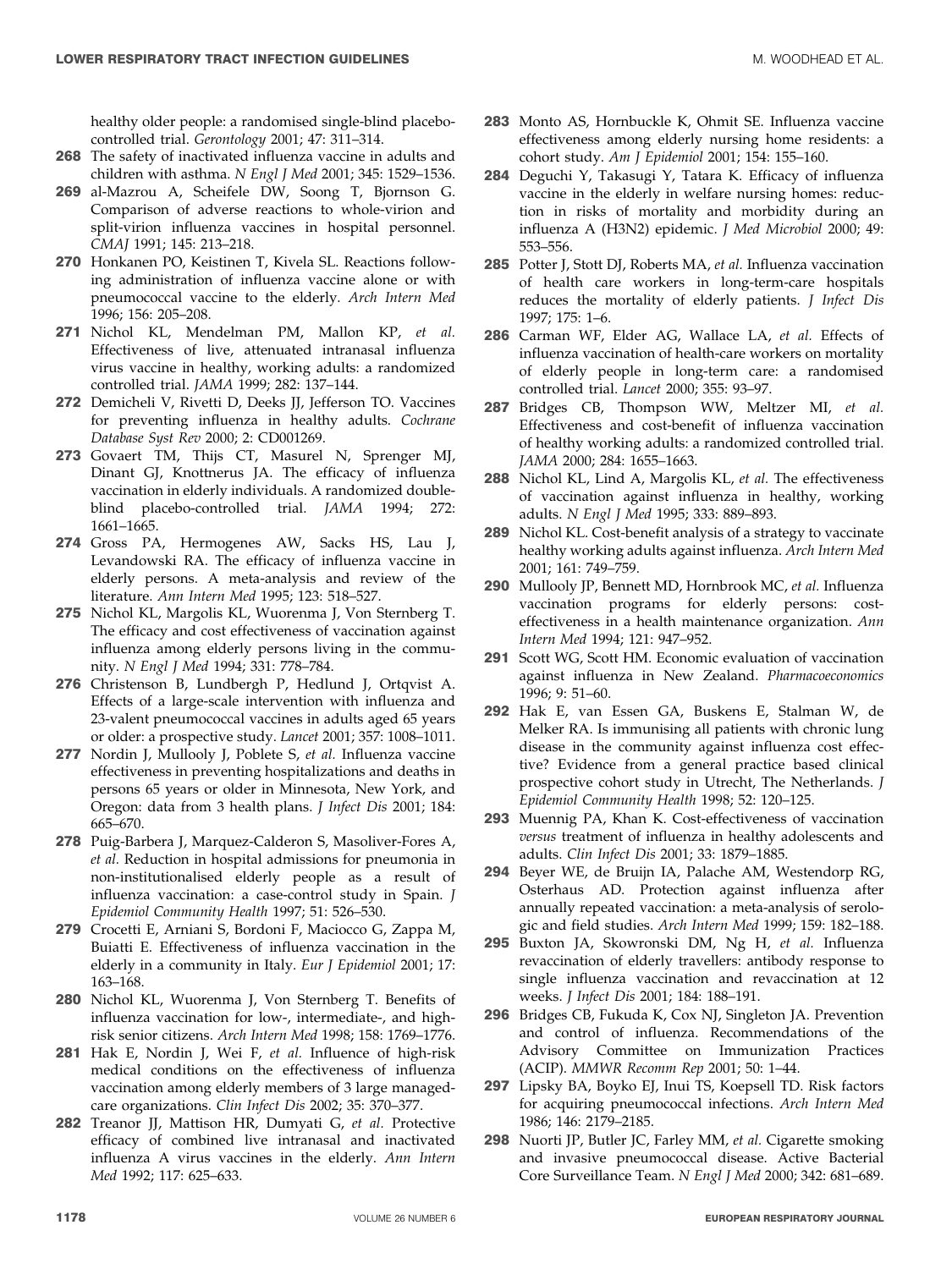healthy older people: a randomised single-blind placebo-controlled trial. *Gerontology* 2001; 47: 311–314.

**268** The safety of inactivated influenza vaccine in adults and children with asthma. *N Engl J Med* 2001; 345: 1529–1536.

**269** al-Mazrou A, Scheifele DW, Soong T, Bjornson G. Comparison of adverse reactions to whole-virion and split-virion influenza vaccines in hospital personnel. *CMAJ* 1991; 145: 213–218.

**270** Honkanen PO, Keistinen T, Kivela SL. Reactions following administration of influenza vaccine alone or with pneumococcal vaccine to the elderly. *Arch Intern Med* 1996; 156: 205–208.

**271** Nichol KL, Mendelman PM, Mallon KP, *et al.* Effectiveness of live, attenuated intranasal influenza virus vaccine in healthy, working adults: a randomized controlled trial. *JAMA* 1999; 282: 137–144.

**272** Demicheli V, Rivetti D, Deeks JJ, Jefferson TO. Vaccines for preventing influenza in healthy adults. *Cochrane Database Syst Rev* 2000; 2: CD001269.

**273** Govaert TM, Thijs CT, Masurel N, Sprenger MJ, Dinant GJ, Knottnerus JA. The efficacy of influenza vaccination in elderly individuals. A randomized double-blind placebo-controlled trial. *JAMA* 1994; 272: 1661–1665.

**274** Gross PA, Hermogenes AW, Sacks HS, Lau J, Levandowski RA. The efficacy of influenza vaccine in elderly persons. A meta-analysis and review of the literature. *Ann Intern Med* 1995; 123: 518–527.

**275** Nichol KL, Margolis KL, Wuorenma J, Von Sternberg T. The efficacy and cost effectiveness of vaccination against influenza among elderly persons living in the community. *N Engl J Med* 1994; 331: 778–784.

**276** Christenson B, Lundbergh P, Hedlund J, Ortqvist A. Effects of a large-scale intervention with influenza and 23-valent pneumococcal vaccines in adults aged 65 years or older: a prospective study. *Lancet* 2001; 357: 1008–1011.

**277** Nordin J, Mullooly J, Poblete S, *et al.* Influenza vaccine effectiveness in preventing hospitalizations and deaths in persons 65 years or older in Minnesota, New York, and Oregon: data from 3 health plans. *J Infect Dis* 2001; 184: 665–670.

**278** Puig-Barbera J, Marquez-Calderon S, Masoliver-Fores A, *et al.* Reduction in hospital admissions for pneumonia in non-institutionalised elderly people as a result of influenza vaccination: a case-control study in Spain. *J Epidemiol Community Health* 1997; 51: 526–530.

**279** Crocetti E, Arniani S, Bordoni F, Maciocco G, Zappa M, Buiatti E. Effectiveness of influenza vaccination in the elderly in a community in Italy. *Eur J Epidemiol* 2001; 17: 163–168.

**280** Nichol KL, Wuorenma J, Von Sternberg T. Benefits of influenza vaccination for low-, intermediate-, and high-risk senior citizens. *Arch Intern Med* 1998; 158: 1769–1776.

**281** Hak E, Nordin J, Wei F, *et al.* Influence of high-risk medical conditions on the effectiveness of influenza vaccination among elderly members of 3 large managed-care organizations. *Clin Infect Dis* 2002; 35: 370–377.

**282** Treanor JJ, Mattison HR, Dumyati G, *et al.* Protective efficacy of combined live intranasal and inactivated influenza A virus vaccines in the elderly. *Ann Intern Med* 1992; 117: 625–633.

**283** Monto AS, Hornbuckle K, Ohmit SE. Influenza vaccine effectiveness among elderly nursing home residents: a cohort study. *Am J Epidemiol* 2001; 154: 155–160.

**284** Deguchi Y, Takasugi Y, Tatara K. Efficacy of influenza vaccine in the elderly in welfare nursing homes: reduction in risks of mortality and morbidity during an influenza A (H3N2) epidemic. *J Med Microbiol* 2000; 49: 553–556.

**285** Potter J, Stott DJ, Roberts MA, *et al.* Influenza vaccination of health care workers in long-term-care hospitals reduces the mortality of elderly patients. *J Infect Dis* 1997; 175: 1–6.

**286** Carman WF, Elder AG, Wallace LA, *et al.* Effects of influenza vaccination of health-care workers on mortality of elderly people in long-term care: a randomised controlled trial. *Lancet* 2000; 355: 93–97.

**287** Bridges CB, Thompson WW, Meltzer MI, *et al.* Effectiveness and cost-benefit of influenza vaccination of healthy working adults: a randomized controlled trial. *JAMA* 2000; 284: 1655–1663.

**288** Nichol KL, Lind A, Margolis KL, *et al.* The effectiveness of vaccination against influenza in healthy, working adults. *N Engl J Med* 1995; 333: 889–893.

**289** Nichol KL. Cost-benefit analysis of a strategy to vaccinate healthy working adults against influenza. *Arch Intern Med* 2001; 161: 749–759.

**290** Mullooly JP, Bennett MD, Hornbrook MC, *et al.* Influenza vaccination programs for elderly persons: cost-effectiveness in a health maintenance organization. *Ann Intern Med* 1994; 121: 947–952.

**291** Scott WG, Scott HM. Economic evaluation of vaccination against influenza in New Zealand. *Pharmacoeconomics* 1996; 9: 51–60.

**292** Hak E, van Essen GA, Buskens E, Stalman W, de Melker RA. Is immunising all patients with chronic lung disease in the community against influenza cost effective? Evidence from a general practice based clinical prospective cohort study in Utrecht, The Netherlands. *J Epidemiol Community Health* 1998; 52: 120–125.

**293** Muennig PA, Khan K. Cost-effectiveness of vaccination *versus* treatment of influenza in healthy adolescents and adults. *Clin Infect Dis* 2001; 33: 1879–1885.

**294** Beyer WE, de Bruijn IA, Palache AM, Westendorp RG, Osterhaus AD. Protection against influenza after annually repeated vaccination: a meta-analysis of serologic and field studies. *Arch Intern Med* 1999; 159: 182–188.

**295** Buxton JA, Skowronski DM, Ng H, *et al.* Influenza revaccination of elderly travellers: antibody response to single influenza vaccination and revaccination at 12 weeks. *J Infect Dis* 2001; 184: 188–191.

**296** Bridges CB, Fukuda K, Cox NJ, Singleton JA. Prevention and control of influenza. Recommendations of the Advisory Committee on Immunization Practices (ACIP). *MMWR Recomm Rep* 2001; 50: 1–44.

**297** Lipsky BA, Boyko EJ, Inui TS, Koepsell TD. Risk factors for acquiring pneumococcal infections. *Arch Intern Med* 1986; 146: 2179–2185.

**298** Nuorti JP, Butler JC, Farley MM, *et al.* Cigarette smoking and invasive pneumococcal disease. Active Bacterial Core Surveillance Team. *N Engl J Med* 2000; 342: 681–689.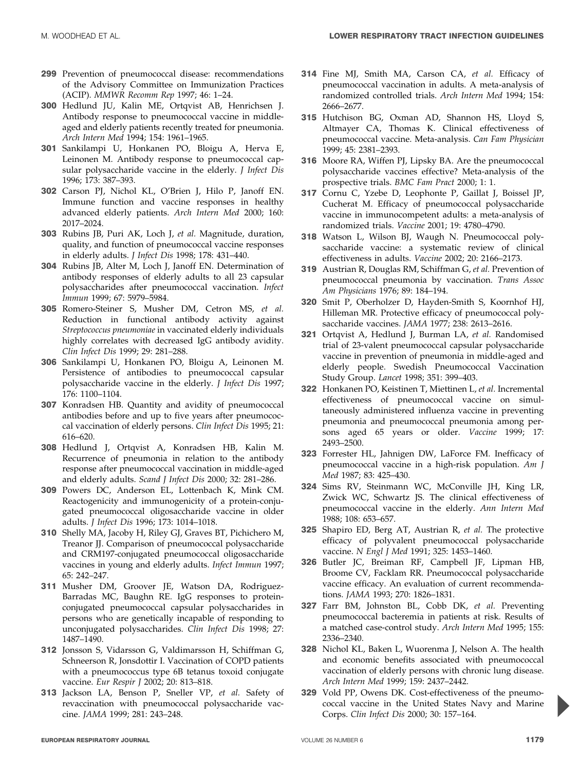**299** Prevention of pneumococcal disease: recommendations of the Advisory Committee on Immunization Practices (ACIP). *MMWR Recomm Rep* 1997; 46: 1–24.

**300** Hedlund JU, Kalin ME, Ortqvist AB, Henrichsen J. Antibody response to pneumococcal vaccine in middle-aged and elderly patients recently treated for pneumonia. *Arch Intern Med* 1994; 154: 1961–1965.

**301** Sankilampi U, Honkanen PO, Bloigu A, Herva E, Leinonen M. Antibody response to pneumococcal capsular polysaccharide vaccine in the elderly. *J Infect Dis* 1996; 173: 387–393.

**302** Carson PJ, Nichol KL, O'Brien J, Hilo P, Janoff EN. Immune function and vaccine responses in healthy advanced elderly patients. *Arch Intern Med* 2000; 160: 2017–2024.

**303** Rubins JB, Puri AK, Loch J, *et al.* Magnitude, duration, quality, and function of pneumococcal vaccine responses in elderly adults. *J Infect Dis* 1998; 178: 431–440.

**304** Rubins JB, Alter M, Loch J, Janoff EN. Determination of antibody responses of elderly adults to all 23 capsular polysaccharides after pneumococcal vaccination. *Infect Immun* 1999; 67: 5979–5984.

**305** Romero-Steiner S, Musher DM, Cetron MS, *et al.* Reduction in functional antibody activity against *Streptococcus pneumoniae* in vaccinated elderly individuals highly correlates with decreased IgG antibody avidity. *Clin Infect Dis* 1999; 29: 281–288.

**306** Sankilampi U, Honkanen PO, Bloigu A, Leinonen M. Persistence of antibodies to pneumococcal capsular polysaccharide vaccine in the elderly. *J Infect Dis* 1997; 176: 1100–1104.

**307** Konradsen HB. Quantity and avidity of pneumococcal antibodies before and up to five years after pneumococcal vaccination of elderly persons. *Clin Infect Dis* 1995; 21: 616–620.

**308** Hedlund J, Ortqvist A, Konradsen HB, Kalin M. Recurrence of pneumonia in relation to the antibody response after pneumococcal vaccination in middle-aged and elderly adults. *Scand J Infect Dis* 2000; 32: 281–286.

**309** Powers DC, Anderson EL, Lottenbach K, Mink CM. Reactogenicity and immunogenicity of a protein-conjugated pneumococcal oligosaccharide vaccine in older adults. *J Infect Dis* 1996; 173: 1014–1018.

**310** Shelly MA, Jacoby H, Riley GJ, Graves BT, Pichichero M, Treanor JJ. Comparison of pneumococcal polysaccharide and CRM197-conjugated pneumococcal oligosaccharide vaccines in young and elderly adults. *Infect Immun* 1997; 65: 242–247.

**311** Musher DM, Groover JE, Watson DA, Rodriguez-Barradas MC, Baughn RE. IgG responses to protein-conjugated pneumococcal capsular polysaccharides in persons who are genetically incapable of responding to unconjugated polysaccharides. *Clin Infect Dis* 1998; 27: 1487–1490.

**312** Jonsson S, Vidarsson G, Valdimarsson H, Schiffman G, Schneerson R, Jonsdottir I. Vaccination of COPD patients with a pneumococcus type 6B tetanus toxoid conjugate vaccine. *Eur Respir J* 2002; 20: 813–818.

**313** Jackson LA, Benson P, Sneller VP, *et al.* Safety of revaccination with pneumococcal polysaccharide vaccine. *JAMA* 1999; 281: 243–248.

**314** Fine MJ, Smith MA, Carson CA, *et al.* Efficacy of pneumococcal vaccination in adults. A meta-analysis of randomized controlled trials. *Arch Intern Med* 1994; 154: 2666–2677.

**315** Hutchison BG, Oxman AD, Shannon HS, Lloyd S, Altmayer CA, Thomas K. Clinical effectiveness of pneumococcal vaccine. Meta-analysis. *Can Fam Physician* 1999; 45: 2381–2393.

**316** Moore RA, Wiffen PJ, Lipsky BA. Are the pneumococcal polysaccharide vaccines effective? Meta-analysis of the prospective trials. *BMC Fam Pract* 2000; 1: 1.

**317** Cornu C, Yzebe D, Leophonte P, Gaillat J, Boissel JP, Cucherat M. Efficacy of pneumococcal polysaccharide vaccine in immunocompetent adults: a meta-analysis of randomized trials. *Vaccine* 2001; 19: 4780–4790.

**318** Watson L, Wilson BJ, Waugh N. Pneumococcal polysaccharide vaccine: a systematic review of clinical effectiveness in adults. *Vaccine* 2002; 20: 2166–2173.

**319** Austrian R, Douglas RM, Schiffman G, *et al.* Prevention of pneumococcal pneumonia by vaccination. *Trans Assoc Am Physicians* 1976; 89: 184–194.

**320** Smit P, Oberholzer D, Hayden-Smith S, Koornhof HJ, Hilleman MR. Protective efficacy of pneumococcal polysaccharide vaccines. *JAMA* 1977; 238: 2613–2616.

**321** Ortqvist A, Hedlund J, Burman LA, *et al.* Randomised trial of 23-valent pneumococcal capsular polysaccharide vaccine in prevention of pneumonia in middle-aged and elderly people. Swedish Pneumococcal Vaccination Study Group. *Lancet* 1998; 351: 399–403.

**322** Honkanen PO, Keistinen T, Miettinen L, *et al.* Incremental effectiveness of pneumococcal vaccine on simultaneously administered influenza vaccine in preventing pneumonia and pneumococcal pneumonia among persons aged 65 years or older. *Vaccine* 1999; 17: 2493–2500.

**323** Forrester HL, Jahnigen DW, LaForce FM. Inefficacy of pneumococcal vaccine in a high-risk population. *Am J Med* 1987; 83: 425–430.

**324** Sims RV, Steinmann WC, McConville JH, King LR, Zwick WC, Schwartz JS. The clinical effectiveness of pneumococcal vaccine in the elderly. *Ann Intern Med* 1988; 108: 653–657.

**325** Shapiro ED, Berg AT, Austrian R, *et al.* The protective efficacy of polyvalent pneumococcal polysaccharide vaccine. *N Engl J Med* 1991; 325: 1453–1460.

**326** Butler JC, Breiman RF, Campbell JF, Lipman HB, Broome CV, Facklam RR. Pneumococcal polysaccharide vaccine efficacy. An evaluation of current recommendations. *JAMA* 1993; 270: 1826–1831.

**327** Farr BM, Johnston BL, Cobb DK, *et al.* Preventing pneumococcal bacteremia in patients at risk. Results of a matched case-control study. *Arch Intern Med* 1995; 155: 2336–2340.

**328** Nichol KL, Baken L, Wuorenma J, Nelson A. The health and economic benefits associated with pneumococcal vaccination of elderly persons with chronic lung disease. *Arch Intern Med* 1999; 159: 2437–2442.

**329** Vold PP, Owens DK. Cost-effectiveness of the pneumococcal vaccine in the United States Navy and Marine Corps. *Clin Infect Dis* 2000; 30: 157–164.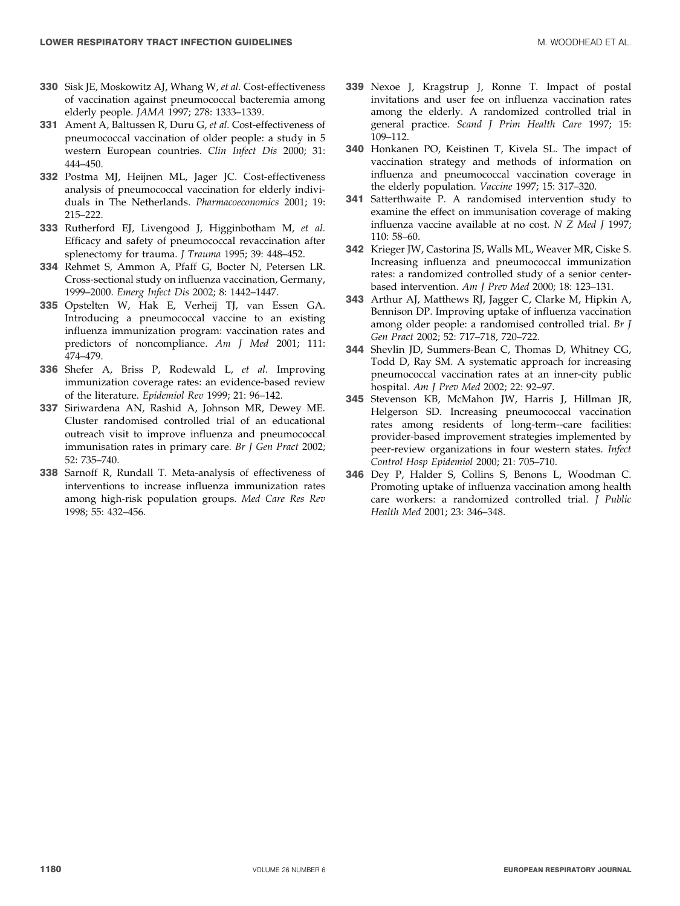**330** Sisk JE, Moskowitz AJ, Whang W, *et al.* Cost-effectiveness of vaccination against pneumococcal bacteremia among elderly people. *JAMA* 1997; 278: 1333–1339.

**331** Ament A, Baltussen R, Duru G, *et al.* Cost-effectiveness of pneumococcal vaccination of older people: a study in 5 western European countries. *Clin Infect Dis* 2000; 31: 444–450.

**332** Postma MJ, Heijnen ML, Jager JC. Cost-effectiveness analysis of pneumococcal vaccination for elderly individuals in The Netherlands. *Pharmacoeconomics* 2001; 19: 215–222.

**333** Rutherford EJ, Livengood J, Higginbotham M, *et al.* Efficacy and safety of pneumococcal revaccination after splenectomy for trauma. *J Trauma* 1995; 39: 448–452.

**334** Rehmet S, Ammon A, Pfaff G, Bocter N, Petersen LR. Cross-sectional study on influenza vaccination, Germany, 1999–2000. *Emerg Infect Dis* 2002; 8: 1442–1447.

**335** Opstelten W, Hak E, Verheij TJ, van Essen GA. Introducing a pneumococcal vaccine to an existing influenza immunization program: vaccination rates and predictors of noncompliance. *Am J Med* 2001; 111: 474–479.

**336** Shefer A, Briss P, Rodewald L, *et al.* Improving immunization coverage rates: an evidence-based review of the literature. *Epidemiol Rev* 1999; 21: 96–142.

**337** Siriwardena AN, Rashid A, Johnson MR, Dewey ME. Cluster randomised controlled trial of an educational outreach visit to improve influenza and pneumococcal immunisation rates in primary care. *Br J Gen Pract* 2002; 52: 735–740.

**338** Sarnoff R, Rundall T. Meta-analysis of effectiveness of interventions to increase influenza immunization rates among high-risk population groups. *Med Care Res Rev* 1998; 55: 432–456.

**339** Nexoe J, Kragstrup J, Ronne T. Impact of postal invitations and user fee on influenza vaccination rates among the elderly. A randomized controlled trial in general practice. *Scand J Prim Health Care* 1997; 15: 109–112.

**340** Honkanen PO, Keistinen T, Kivela SL. The impact of vaccination strategy and methods of information on influenza and pneumococcal vaccination coverage in the elderly population. *Vaccine* 1997; 15: 317–320.

**341** Satterthwaite P. A randomised intervention study to examine the effect on immunisation coverage of making influenza vaccine available at no cost. *N Z Med J* 1997; 110: 58–60.

**342** Krieger JW, Castorina JS, Walls ML, Weaver MR, Ciske S. Increasing influenza and pneumococcal immunization rates: a randomized controlled study of a senior center-based intervention. *Am J Prev Med* 2000; 18: 123–131.

**343** Arthur AJ, Matthews RJ, Jagger C, Clarke M, Hipkin A, Bennison DP. Improving uptake of influenza vaccination among older people: a randomised controlled trial. *Br J Gen Pract* 2002; 52: 717–718, 720–722.

**344** Shevlin JD, Summers-Bean C, Thomas D, Whitney CG, Todd D, Ray SM. A systematic approach for increasing pneumococcal vaccination rates at an inner-city public hospital. *Am J Prev Med* 2002; 22: 92–97.

**345** Stevenson KB, McMahon JW, Harris J, Hillman JR, Helgerson SD. Increasing pneumococcal vaccination rates among residents of long-term--care facilities: provider-based improvement strategies implemented by peer-review organizations in four western states. *Infect Control Hosp Epidemiol* 2000; 21: 705–710.

**346** Dey P, Halder S, Collins S, Benons L, Woodman C. Promoting uptake of influenza vaccination among health care workers: a randomized controlled trial. *J Public Health Med* 2001; 23: 346–348.